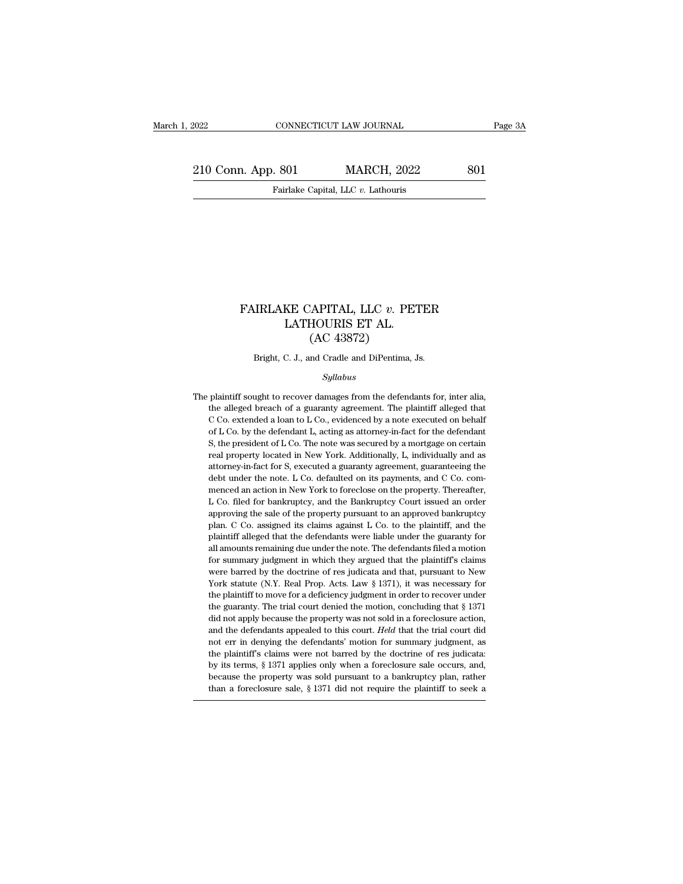# FAIRLAKE CAPITAL, LLC *v.* PETER LATHOURIS ET AL.
## (AC 43872)

Bright, C. J., and Cradle and DiPentima, Js.

*Syllabus*

The plaintiff sought to recover damages from the defendants for, inter alia, the alleged breach of a guaranty agreement. The plaintiff alleged that C Co. extended a loan to L Co., evidenced by a note executed on behalf of L Co. by the defendant L, acting as attorney-in-fact for the defendant S, the president of L Co. The note was secured by a mortgage on certain real property located in New York. Additionally, L, individually and as attorney-in-fact for S, executed a guaranty agreement, guaranteeing the debt under the note. L Co. defaulted on its payments, and C Co. commenced an action in New York to foreclose on the property. Thereafter, L Co. filed for bankruptcy, and the Bankruptcy Court issued an order approving the sale of the property pursuant to an approved bankruptcy plan. C Co. assigned its claims against L Co. to the plaintiff, and the plaintiff alleged that the defendants were liable under the guaranty for all amounts remaining due under the note. The defendants filed a motion for summary judgment in which they argued that the plaintiff's claims were barred by the doctrine of res judicata and that, pursuant to New York statute (N.Y. Real Prop. Acts. Law § 1371), it was necessary for the plaintiff to move for a deficiency judgment in order to recover under the guaranty. The trial court denied the motion, concluding that § 1371 did not apply because the property was not sold in a foreclosure action, and the defendants appealed to this court. *Held* that the trial court did not err in denying the defendants' motion for summary judgment, as the plaintiff's claims were not barred by the doctrine of res judicata: by its terms, § 1371 applies only when a foreclosure sale occurs, and, because the property was sold pursuant to a bankruptcy plan, rather than a foreclosure sale, § 1371 did not require the plaintiff to seek a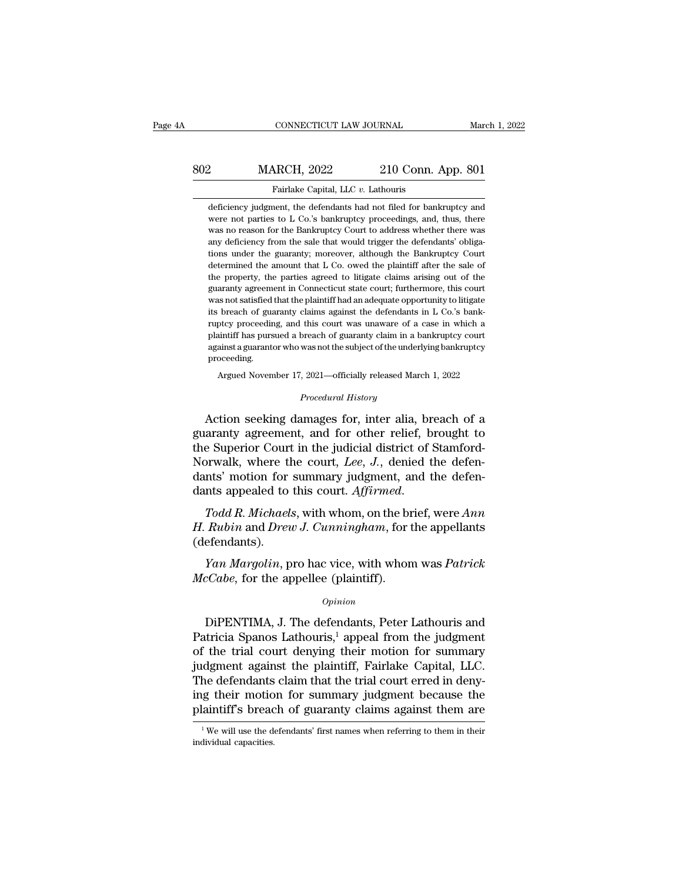deficiency judgment, the defendants had not filed for bankruptcy and were not parties to L Co.'s bankruptcy proceedings, and, thus, there was no reason for the Bankruptcy Court to address whether there was any deficiency from the sale that would trigger the defendants' obligations under the guaranty; moreover, although the Bankruptcy Court determined the amount that L Co. owed the plaintiff after the sale of the property, the parties agreed to litigate claims arising out of the guaranty agreement in Connecticut state court; furthermore, this court was not satisfied that the plaintiff had an adequate opportunity to litigate its breach of guaranty claims against the defendants in L Co.'s bankruptcy proceeding, and this court was unaware of a case in which a plaintiff has pursued a breach of guaranty claim in a bankruptcy court against a guarantor who was not the subject of the underlying bankruptcy proceeding.

Argued November 17, 2021—officially released March 1, 2022

*Procedural History*

Action seeking damages for, inter alia, breach of a guaranty agreement, and for other relief, brought to the Superior Court in the judicial district of Stamford-Norwalk, where the court, *Lee, J.*, denied the defendants' motion for summary judgment, and the defendants appealed to this court. *Affirmed.*

*Todd R. Michaels*, with whom, on the brief, were *Ann H. Rubin* and *Drew J. Cunningham*, for the appellants (defendants).

*Yan Margolin*, pro hac vice, with whom was *Patrick McCabe*, for the appellee (plaintiff).

*Opinion*

DiPENTIMA, J. The defendants, Peter Lathouris and Patricia Spanos Lathouris,[1] appeal from the judgment of the trial court denying their motion for summary judgment against the plaintiff, Fairlake Capital, LLC. The defendants claim that the trial court erred in denying their motion for summary judgment because the plaintiff's breach of guaranty claims against them are

[1] We will use the defendants' first names when referring to them in their individual capacities.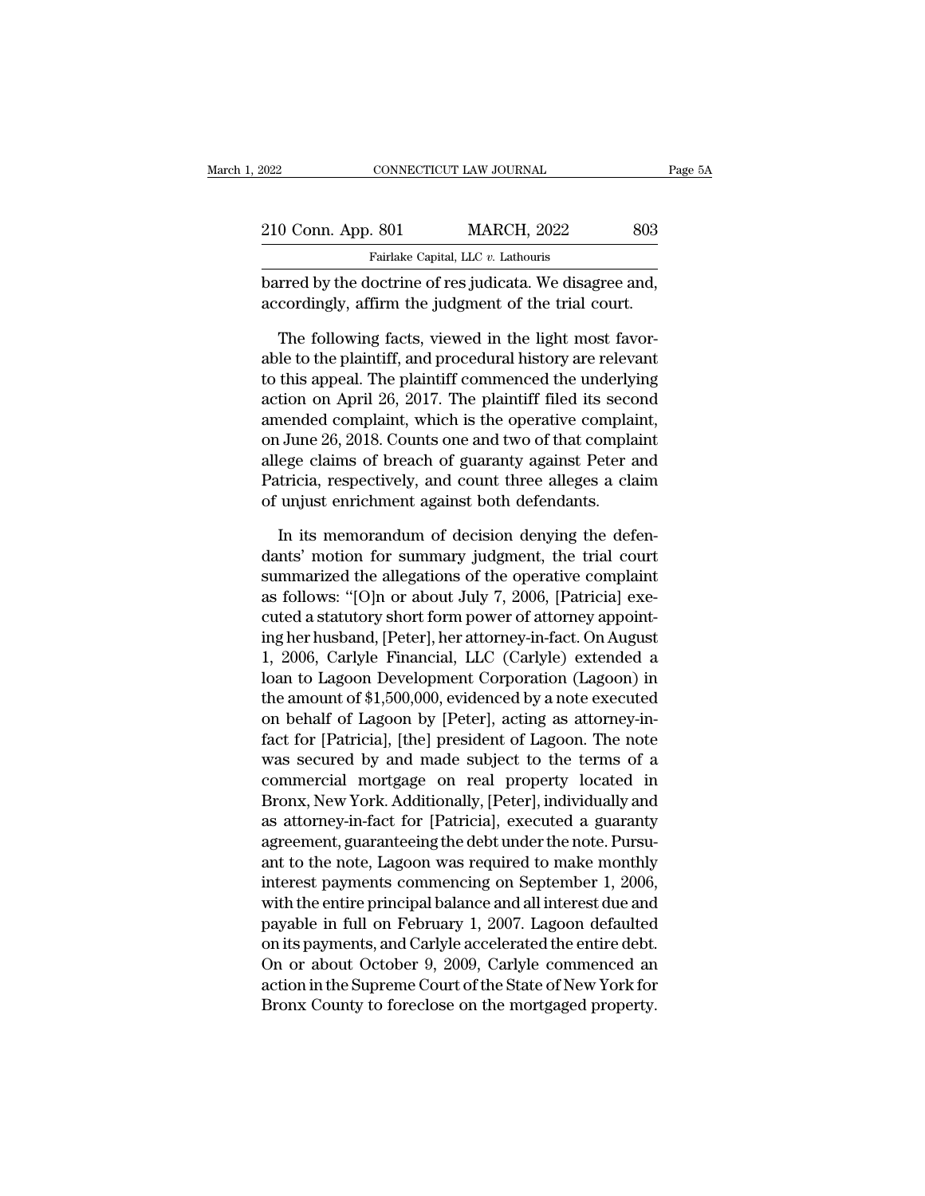barred by the doctrine of res judicata. We disagree and, accordingly, affirm the judgment of the trial court.

The following facts, viewed in the light most favorable to the plaintiff, and procedural history are relevant to this appeal. The plaintiff commenced the underlying action on April 26, 2017. The plaintiff filed its second amended complaint, which is the operative complaint, on June 26, 2018. Counts one and two of that complaint allege claims of breach of guaranty against Peter and Patricia, respectively, and count three alleges a claim of unjust enrichment against both defendants.

In its memorandum of decision denying the defendants' motion for summary judgment, the trial court summarized the allegations of the operative complaint as follows: "[O]n or about July 7, 2006, [Patricia] executed a statutory short form power of attorney appointing her husband, [Peter], her attorney-in-fact. On August 1, 2006, Carlyle Financial, LLC (Carlyle) extended a loan to Lagoon Development Corporation (Lagoon) in the amount of $1,500,000, evidenced by a note executed on behalf of Lagoon by [Peter], acting as attorney-in-fact for [Patricia], [the] president of Lagoon. The note was secured by and made subject to the terms of a commercial mortgage on real property located in Bronx, New York. Additionally, [Peter], individually and as attorney-in-fact for [Patricia], executed a guaranty agreement, guaranteeing the debt under the note. Pursuant to the note, Lagoon was required to make monthly interest payments commencing on September 1, 2006, with the entire principal balance and all interest due and payable in full on February 1, 2007. Lagoon defaulted on its payments, and Carlyle accelerated the entire debt. On or about October 9, 2009, Carlyle commenced an action in the Supreme Court of the State of New York for Bronx County to foreclose on the mortgaged property.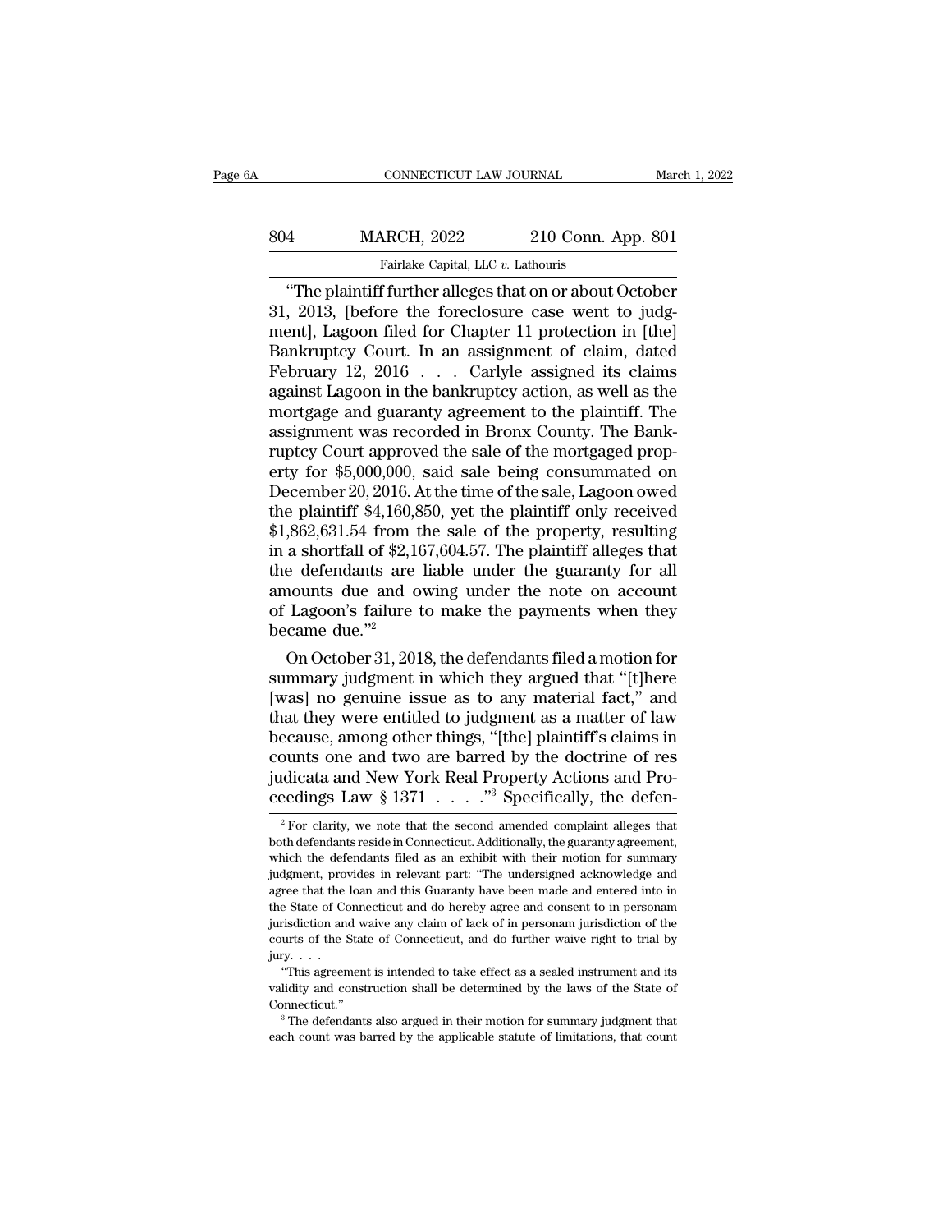"The plaintiff further alleges that on or about October 31, 2013, [before the foreclosure case went to judgment], Lagoon filed for Chapter 11 protection in [the] Bankruptcy Court. In an assignment of claim, dated February 12, 2016 . . . Carlyle assigned its claims against Lagoon in the bankruptcy action, as well as the mortgage and guaranty agreement to the plaintiff. The assignment was recorded in Bronx County. The Bankruptcy Court approved the sale of the mortgaged property for $5,000,000, said sale being consummated on December 20, 2016. At the time of the sale, Lagoon owed the plaintiff $4,160,850, yet the plaintiff only received $1,862,631.54 from the sale of the property, resulting in a shortfall of $2,167,604.57. The plaintiff alleges that the defendants are liable under the guaranty for all amounts due and owing under the note on account of Lagoon's failure to make the payments when they became due."[2]

On October 31, 2018, the defendants filed a motion for summary judgment in which they argued that "[t]here [was] no genuine issue as to any material fact," and that they were entitled to judgment as a matter of law because, among other things, "[the] plaintiff's claims in counts one and two are barred by the doctrine of res judicata and New York Real Property Actions and Proceedings Law § 1371 . . . ."[3] Specifically, the defen-

---

[2] For clarity, we note that the second amended complaint alleges that both defendants reside in Connecticut. Additionally, the guaranty agreement, which the defendants filed as an exhibit with their motion for summary judgment, provides in relevant part: "The undersigned acknowledge and agree that the loan and this Guaranty have been made and entered into in the State of Connecticut and do hereby agree and consent to in personam jurisdiction and waive any claim of lack of in personam jurisdiction of the courts of the State of Connecticut, and do further waive right to trial by jury. . . .

"This agreement is intended to take effect as a sealed instrument and its validity and construction shall be determined by the laws of the State of Connecticut."

[3] The defendants also argued in their motion for summary judgment that each count was barred by the applicable statute of limitations, that count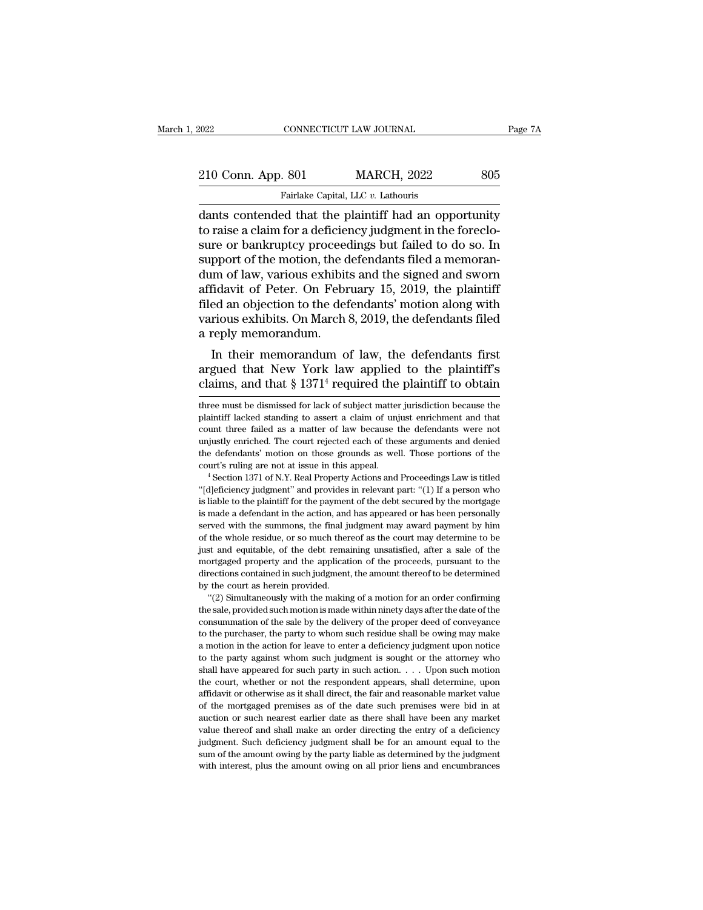dants contended that the plaintiff had an opportunity to raise a claim for a deficiency judgment in the foreclosure or bankruptcy proceedings but failed to do so. In support of the motion, the defendants filed a memorandum of law, various exhibits and the signed and sworn affidavit of Peter. On February 15, 2019, the plaintiff filed an objection to the defendants' motion along with various exhibits. On March 8, 2019, the defendants filed a reply memorandum.

In their memorandum of law, the defendants first argued that New York law applied to the plaintiff's claims, and that § 1371[4] required the plaintiff to obtain

---

three must be dismissed for lack of subject matter jurisdiction because the plaintiff lacked standing to assert a claim of unjust enrichment and that count three failed as a matter of law because the defendants were not unjustly enriched. The court rejected each of these arguments and denied the defendants' motion on those grounds as well. Those portions of the court's ruling are not at issue in this appeal.

[4] Section 1371 of N.Y. Real Property Actions and Proceedings Law is titled "[d]eficiency judgment" and provides in relevant part: "(1) If a person who is liable to the plaintiff for the payment of the debt secured by the mortgage is made a defendant in the action, and has appeared or has been personally served with the summons, the final judgment may award payment by him of the whole residue, or so much thereof as the court may determine to be just and equitable, of the debt remaining unsatisfied, after a sale of the mortgaged property and the application of the proceeds, pursuant to the directions contained in such judgment, the amount thereof to be determined by the court as herein provided.

"(2) Simultaneously with the making of a motion for an order confirming the sale, provided such motion is made within ninety days after the date of the consummation of the sale by the delivery of the proper deed of conveyance to the purchaser, the party to whom such residue shall be owing may make a motion in the action for leave to enter a deficiency judgment upon notice to the party against whom such judgment is sought or the attorney who shall have appeared for such party in such action. . . . Upon such motion the court, whether or not the respondent appears, shall determine, upon affidavit or otherwise as it shall direct, the fair and reasonable market value of the mortgaged premises as of the date such premises were bid in at auction or such nearest earlier date as there shall have been any market value thereof and shall make an order directing the entry of a deficiency judgment. Such deficiency judgment shall be for an amount equal to the sum of the amount owing by the party liable as determined by the judgment with interest, plus the amount owing on all prior liens and encumbrances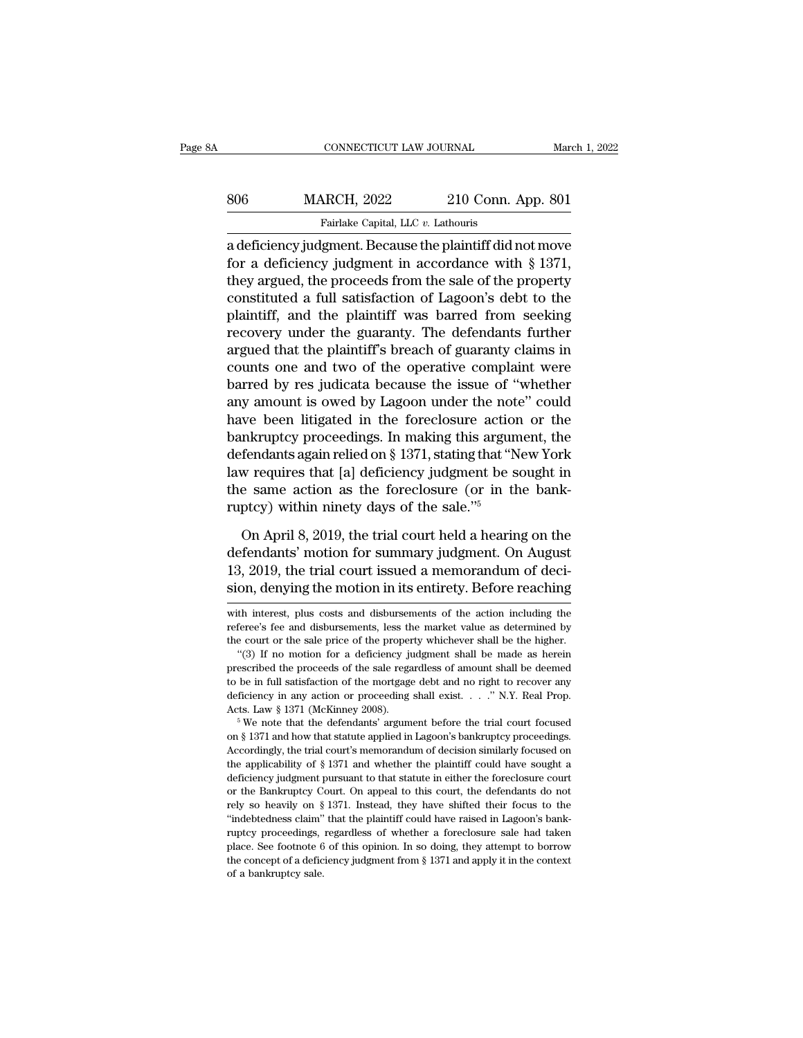a deficiency judgment. Because the plaintiff did not move for a deficiency judgment in accordance with § 1371, they argued, the proceeds from the sale of the property constituted a full satisfaction of Lagoon's debt to the plaintiff, and the plaintiff was barred from seeking recovery under the guaranty. The defendants further argued that the plaintiff's breach of guaranty claims in counts one and two of the operative complaint were barred by res judicata because the issue of "whether any amount is owed by Lagoon under the note" could have been litigated in the foreclosure action or the bankruptcy proceedings. In making this argument, the defendants again relied on § 1371, stating that "New York law requires that [a] deficiency judgment be sought in the same action as the foreclosure (or in the bankruptcy) within ninety days of the sale."[5]

On April 8, 2019, the trial court held a hearing on the defendants' motion for summary judgment. On August 13, 2019, the trial court issued a memorandum of decision, denying the motion in its entirety. Before reaching

---

with interest, plus costs and disbursements of the action including the referee's fee and disbursements, less the market value as determined by the court or the sale price of the property whichever shall be the higher.

"(3) If no motion for a deficiency judgment shall be made as herein prescribed the proceeds of the sale regardless of amount shall be deemed to be in full satisfaction of the mortgage debt and no right to recover any deficiency in any action or proceeding shall exist. . . ." N.Y. Real Prop. Acts. Law § 1371 (McKinney 2008).

[5] We note that the defendants' argument before the trial court focused on § 1371 and how that statute applied in Lagoon's bankruptcy proceedings. Accordingly, the trial court's memorandum of decision similarly focused on the applicability of § 1371 and whether the plaintiff could have sought a deficiency judgment pursuant to that statute in either the foreclosure court or the Bankruptcy Court. On appeal to this court, the defendants do not rely so heavily on § 1371. Instead, they have shifted their focus to the "indebtedness claim" that the plaintiff could have raised in Lagoon's bankruptcy proceedings, regardless of whether a foreclosure sale had taken place. See footnote 6 of this opinion. In so doing, they attempt to borrow the concept of a deficiency judgment from § 1371 and apply it in the context of a bankruptcy sale.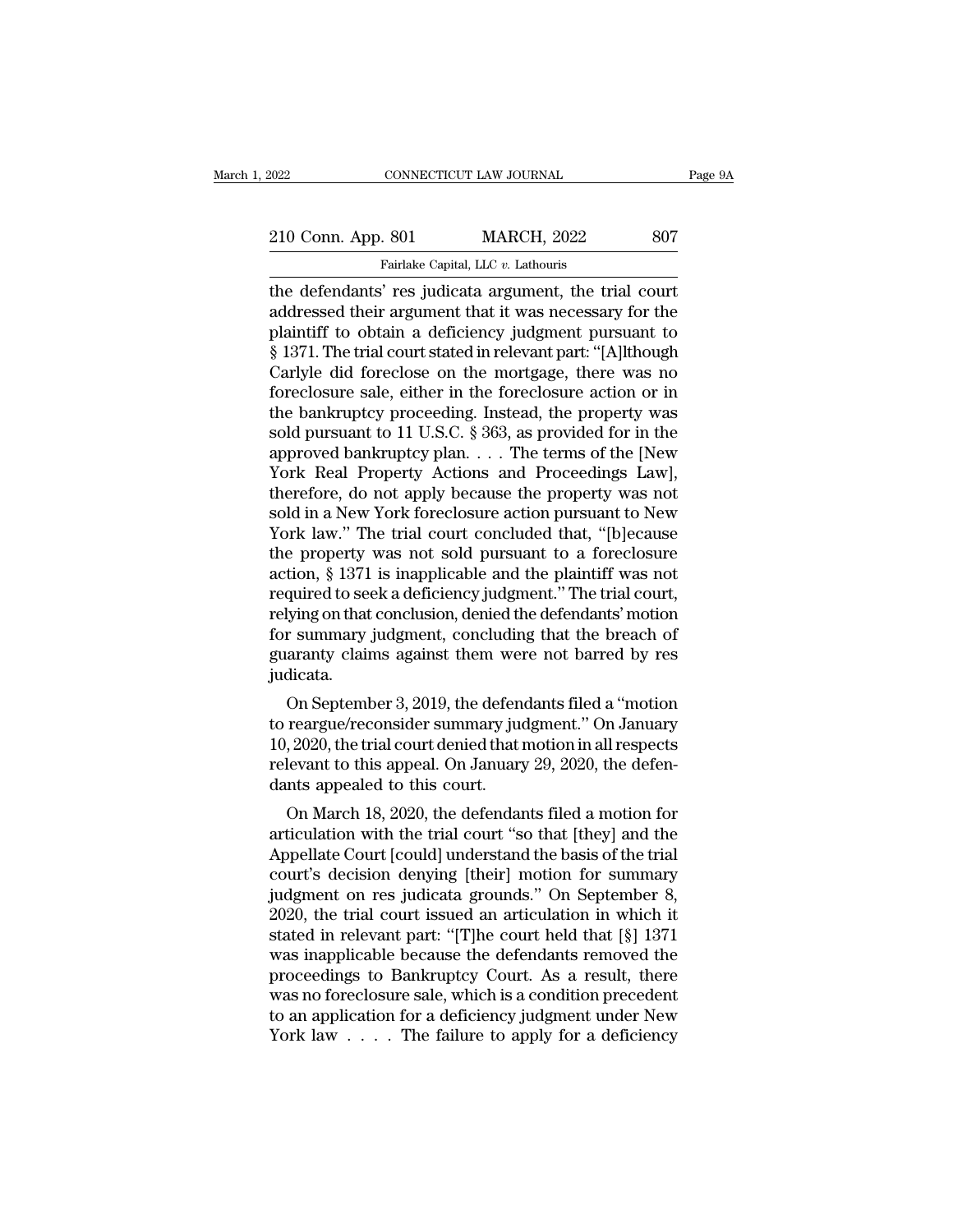the defendants' res judicata argument, the trial court addressed their argument that it was necessary for the plaintiff to obtain a deficiency judgment pursuant to § 1371. The trial court stated in relevant part: "[A]lthough Carlyle did foreclose on the mortgage, there was no foreclosure sale, either in the foreclosure action or in the bankruptcy proceeding. Instead, the property was sold pursuant to 11 U.S.C. § 363, as provided for in the approved bankruptcy plan. . . . The terms of the [New York Real Property Actions and Proceedings Law], therefore, do not apply because the property was not sold in a New York foreclosure action pursuant to New York law." The trial court concluded that, "[b]ecause the property was not sold pursuant to a foreclosure action, § 1371 is inapplicable and the plaintiff was not required to seek a deficiency judgment." The trial court, relying on that conclusion, denied the defendants' motion for summary judgment, concluding that the breach of guaranty claims against them were not barred by res judicata.

On September 3, 2019, the defendants filed a "motion to reargue/reconsider summary judgment." On January 10, 2020, the trial court denied that motion in all respects relevant to this appeal. On January 29, 2020, the defendants appealed to this court.

On March 18, 2020, the defendants filed a motion for articulation with the trial court "so that [they] and the Appellate Court [could] understand the basis of the trial court's decision denying [their] motion for summary judgment on res judicata grounds." On September 8, 2020, the trial court issued an articulation in which it stated in relevant part: "[T]he court held that [§] 1371 was inapplicable because the defendants removed the proceedings to Bankruptcy Court. As a result, there was no foreclosure sale, which is a condition precedent to an application for a deficiency judgment under New York law . . . . The failure to apply for a deficiency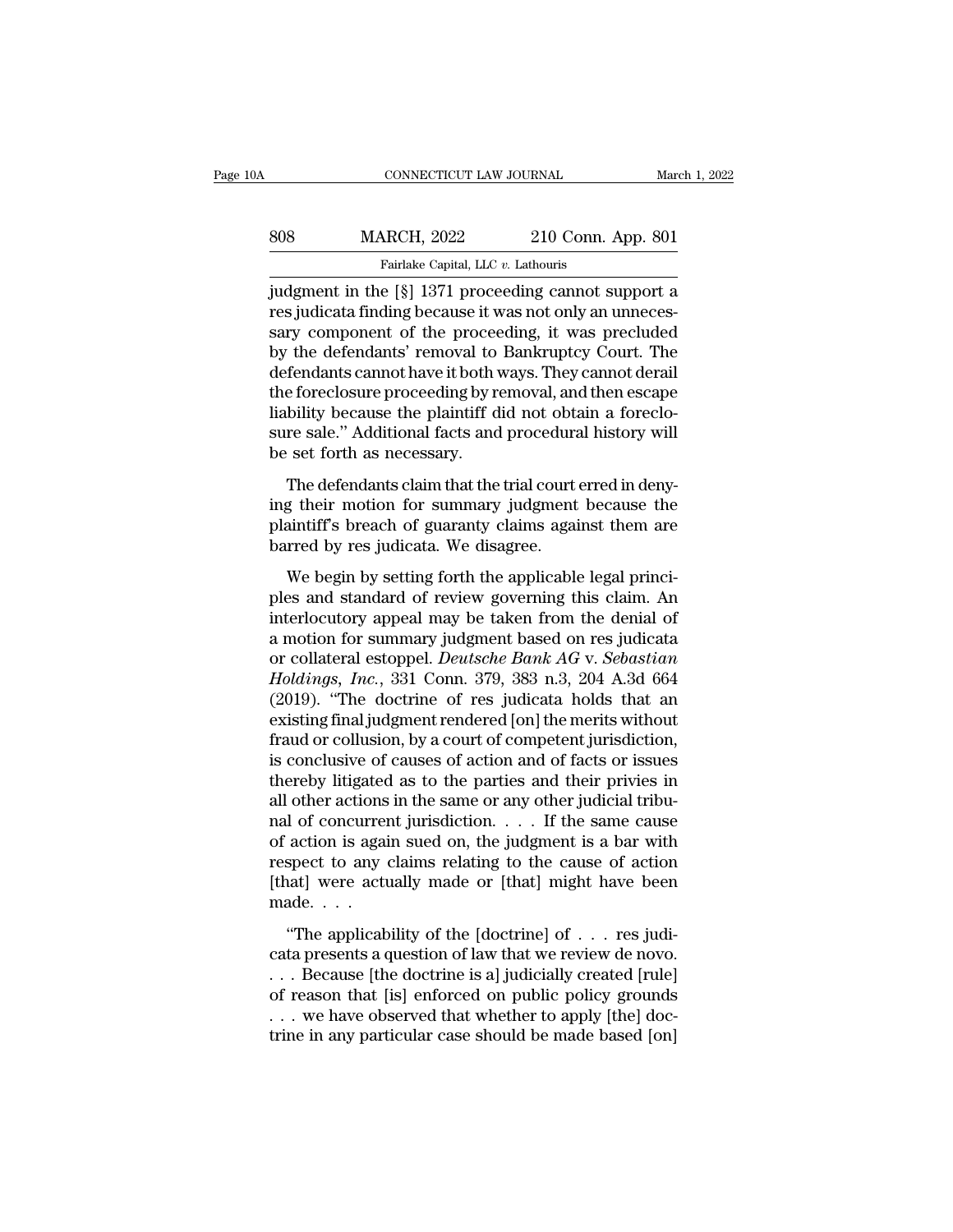judgment in the [§] 1371 proceeding cannot support a res judicata finding because it was not only an unnecessary component of the proceeding, it was precluded by the defendants' removal to Bankruptcy Court. The defendants cannot have it both ways. They cannot derail the foreclosure proceeding by removal, and then escape liability because the plaintiff did not obtain a foreclosure sale." Additional facts and procedural history will be set forth as necessary.

The defendants claim that the trial court erred in denying their motion for summary judgment because the plaintiff's breach of guaranty claims against them are barred by res judicata. We disagree.

We begin by setting forth the applicable legal principles and standard of review governing this claim. An interlocutory appeal may be taken from the denial of a motion for summary judgment based on res judicata or collateral estoppel. *Deutsche Bank AG* v. *Sebastian Holdings, Inc.*, 331 Conn. 379, 383 n.3, 204 A.3d 664 (2019). "The doctrine of res judicata holds that an existing final judgment rendered [on] the merits without fraud or collusion, by a court of competent jurisdiction, is conclusive of causes of action and of facts or issues thereby litigated as to the parties and their privies in all other actions in the same or any other judicial tribunal of concurrent jurisdiction. . . . If the same cause of action is again sued on, the judgment is a bar with respect to any claims relating to the cause of action [that] were actually made or [that] might have been made. . . .

"The applicability of the [doctrine] of . . . res judicata presents a question of law that we review de novo. . . . Because [the doctrine is a] judicially created [rule] of reason that [is] enforced on public policy grounds . . . we have observed that whether to apply [the] doctrine in any particular case should be made based [on]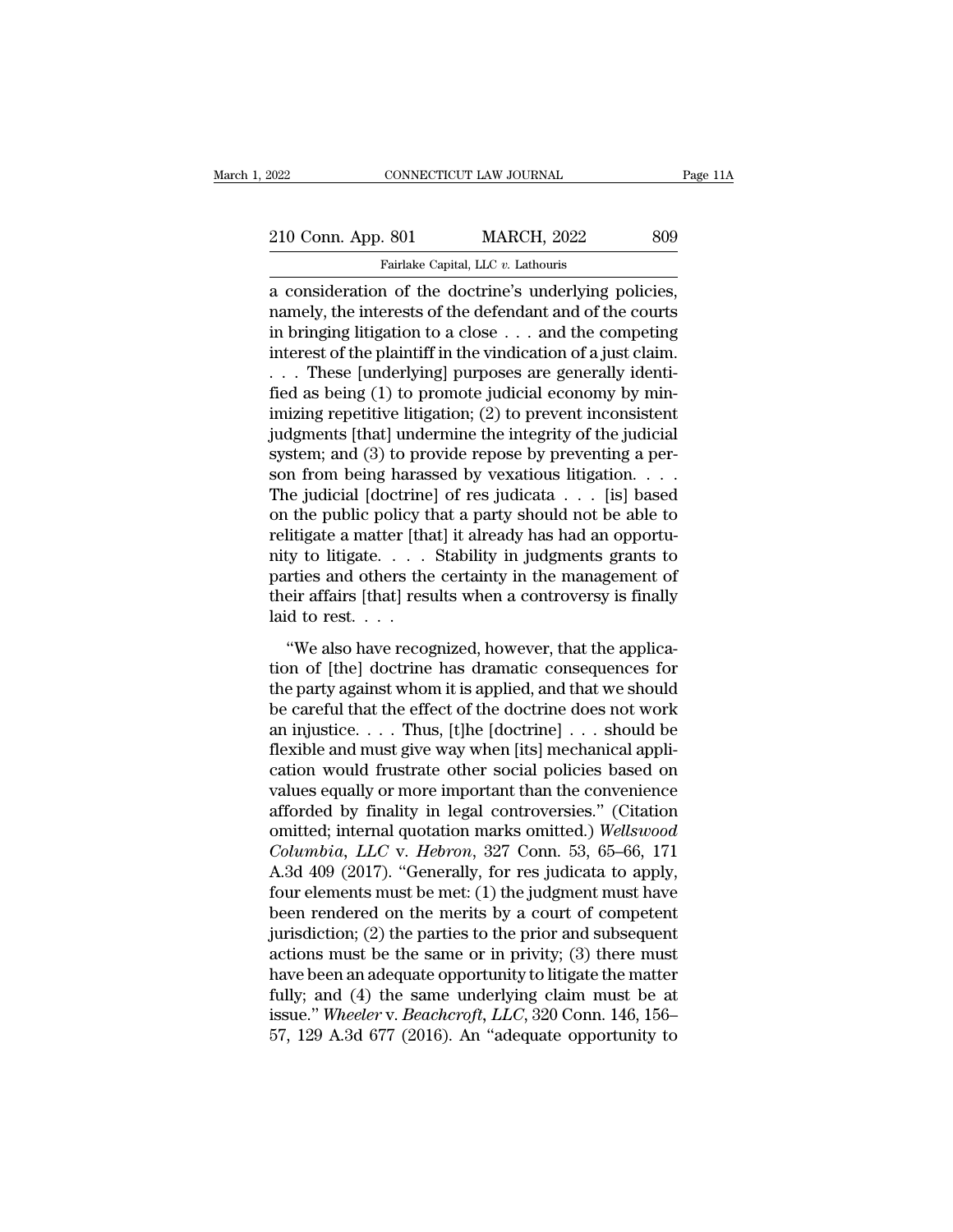a consideration of the doctrine's underlying policies, namely, the interests of the defendant and of the courts in bringing litigation to a close . . . and the competing interest of the plaintiff in the vindication of a just claim. . . . These [underlying] purposes are generally identified as being (1) to promote judicial economy by minimizing repetitive litigation; (2) to prevent inconsistent judgments [that] undermine the integrity of the judicial system; and (3) to provide repose by preventing a person from being harassed by vexatious litigation. . . . The judicial [doctrine] of res judicata . . . [is] based on the public policy that a party should not be able to relitigate a matter [that] it already has had an opportunity to litigate. . . . Stability in judgments grants to parties and others the certainty in the management of their affairs [that] results when a controversy is finally laid to rest. . . .

"We also have recognized, however, that the application of [the] doctrine has dramatic consequences for the party against whom it is applied, and that we should be careful that the effect of the doctrine does not work an injustice. . . . Thus, [t]he [doctrine] . . . should be flexible and must give way when [its] mechanical application would frustrate other social policies based on values equally or more important than the convenience afforded by finality in legal controversies." (Citation omitted; internal quotation marks omitted.) *Wellswood Columbia, LLC* v. *Hebron*, 327 Conn. 53, 65–66, 171 A.3d 409 (2017). "Generally, for res judicata to apply, four elements must be met: (1) the judgment must have been rendered on the merits by a court of competent jurisdiction; (2) the parties to the prior and subsequent actions must be the same or in privity; (3) there must have been an adequate opportunity to litigate the matter fully; and (4) the same underlying claim must be at issue." *Wheeler* v. *Beachcroft, LLC*, 320 Conn. 146, 156–57, 129 A.3d 677 (2016). An "adequate opportunity to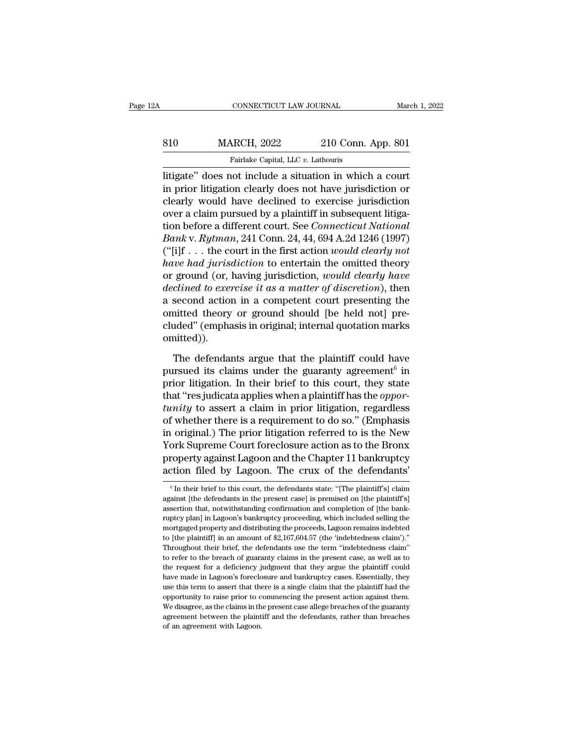litigate" does not include a situation in which a court in prior litigation clearly does not have jurisdiction or clearly would have declined to exercise jurisdiction over a claim pursued by a plaintiff in subsequent litigation before a different court. See *Connecticut National Bank* v. *Rytman*, 241 Conn. 24, 44, 694 A.2d 1246 (1997) ("[i]f . . . the court in the first action *would clearly not have had jurisdiction* to entertain the omitted theory or ground (or, having jurisdiction, *would clearly have declined to exercise it as a matter of discretion*), then a second action in a competent court presenting the omitted theory or ground should [be held not] precluded" (emphasis in original; internal quotation marks omitted)).

The defendants argue that the plaintiff could have pursued its claims under the guaranty agreement[6] in prior litigation. In their brief to this court, they state that "res judicata applies when a plaintiff has the *opportunity* to assert a claim in prior litigation, regardless of whether there is a requirement to do so." (Emphasis in original.) The prior litigation referred to is the New York Supreme Court foreclosure action as to the Bronx property against Lagoon and the Chapter 11 bankruptcy action filed by Lagoon. The crux of the defendants'

---

[6] In their brief to this court, the defendants state: "[The plaintiff's] claim against [the defendants in the present case] is premised on [the plaintiff's] assertion that, notwithstanding confirmation and completion of [the bankruptcy plan] in Lagoon's bankruptcy proceeding, which included selling the mortgaged property and distributing the proceeds, Lagoon remains indebted to [the plaintiff] in an amount of $2,167,604.57 (the 'indebtedness claim')." Throughout their brief, the defendants use the term "indebtedness claim" to refer to the breach of guaranty claims in the present case, as well as to the request for a deficiency judgment that they argue the plaintiff could have made in Lagoon's foreclosure and bankruptcy cases. Essentially, they use this term to assert that there is a single claim that the plaintiff had the opportunity to raise prior to commencing the present action against them. We disagree, as the claims in the present case allege breaches of the guaranty agreement between the plaintiff and the defendants, rather than breaches of an agreement with Lagoon.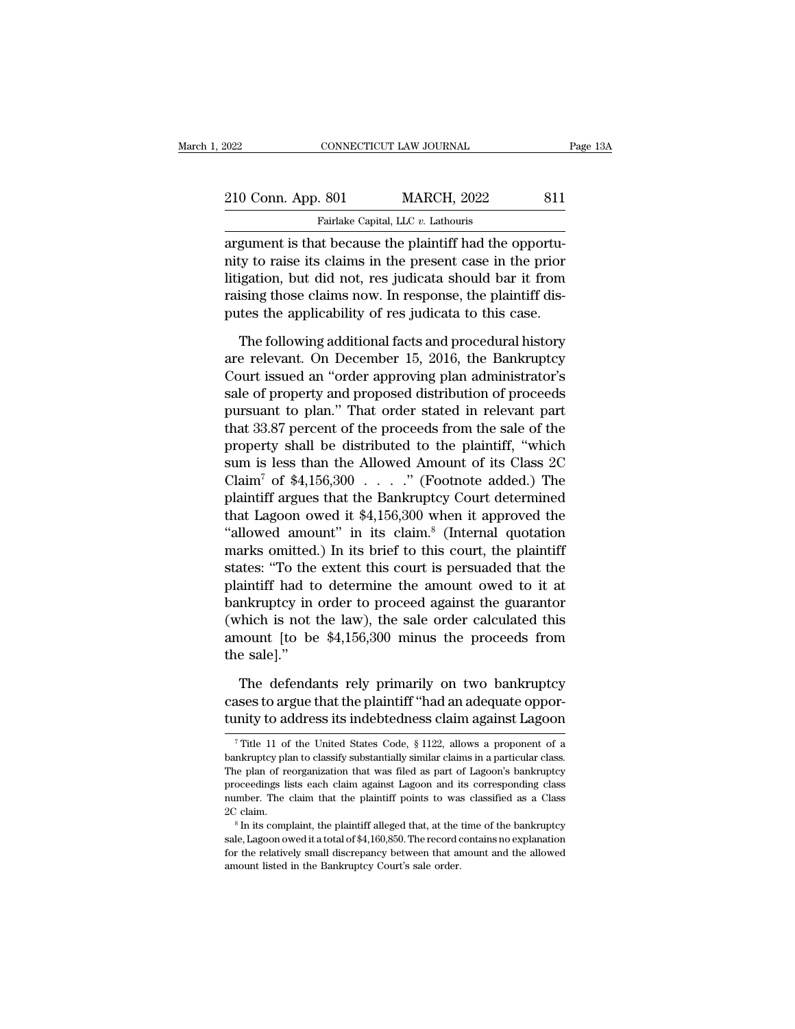argument is that because the plaintiff had the opportunity to raise its claims in the present case in the prior litigation, but did not, res judicata should bar it from raising those claims now. In response, the plaintiff disputes the applicability of res judicata to this case.

The following additional facts and procedural history are relevant. On December 15, 2016, the Bankruptcy Court issued an "order approving plan administrator's sale of property and proposed distribution of proceeds pursuant to plan." That order stated in relevant part that 33.87 percent of the proceeds from the sale of the property shall be distributed to the plaintiff, "which sum is less than the Allowed Amount of its Class 2C Claim[7] of $4,156,300 . . . ." (Footnote added.) The plaintiff argues that the Bankruptcy Court determined that Lagoon owed it $4,156,300 when it approved the "allowed amount" in its claim.[8] (Internal quotation marks omitted.) In its brief to this court, the plaintiff states: "To the extent this court is persuaded that the plaintiff had to determine the amount owed to it at bankruptcy in order to proceed against the guarantor (which is not the law), the sale order calculated this amount [to be $4,156,300 minus the proceeds from the sale]."

The defendants rely primarily on two bankruptcy cases to argue that the plaintiff "had an adequate opportunity to address its indebtedness claim against Lagoon

[7] Title 11 of the United States Code, § 1122, allows a proponent of a bankruptcy plan to classify substantially similar claims in a particular class. The plan of reorganization that was filed as part of Lagoon's bankruptcy proceedings lists each claim against Lagoon and its corresponding class number. The claim that the plaintiff points to was classified as a Class 2C claim.

[8] In its complaint, the plaintiff alleged that, at the time of the bankruptcy sale, Lagoon owed it a total of $4,160,850. The record contains no explanation for the relatively small discrepancy between that amount and the allowed amount listed in the Bankruptcy Court's sale order.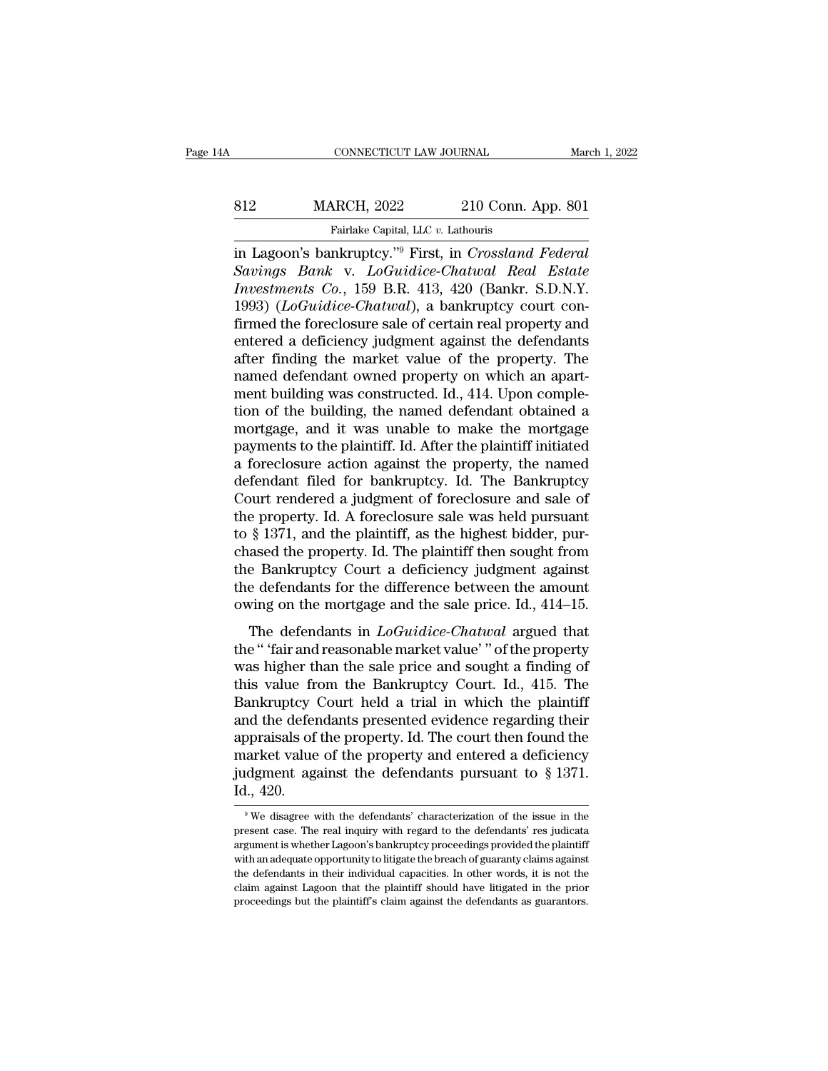in Lagoon's bankruptcy."[9] First, in *Crossland Federal Savings Bank* v. *LoGuidice-Chatwal Real Estate Investments Co.*, 159 B.R. 413, 420 (Bankr. S.D.N.Y. 1993) (*LoGuidice-Chatwal*), a bankruptcy court confirmed the foreclosure sale of certain real property and entered a deficiency judgment against the defendants after finding the market value of the property. The named defendant owned property on which an apartment building was constructed. Id., 414. Upon completion of the building, the named defendant obtained a mortgage, and it was unable to make the mortgage payments to the plaintiff. Id. After the plaintiff initiated a foreclosure action against the property, the named defendant filed for bankruptcy. Id. The Bankruptcy Court rendered a judgment of foreclosure and sale of the property. Id. A foreclosure sale was held pursuant to § 1371, and the plaintiff, as the highest bidder, purchased the property. Id. The plaintiff then sought from the Bankruptcy Court a deficiency judgment against the defendants for the difference between the amount owing on the mortgage and the sale price. Id., 414–15.

The defendants in *LoGuidice-Chatwal* argued that the " 'fair and reasonable market value' " of the property was higher than the sale price and sought a finding of this value from the Bankruptcy Court. Id., 415. The Bankruptcy Court held a trial in which the plaintiff and the defendants presented evidence regarding their appraisals of the property. Id. The court then found the market value of the property and entered a deficiency judgment against the defendants pursuant to § 1371. Id., 420.

[9] We disagree with the defendants' characterization of the issue in the present case. The real inquiry with regard to the defendants' res judicata argument is whether Lagoon's bankruptcy proceedings provided the plaintiff with an adequate opportunity to litigate the breach of guaranty claims against the defendants in their individual capacities. In other words, it is not the claim against Lagoon that the plaintiff should have litigated in the prior proceedings but the plaintiff's claim against the defendants as guarantors.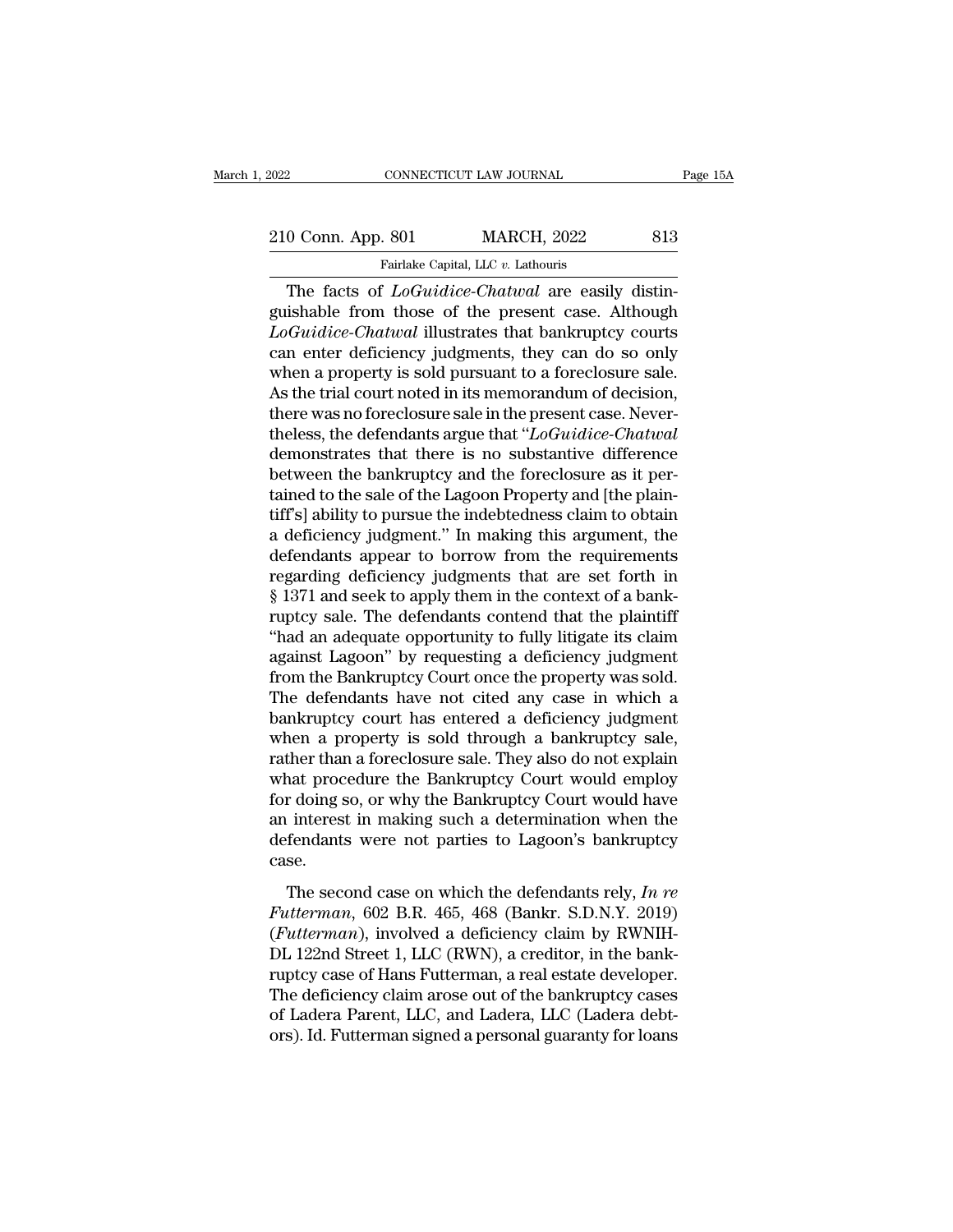The facts of *LoGuidice-Chatwal* are easily distinguishable from those of the present case. Although *LoGuidice-Chatwal* illustrates that bankruptcy courts can enter deficiency judgments, they can do so only when a property is sold pursuant to a foreclosure sale. As the trial court noted in its memorandum of decision, there was no foreclosure sale in the present case. Nevertheless, the defendants argue that "*LoGuidice-Chatwal* demonstrates that there is no substantive difference between the bankruptcy and the foreclosure as it pertained to the sale of the Lagoon Property and [the plaintiff's] ability to pursue the indebtedness claim to obtain a deficiency judgment." In making this argument, the defendants appear to borrow from the requirements regarding deficiency judgments that are set forth in § 1371 and seek to apply them in the context of a bankruptcy sale. The defendants contend that the plaintiff "had an adequate opportunity to fully litigate its claim against Lagoon" by requesting a deficiency judgment from the Bankruptcy Court once the property was sold. The defendants have not cited any case in which a bankruptcy court has entered a deficiency judgment when a property is sold through a bankruptcy sale, rather than a foreclosure sale. They also do not explain what procedure the Bankruptcy Court would employ for doing so, or why the Bankruptcy Court would have an interest in making such a determination when the defendants were not parties to Lagoon's bankruptcy case.

The second case on which the defendants rely, *In re Futterman*, 602 B.R. 465, 468 (Bankr. S.D.N.Y. 2019) (*Futterman*), involved a deficiency claim by RWNIH-DL 122nd Street 1, LLC (RWN), a creditor, in the bankruptcy case of Hans Futterman, a real estate developer. The deficiency claim arose out of the bankruptcy cases of Ladera Parent, LLC, and Ladera, LLC (Ladera debtors). Id. Futterman signed a personal guaranty for loans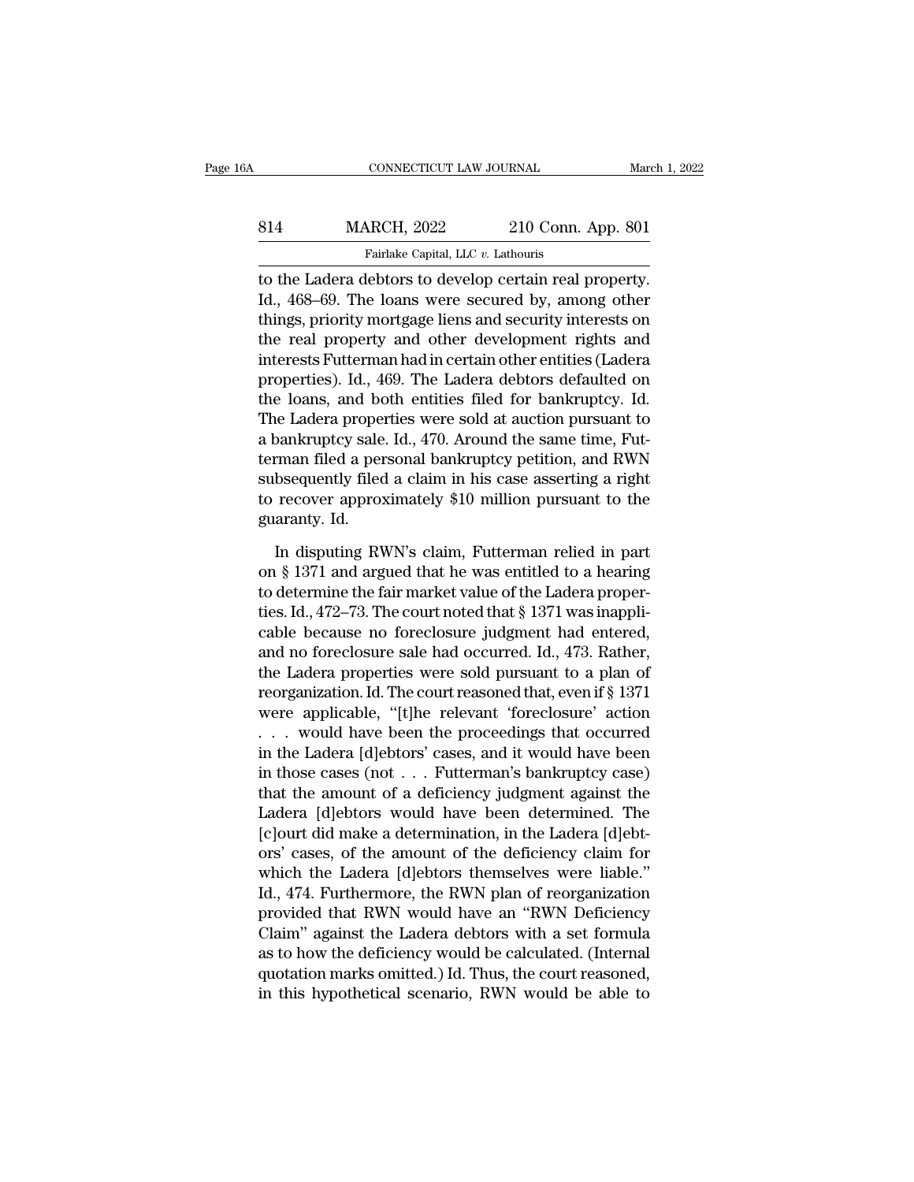to the Ladera debtors to develop certain real property. Id., 468–69. The loans were secured by, among other things, priority mortgage liens and security interests on the real property and other development rights and interests Futterman had in certain other entities (Ladera properties). Id., 469. The Ladera debtors defaulted on the loans, and both entities filed for bankruptcy. Id. The Ladera properties were sold at auction pursuant to a bankruptcy sale. Id., 470. Around the same time, Futterman filed a personal bankruptcy petition, and RWN subsequently filed a claim in his case asserting a right to recover approximately $10 million pursuant to the guaranty. Id.

In disputing RWN's claim, Futterman relied in part on § 1371 and argued that he was entitled to a hearing to determine the fair market value of the Ladera properties. Id., 472–73. The court noted that § 1371 was inapplicable because no foreclosure judgment had entered, and no foreclosure sale had occurred. Id., 473. Rather, the Ladera properties were sold pursuant to a plan of reorganization. Id. The court reasoned that, even if § 1371 were applicable, "[t]he relevant 'foreclosure' action . . . would have been the proceedings that occurred in the Ladera [d]ebtors' cases, and it would have been in those cases (not . . . Futterman's bankruptcy case) that the amount of a deficiency judgment against the Ladera [d]ebtors would have been determined. The [c]ourt did make a determination, in the Ladera [d]ebtors' cases, of the amount of the deficiency claim for which the Ladera [d]ebtors themselves were liable." Id., 474. Furthermore, the RWN plan of reorganization provided that RWN would have an "RWN Deficiency Claim" against the Ladera debtors with a set formula as to how the deficiency would be calculated. (Internal quotation marks omitted.) Id. Thus, the court reasoned, in this hypothetical scenario, RWN would be able to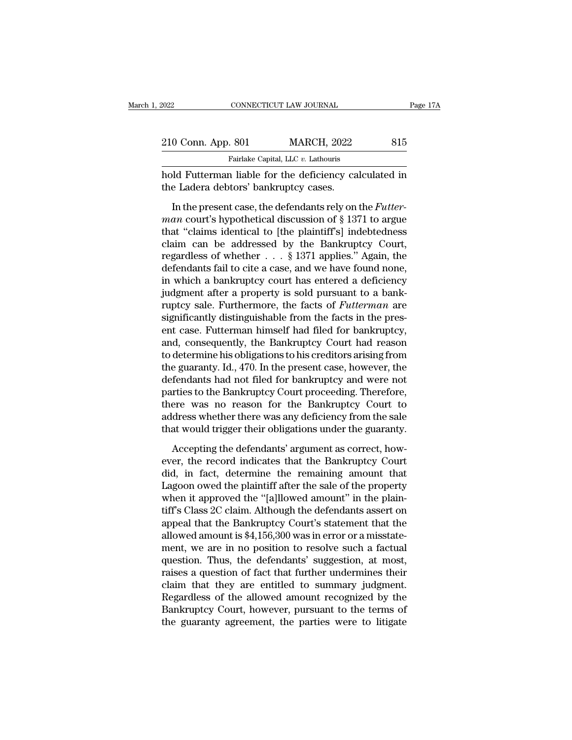hold Futterman liable for the deficiency calculated in the Ladera debtors' bankruptcy cases.

In the present case, the defendants rely on the *Futterman* court's hypothetical discussion of § 1371 to argue that "claims identical to [the plaintiff's] indebtedness claim can be addressed by the Bankruptcy Court, regardless of whether . . . § 1371 applies." Again, the defendants fail to cite a case, and we have found none, in which a bankruptcy court has entered a deficiency judgment after a property is sold pursuant to a bankruptcy sale. Furthermore, the facts of *Futterman* are significantly distinguishable from the facts in the present case. Futterman himself had filed for bankruptcy, and, consequently, the Bankruptcy Court had reason to determine his obligations to his creditors arising from the guaranty. Id., 470. In the present case, however, the defendants had not filed for bankruptcy and were not parties to the Bankruptcy Court proceeding. Therefore, there was no reason for the Bankruptcy Court to address whether there was any deficiency from the sale that would trigger their obligations under the guaranty.

Accepting the defendants' argument as correct, however, the record indicates that the Bankruptcy Court did, in fact, determine the remaining amount that Lagoon owed the plaintiff after the sale of the property when it approved the "[a]llowed amount" in the plaintiff's Class 2C claim. Although the defendants assert on appeal that the Bankruptcy Court's statement that the allowed amount is $4,156,300 was in error or a misstatement, we are in no position to resolve such a factual question. Thus, the defendants' suggestion, at most, raises a question of fact that further undermines their claim that they are entitled to summary judgment. Regardless of the allowed amount recognized by the Bankruptcy Court, however, pursuant to the terms of the guaranty agreement, the parties were to litigate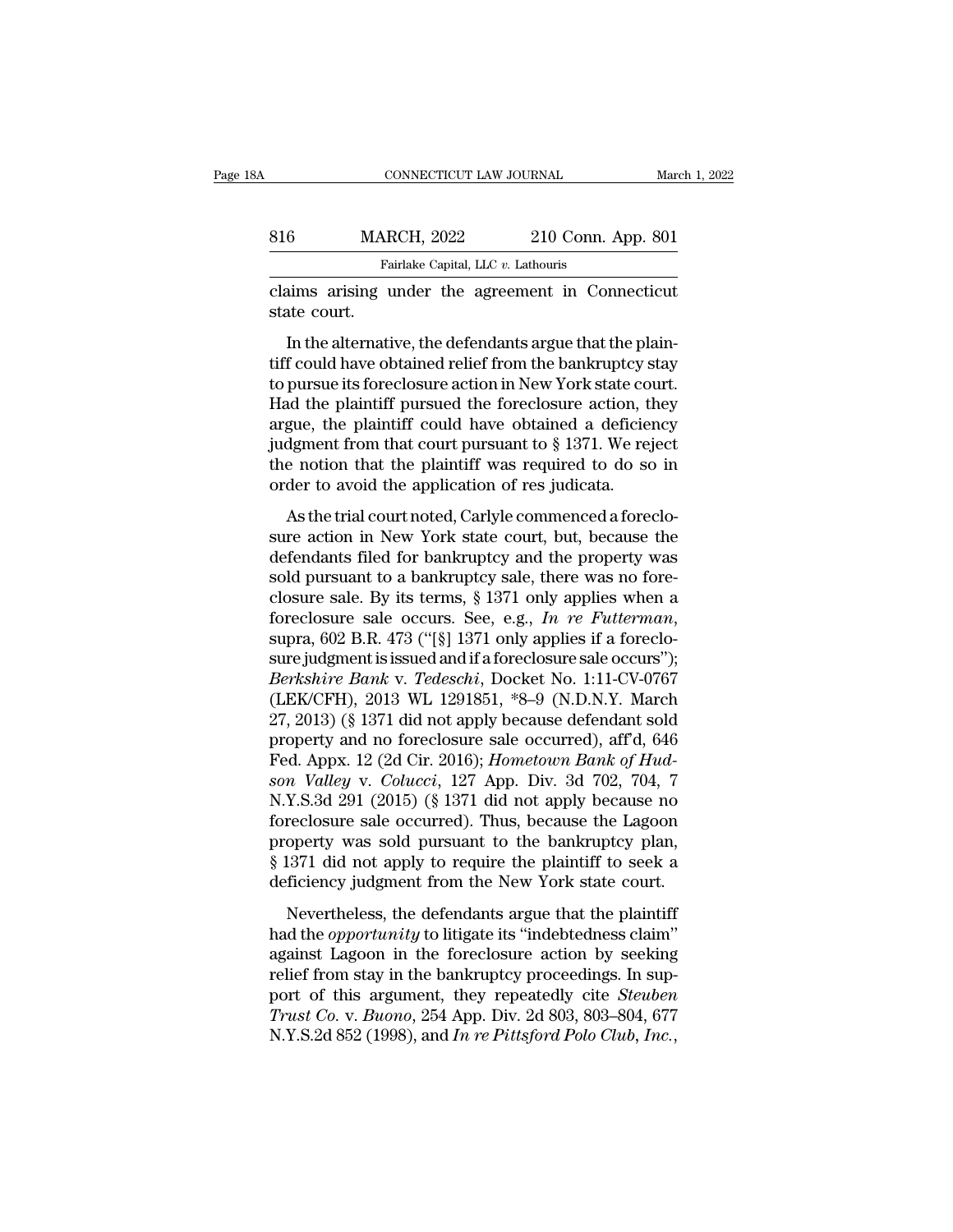claims arising under the agreement in Connecticut state court.

In the alternative, the defendants argue that the plaintiff could have obtained relief from the bankruptcy stay to pursue its foreclosure action in New York state court. Had the plaintiff pursued the foreclosure action, they argue, the plaintiff could have obtained a deficiency judgment from that court pursuant to § 1371. We reject the notion that the plaintiff was required to do so in order to avoid the application of res judicata.

As the trial court noted, Carlyle commenced a foreclosure action in New York state court, but, because the defendants filed for bankruptcy and the property was sold pursuant to a bankruptcy sale, there was no foreclosure sale. By its terms, § 1371 only applies when a foreclosure sale occurs. See, e.g., *In re Futterman*, supra, 602 B.R. 473 ("[§] 1371 only applies if a foreclosure judgment is issued and if a foreclosure sale occurs"); *Berkshire Bank* v. *Tedeschi*, Docket No. 1:11-CV-0767 (LEK/CFH), 2013 WL 1291851, *8–9 (N.D.N.Y. March 27, 2013) (§ 1371 did not apply because defendant sold property and no foreclosure sale occurred), aff'd, 646 Fed. Appx. 12 (2d Cir. 2016); *Hometown Bank of Hudson Valley* v. *Colucci*, 127 App. Div. 3d 702, 704, 7 N.Y.S.3d 291 (2015) (§ 1371 did not apply because no foreclosure sale occurred). Thus, because the Lagoon property was sold pursuant to the bankruptcy plan, § 1371 did not apply to require the plaintiff to seek a deficiency judgment from the New York state court.

Nevertheless, the defendants argue that the plaintiff had the *opportunity* to litigate its "indebtedness claim" against Lagoon in the foreclosure action by seeking relief from stay in the bankruptcy proceedings. In support of this argument, they repeatedly cite *Steuben Trust Co.* v. *Buono*, 254 App. Div. 2d 803, 803–804, 677 N.Y.S.2d 852 (1998), and *In re Pittsford Polo Club, Inc.*,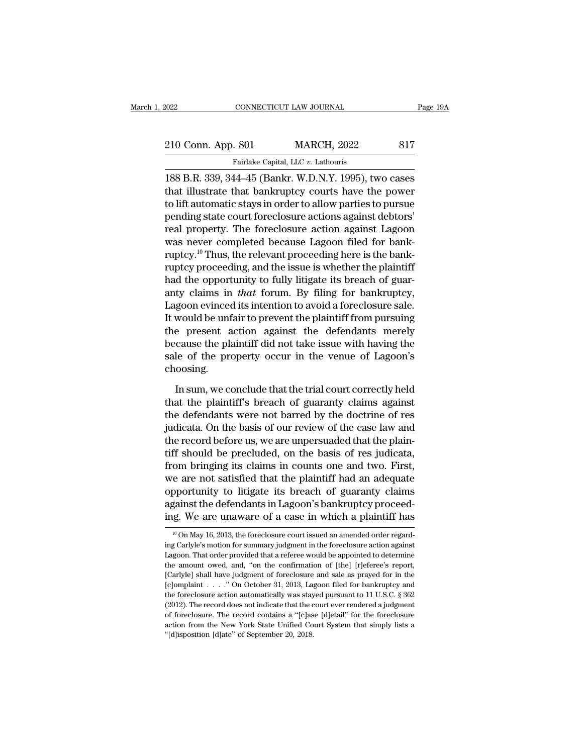188 B.R. 339, 344–45 (Bankr. W.D.N.Y. 1995), two cases that illustrate that bankruptcy courts have the power to lift automatic stays in order to allow parties to pursue pending state court foreclosure actions against debtors' real property. The foreclosure action against Lagoon was never completed because Lagoon filed for bankruptcy.[10] Thus, the relevant proceeding here is the bankruptcy proceeding, and the issue is whether the plaintiff had the opportunity to fully litigate its breach of guaranty claims in *that* forum. By filing for bankruptcy, Lagoon evinced its intention to avoid a foreclosure sale. It would be unfair to prevent the plaintiff from pursuing the present action against the defendants merely because the plaintiff did not take issue with having the sale of the property occur in the venue of Lagoon's choosing.

In sum, we conclude that the trial court correctly held that the plaintiff's breach of guaranty claims against the defendants were not barred by the doctrine of res judicata. On the basis of our review of the case law and the record before us, we are unpersuaded that the plaintiff should be precluded, on the basis of res judicata, from bringing its claims in counts one and two. First, we are not satisfied that the plaintiff had an adequate opportunity to litigate its breach of guaranty claims against the defendants in Lagoon's bankruptcy proceeding. We are unaware of a case in which a plaintiff has

[10] On May 16, 2013, the foreclosure court issued an amended order regarding Carlyle's motion for summary judgment in the foreclosure action against Lagoon. That order provided that a referee would be appointed to determine the amount owed, and, "on the confirmation of [the] [r]eferee's report, [Carlyle] shall have judgment of foreclosure and sale as prayed for in the [c]omplaint . . . ." On October 31, 2013, Lagoon filed for bankruptcy and the foreclosure action automatically was stayed pursuant to 11 U.S.C. § 362 (2012). The record does not indicate that the court ever rendered a judgment of foreclosure. The record contains a "[c]ase [d]etail" for the foreclosure action from the New York State Unified Court System that simply lists a "[d]isposition [d]ate" of September 20, 2018.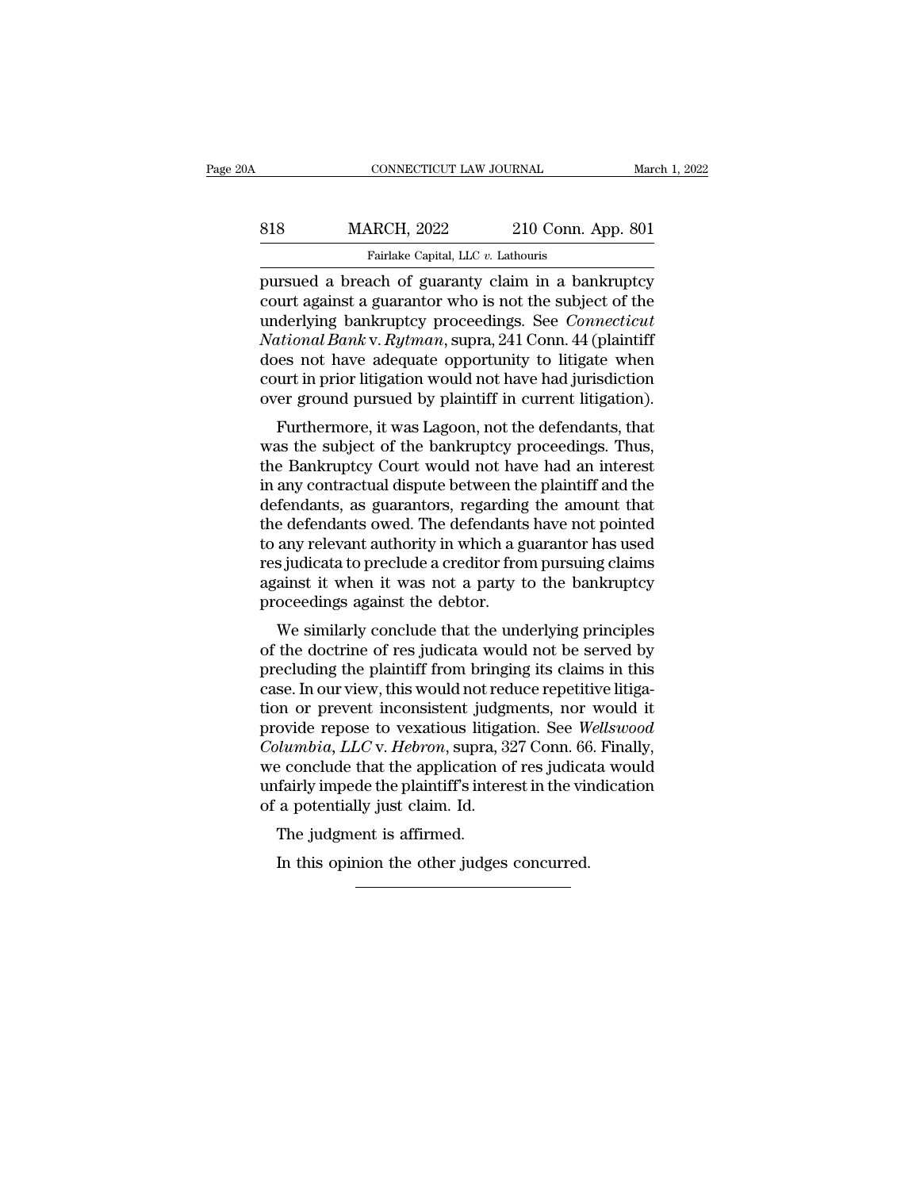pursued a breach of guaranty claim in a bankruptcy court against a guarantor who is not the subject of the underlying bankruptcy proceedings. See *Connecticut National Bank* v. *Rytman*, supra, 241 Conn. 44 (plaintiff does not have adequate opportunity to litigate when court in prior litigation would not have had jurisdiction over ground pursued by plaintiff in current litigation).

Furthermore, it was Lagoon, not the defendants, that was the subject of the bankruptcy proceedings. Thus, the Bankruptcy Court would not have had an interest in any contractual dispute between the plaintiff and the defendants, as guarantors, regarding the amount that the defendants owed. The defendants have not pointed to any relevant authority in which a guarantor has used res judicata to preclude a creditor from pursuing claims against it when it was not a party to the bankruptcy proceedings against the debtor.

We similarly conclude that the underlying principles of the doctrine of res judicata would not be served by precluding the plaintiff from bringing its claims in this case. In our view, this would not reduce repetitive litigation or prevent inconsistent judgments, nor would it provide repose to vexatious litigation. See *Wellswood Columbia, LLC* v. *Hebron*, supra, 327 Conn. 66. Finally, we conclude that the application of res judicata would unfairly impede the plaintiff's interest in the vindication of a potentially just claim. Id.

The judgment is affirmed.

In this opinion the other judges concurred.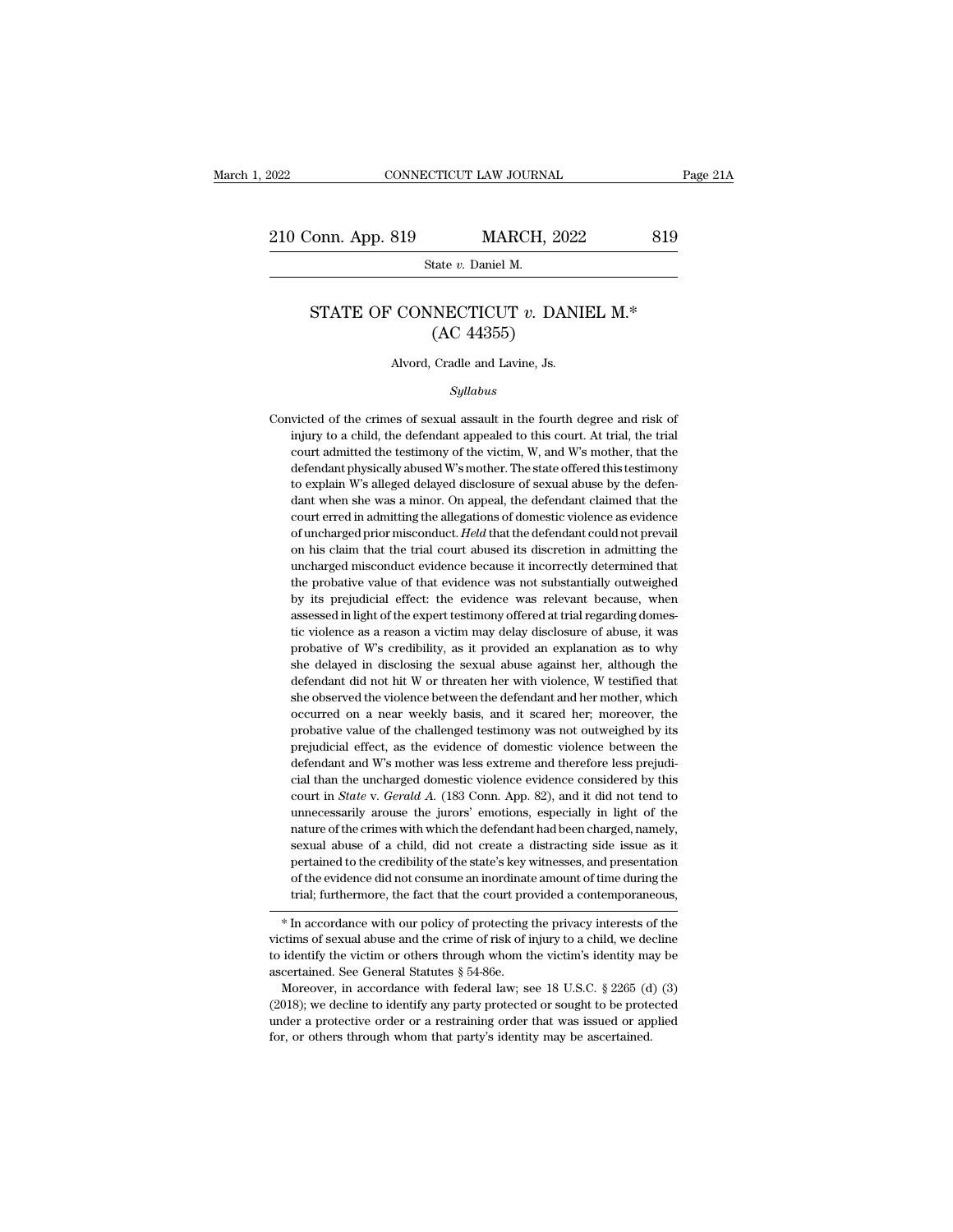# STATE OF CONNECTICUT *v.* DANIEL M.*
## (AC 44355)

Alvord, Cradle and Lavine, Js.

*Syllabus*

Convicted of the crimes of sexual assault in the fourth degree and risk of injury to a child, the defendant appealed to this court. At trial, the trial court admitted the testimony of the victim, W, and W's mother, that the defendant physically abused W's mother. The state offered this testimony to explain W's alleged delayed disclosure of sexual abuse by the defendant when she was a minor. On appeal, the defendant claimed that the court erred in admitting the allegations of domestic violence as evidence of uncharged prior misconduct. *Held* that the defendant could not prevail on his claim that the trial court abused its discretion in admitting the uncharged misconduct evidence because it incorrectly determined that the probative value of that evidence was not substantially outweighed by its prejudicial effect: the evidence was relevant because, when assessed in light of the expert testimony offered at trial regarding domestic violence as a reason a victim may delay disclosure of abuse, it was probative of W's credibility, as it provided an explanation as to why she delayed in disclosing the sexual abuse against her, although the defendant did not hit W or threaten her with violence, W testified that she observed the violence between the defendant and her mother, which occurred on a near weekly basis, and it scared her; moreover, the probative value of the challenged testimony was not outweighed by its prejudicial effect, as the evidence of domestic violence between the defendant and W's mother was less extreme and therefore less prejudicial than the uncharged domestic violence evidence considered by this court in *State* v. *Gerald A.* (183 Conn. App. 82), and it did not tend to unnecessarily arouse the jurors' emotions, especially in light of the nature of the crimes with which the defendant had been charged, namely, sexual abuse of a child, did not create a distracting side issue as it pertained to the credibility of the state's key witnesses, and presentation of the evidence did not consume an inordinate amount of time during the trial; furthermore, the fact that the court provided a contemporaneous,

---

\* In accordance with our policy of protecting the privacy interests of the victims of sexual abuse and the crime of risk of injury to a child, we decline to identify the victim or others through whom the victim's identity may be ascertained. See General Statutes § 54-86e.

Moreover, in accordance with federal law; see 18 U.S.C. § 2265 (d) (3) (2018); we decline to identify any party protected or sought to be protected under a protective order or a restraining order that was issued or applied for, or others through whom that party's identity may be ascertained.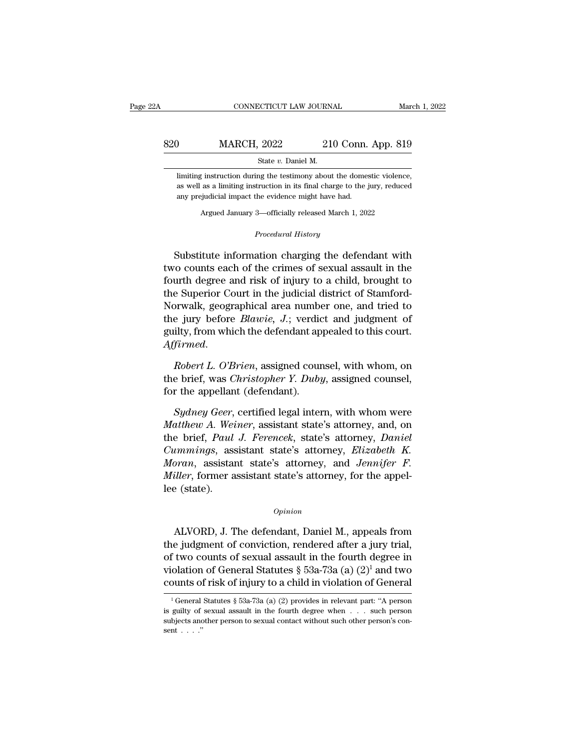limiting instruction during the testimony about the domestic violence, as well as a limiting instruction in its final charge to the jury, reduced any prejudicial impact the evidence might have had.

Argued January 3—officially released March 1, 2022

*Procedural History*

Substitute information charging the defendant with two counts each of the crimes of sexual assault in the fourth degree and risk of injury to a child, brought to the Superior Court in the judicial district of Stamford-Norwalk, geographical area number one, and tried to the jury before *Blawie, J.*; verdict and judgment of guilty, from which the defendant appealed to this court. *Affirmed*.

*Robert L. O'Brien*, assigned counsel, with whom, on the brief, was *Christopher Y. Duby*, assigned counsel, for the appellant (defendant).

*Sydney Geer*, certified legal intern, with whom were *Matthew A. Weiner*, assistant state's attorney, and, on the brief, *Paul J. Ferencek*, state's attorney, *Daniel Cummings*, assistant state's attorney, *Elizabeth K. Moran*, assistant state's attorney, and *Jennifer F. Miller*, former assistant state's attorney, for the appellee (state).

*Opinion*

ALVORD, J. The defendant, Daniel M., appeals from the judgment of conviction, rendered after a jury trial, of two counts of sexual assault in the fourth degree in violation of General Statutes § 53a-73a (a) (2)[1] and two counts of risk of injury to a child in violation of General

[1] General Statutes § 53a-73a (a) (2) provides in relevant part: "A person is guilty of sexual assault in the fourth degree when . . . such person subjects another person to sexual contact without such other person's consent . . . ."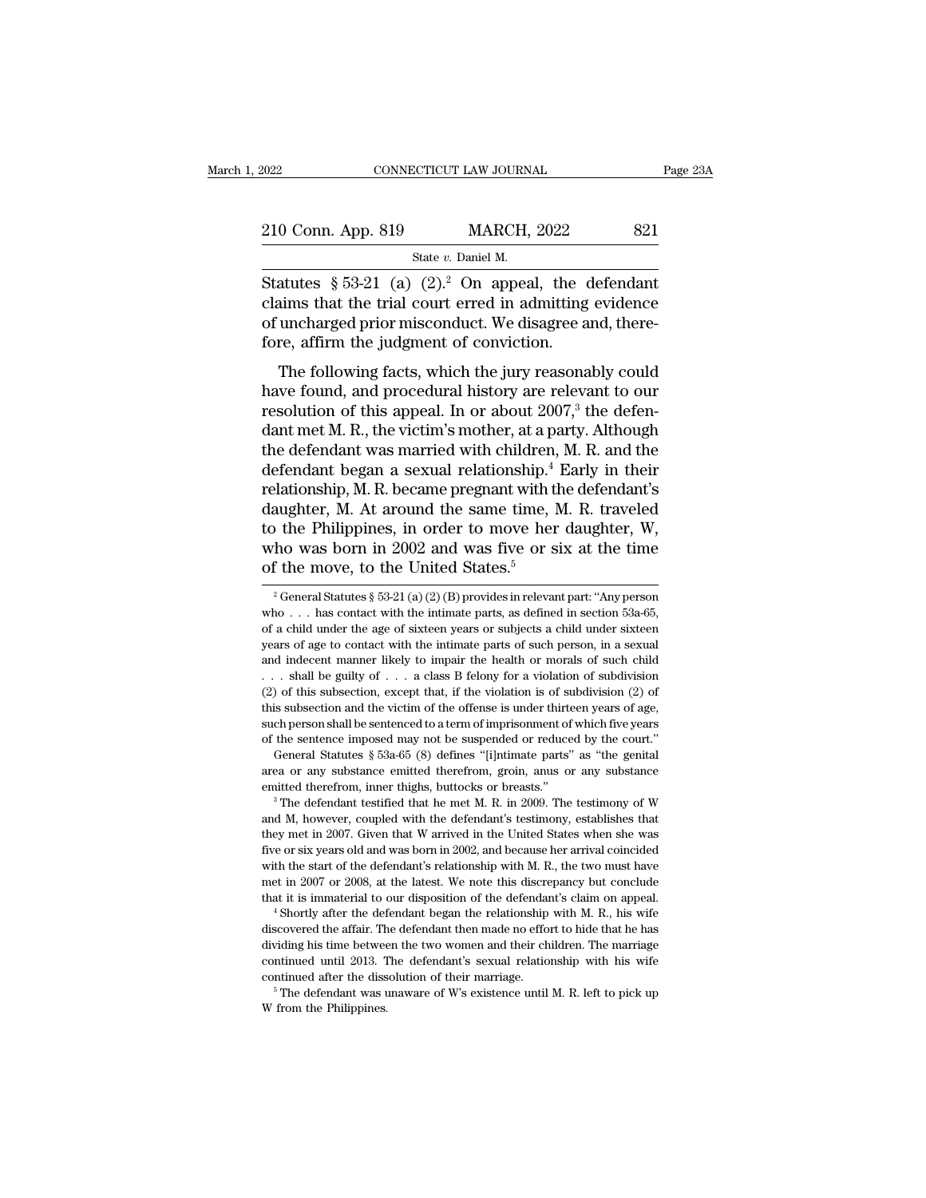Statutes § 53-21 (a) (2).[2] On appeal, the defendant claims that the trial court erred in admitting evidence of uncharged prior misconduct. We disagree and, therefore, affirm the judgment of conviction.

The following facts, which the jury reasonably could have found, and procedural history are relevant to our resolution of this appeal. In or about 2007,[3] the defendant met M. R., the victim's mother, at a party. Although the defendant was married with children, M. R. and the defendant began a sexual relationship.[4] Early in their relationship, M. R. became pregnant with the defendant's daughter, M. At around the same time, M. R. traveled to the Philippines, in order to move her daughter, W, who was born in 2002 and was five or six at the time of the move, to the United States.[5]

[2] General Statutes § 53-21 (a) (2) (B) provides in relevant part: "Any person who . . . has contact with the intimate parts, as defined in section 53a-65, of a child under the age of sixteen years or subjects a child under sixteen years of age to contact with the intimate parts of such person, in a sexual and indecent manner likely to impair the health or morals of such child . . . shall be guilty of . . . a class B felony for a violation of subdivision (2) of this subsection, except that, if the violation is of subdivision (2) of this subsection and the victim of the offense is under thirteen years of age, such person shall be sentenced to a term of imprisonment of which five years of the sentence imposed may not be suspended or reduced by the court."

General Statutes § 53a-65 (8) defines "[i]ntimate parts" as "the genital area or any substance emitted therefrom, groin, anus or any substance emitted therefrom, inner thighs, buttocks or breasts."

[3] The defendant testified that he met M. R. in 2009. The testimony of W and M, however, coupled with the defendant's testimony, establishes that they met in 2007. Given that W arrived in the United States when she was five or six years old and was born in 2002, and because her arrival coincided with the start of the defendant's relationship with M. R., the two must have met in 2007 or 2008, at the latest. We note this discrepancy but conclude that it is immaterial to our disposition of the defendant's claim on appeal.

[4] Shortly after the defendant began the relationship with M. R., his wife discovered the affair. The defendant then made no effort to hide that he has dividing his time between the two women and their children. The marriage continued until 2013. The defendant's sexual relationship with his wife continued after the dissolution of their marriage.

[5] The defendant was unaware of W's existence until M. R. left to pick up W from the Philippines.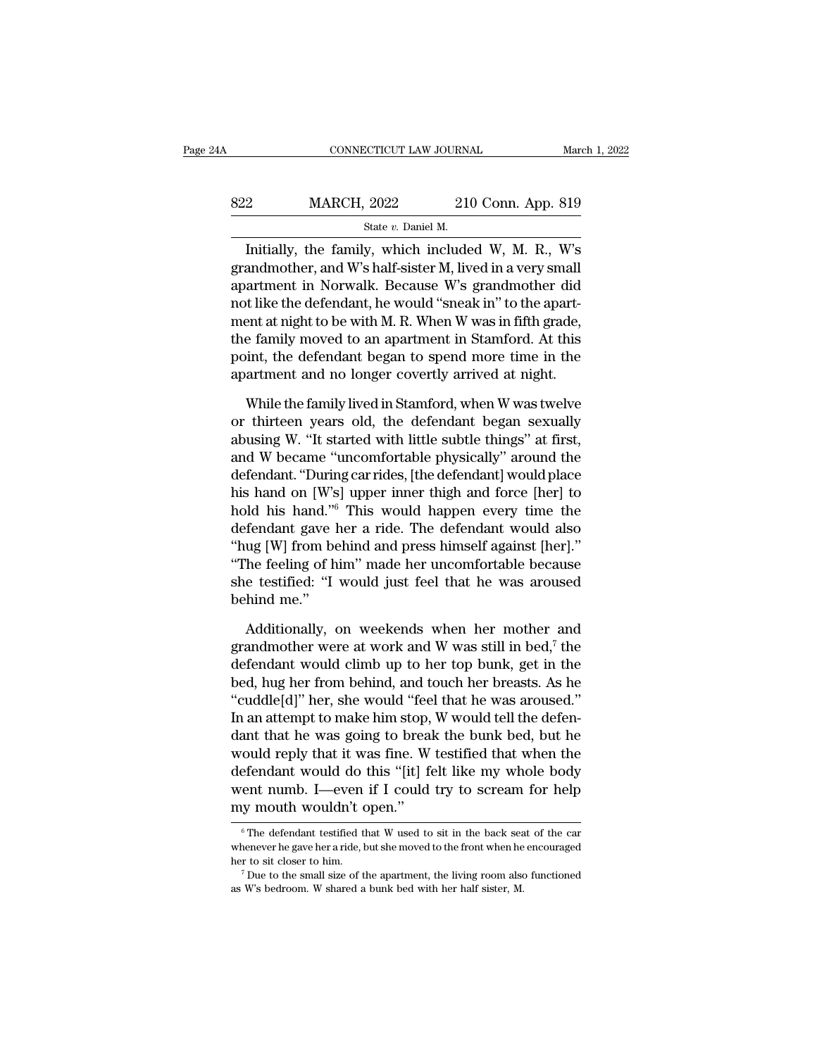Initially, the family, which included W, M. R., W's grandmother, and W's half-sister M, lived in a very small apartment in Norwalk. Because W's grandmother did not like the defendant, he would "sneak in" to the apartment at night to be with M. R. When W was in fifth grade, the family moved to an apartment in Stamford. At this point, the defendant began to spend more time in the apartment and no longer covertly arrived at night.

While the family lived in Stamford, when W was twelve or thirteen years old, the defendant began sexually abusing W. "It started with little subtle things" at first, and W became "uncomfortable physically" around the defendant. "During car rides, [the defendant] would place his hand on [W's] upper inner thigh and force [her] to hold his hand."[6] This would happen every time the defendant gave her a ride. The defendant would also "hug [W] from behind and press himself against [her]." "The feeling of him" made her uncomfortable because she testified: "I would just feel that he was aroused behind me."

Additionally, on weekends when her mother and grandmother were at work and W was still in bed,[7] the defendant would climb up to her top bunk, get in the bed, hug her from behind, and touch her breasts. As he "cuddle[d]" her, she would "feel that he was aroused." In an attempt to make him stop, W would tell the defendant that he was going to break the bunk bed, but he would reply that it was fine. W testified that when the defendant would do this "[it] felt like my whole body went numb. I—even if I could try to scream for help my mouth wouldn't open."

[6] The defendant testified that W used to sit in the back seat of the car whenever he gave her a ride, but she moved to the front when he encouraged her to sit closer to him.

[7] Due to the small size of the apartment, the living room also functioned as W's bedroom. W shared a bunk bed with her half sister, M.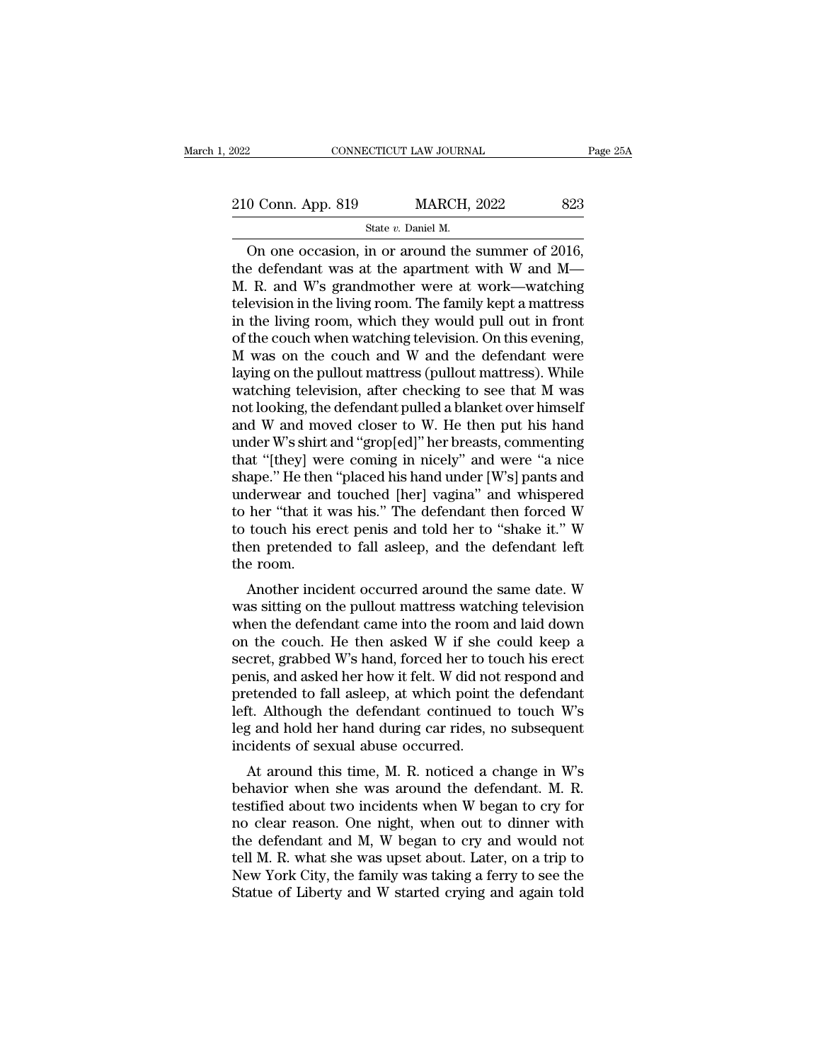On one occasion, in or around the summer of 2016, the defendant was at the apartment with W and M—M. R. and W's grandmother were at work—watching television in the living room. The family kept a mattress in the living room, which they would pull out in front of the couch when watching television. On this evening, M was on the couch and W and the defendant were laying on the pullout mattress (pullout mattress). While watching television, after checking to see that M was not looking, the defendant pulled a blanket over himself and W and moved closer to W. He then put his hand under W's shirt and "grop[ed]" her breasts, commenting that "[they] were coming in nicely" and were "a nice shape." He then "placed his hand under [W's] pants and underwear and touched [her] vagina" and whispered to her "that it was his." The defendant then forced W to touch his erect penis and told her to "shake it." W then pretended to fall asleep, and the defendant left the room.

Another incident occurred around the same date. W was sitting on the pullout mattress watching television when the defendant came into the room and laid down on the couch. He then asked W if she could keep a secret, grabbed W's hand, forced her to touch his erect penis, and asked her how it felt. W did not respond and pretended to fall asleep, at which point the defendant left. Although the defendant continued to touch W's leg and hold her hand during car rides, no subsequent incidents of sexual abuse occurred.

At around this time, M. R. noticed a change in W's behavior when she was around the defendant. M. R. testified about two incidents when W began to cry for no clear reason. One night, when out to dinner with the defendant and M, W began to cry and would not tell M. R. what she was upset about. Later, on a trip to New York City, the family was taking a ferry to see the Statue of Liberty and W started crying and again told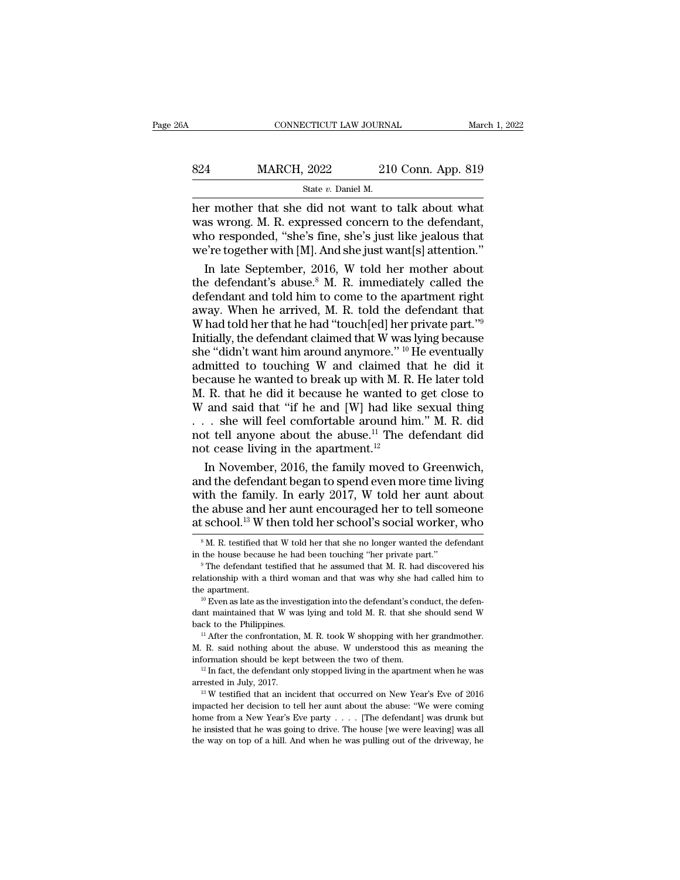her mother that she did not want to talk about what was wrong. M. R. expressed concern to the defendant, who responded, "she's fine, she's just like jealous that we're together with [M]. And she just want[s] attention."

In late September, 2016, W told her mother about the defendant's abuse.[8] M. R. immediately called the defendant and told him to come to the apartment right away. When he arrived, M. R. told the defendant that W had told her that he had "touch[ed] her private part."[9] Initially, the defendant claimed that W was lying because she "didn't want him around anymore." [10] He eventually admitted to touching W and claimed that he did it because he wanted to break up with M. R. He later told M. R. that he did it because he wanted to get close to W and said that "if he and [W] had like sexual thing . . . she will feel comfortable around him." M. R. did not tell anyone about the abuse.[11] The defendant did not cease living in the apartment.[12]

In November, 2016, the family moved to Greenwich, and the defendant began to spend even more time living with the family. In early 2017, W told her aunt about the abuse and her aunt encouraged her to tell someone at school.[13] W then told her school's social worker, who

---

[8] M. R. testified that W told her that she no longer wanted the defendant in the house because he had been touching "her private part."

[9] The defendant testified that he assumed that M. R. had discovered his relationship with a third woman and that was why she had called him to the apartment.

[10] Even as late as the investigation into the defendant's conduct, the defendant maintained that W was lying and told M. R. that she should send W back to the Philippines.

[11] After the confrontation, M. R. took W shopping with her grandmother. M. R. said nothing about the abuse. W understood this as meaning the information should be kept between the two of them.

[12] In fact, the defendant only stopped living in the apartment when he was arrested in July, 2017.

[13] W testified that an incident that occurred on New Year's Eve of 2016 impacted her decision to tell her aunt about the abuse: "We were coming home from a New Year's Eve party . . . . [The defendant] was drunk but he insisted that he was going to drive. The house [we were leaving] was all the way on top of a hill. And when he was pulling out of the driveway, he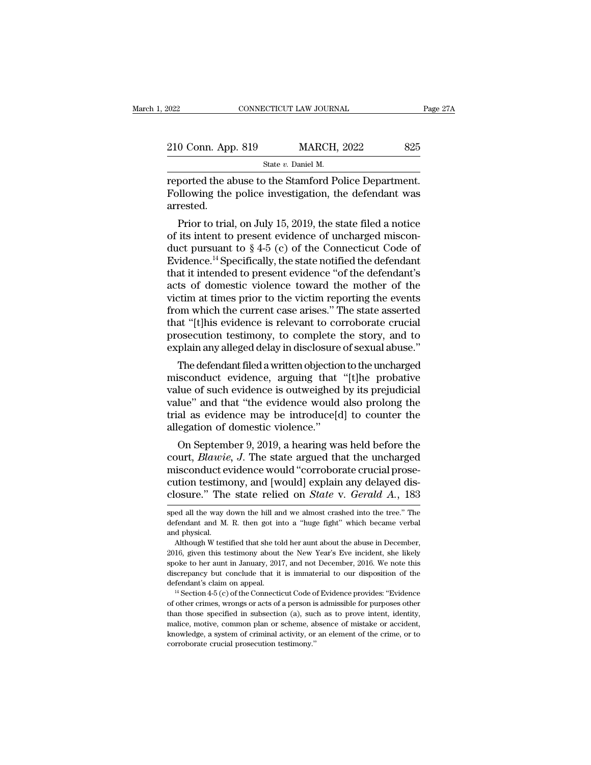reported the abuse to the Stamford Police Department. Following the police investigation, the defendant was arrested.

Prior to trial, on July 15, 2019, the state filed a notice of its intent to present evidence of uncharged misconduct pursuant to § 4-5 (c) of the Connecticut Code of Evidence.[14] Specifically, the state notified the defendant that it intended to present evidence "of the defendant's acts of domestic violence toward the mother of the victim at times prior to the victim reporting the events from which the current case arises." The state asserted that "[t]his evidence is relevant to corroborate crucial prosecution testimony, to complete the story, and to explain any alleged delay in disclosure of sexual abuse."

The defendant filed a written objection to the uncharged misconduct evidence, arguing that "[t]he probative value of such evidence is outweighed by its prejudicial value" and that "the evidence would also prolong the trial as evidence may be introduce[d] to counter the allegation of domestic violence."

On September 9, 2019, a hearing was held before the court, *Blawie, J.* The state argued that the uncharged misconduct evidence would "corroborate crucial prosecution testimony, and [would] explain any delayed disclosure." The state relied on *State* v. *Gerald A.*, 183

sped all the way down the hill and we almost crashed into the tree." The defendant and M. R. then got into a "huge fight" which became verbal and physical.

Although W testified that she told her aunt about the abuse in December, 2016, given this testimony about the New Year's Eve incident, she likely spoke to her aunt in January, 2017, and not December, 2016. We note this discrepancy but conclude that it is immaterial to our disposition of the defendant's claim on appeal.

[14] Section 4-5 (c) of the Connecticut Code of Evidence provides: "Evidence of other crimes, wrongs or acts of a person is admissible for purposes other than those specified in subsection (a), such as to prove intent, identity, malice, motive, common plan or scheme, absence of mistake or accident, knowledge, a system of criminal activity, or an element of the crime, or to corroborate crucial prosecution testimony."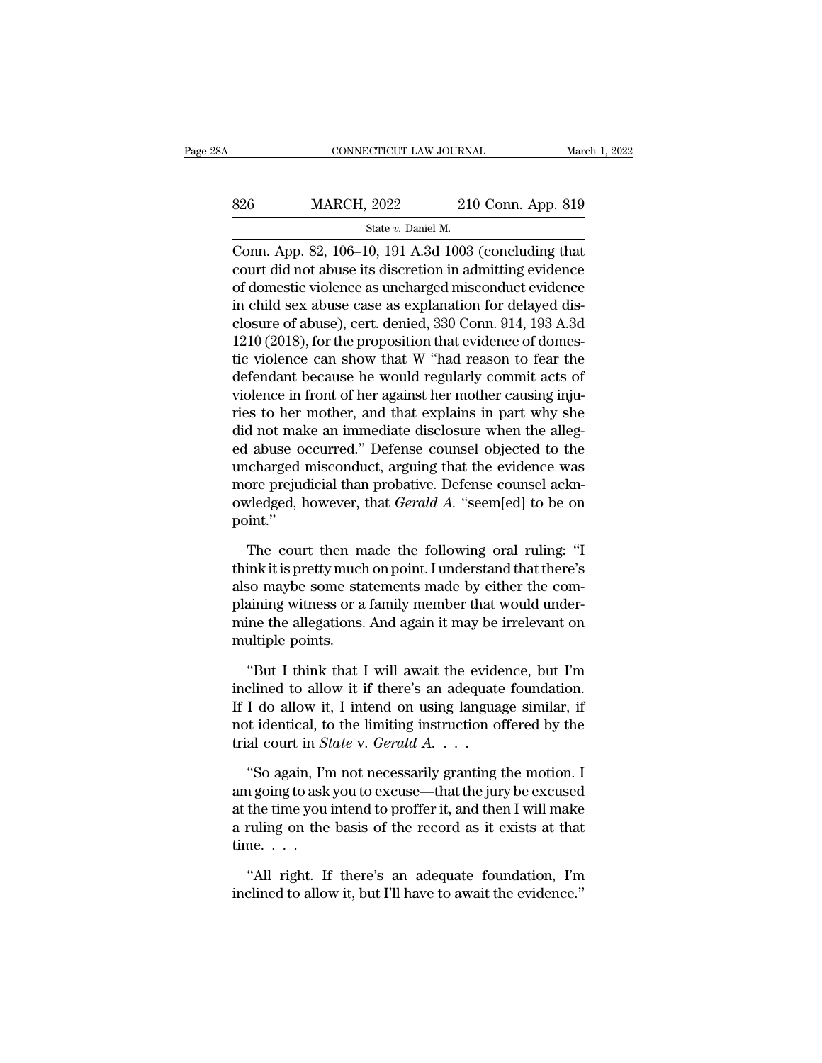Conn. App. 82, 106–10, 191 A.3d 1003 (concluding that court did not abuse its discretion in admitting evidence of domestic violence as uncharged misconduct evidence in child sex abuse case as explanation for delayed disclosure of abuse), cert. denied, 330 Conn. 914, 193 A.3d 1210 (2018), for the proposition that evidence of domestic violence can show that W "had reason to fear the defendant because he would regularly commit acts of violence in front of her against her mother causing injuries to her mother, and that explains in part why she did not make an immediate disclosure when the alleged abuse occurred." Defense counsel objected to the uncharged misconduct, arguing that the evidence was more prejudicial than probative. Defense counsel acknowledged, however, that *Gerald A.* "seem[ed] to be on point."

The court then made the following oral ruling: "I think it is pretty much on point. I understand that there's also maybe some statements made by either the complaining witness or a family member that would undermine the allegations. And again it may be irrelevant on multiple points.

"But I think that I will await the evidence, but I'm inclined to allow it if there's an adequate foundation. If I do allow it, I intend on using language similar, if not identical, to the limiting instruction offered by the trial court in *State* v. *Gerald A.* . . .

"So again, I'm not necessarily granting the motion. I am going to ask you to excuse—that the jury be excused at the time you intend to proffer it, and then I will make a ruling on the basis of the record as it exists at that time. . . .

"All right. If there's an adequate foundation, I'm inclined to allow it, but I'll have to await the evidence."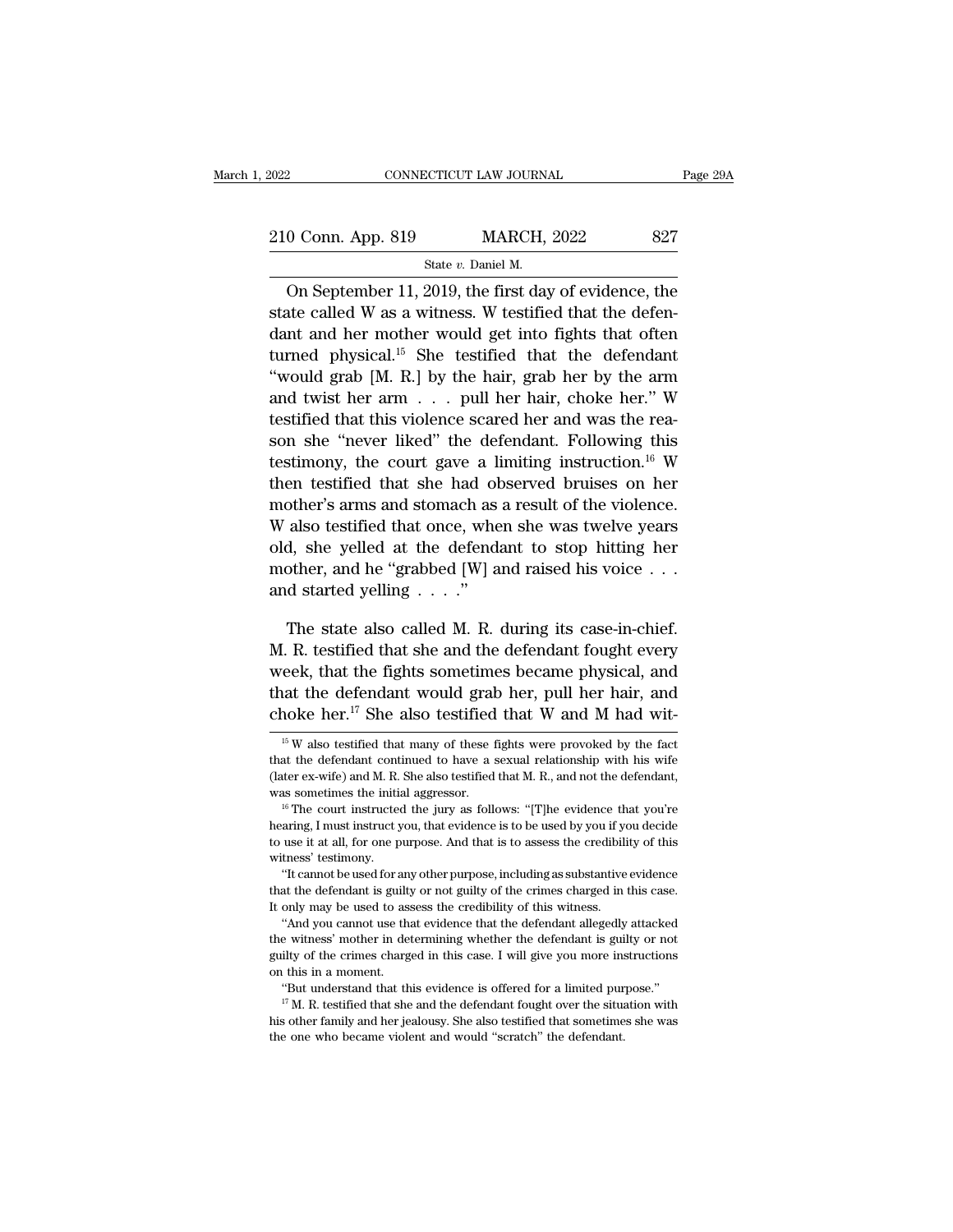On September 11, 2019, the first day of evidence, the state called W as a witness. W testified that the defendant and her mother would get into fights that often turned physical.[15] She testified that the defendant "would grab [M. R.] by the hair, grab her by the arm and twist her arm . . . pull her hair, choke her." W testified that this violence scared her and was the reason she "never liked" the defendant. Following this testimony, the court gave a limiting instruction.[16] W then testified that she had observed bruises on her mother's arms and stomach as a result of the violence. W also testified that once, when she was twelve years old, she yelled at the defendant to stop hitting her mother, and he "grabbed [W] and raised his voice . . . and started yelling . . . ."

The state also called M. R. during its case-in-chief. M. R. testified that she and the defendant fought every week, that the fights sometimes became physical, and that the defendant would grab her, pull her hair, and choke her.[17] She also testified that W and M had wit-

---

[15] W also testified that many of these fights were provoked by the fact that the defendant continued to have a sexual relationship with his wife (later ex-wife) and M. R. She also testified that M. R., and not the defendant, was sometimes the initial aggressor.

[16] The court instructed the jury as follows: "[T]he evidence that you're hearing, I must instruct you, that evidence is to be used by you if you decide to use it at all, for one purpose. And that is to assess the credibility of this witness' testimony.

"It cannot be used for any other purpose, including as substantive evidence that the defendant is guilty or not guilty of the crimes charged in this case. It only may be used to assess the credibility of this witness.

"And you cannot use that evidence that the defendant allegedly attacked the witness' mother in determining whether the defendant is guilty or not guilty of the crimes charged in this case. I will give you more instructions on this in a moment.

"But understand that this evidence is offered for a limited purpose."

[17] M. R. testified that she and the defendant fought over the situation with his other family and her jealousy. She also testified that sometimes she was the one who became violent and would "scratch" the defendant.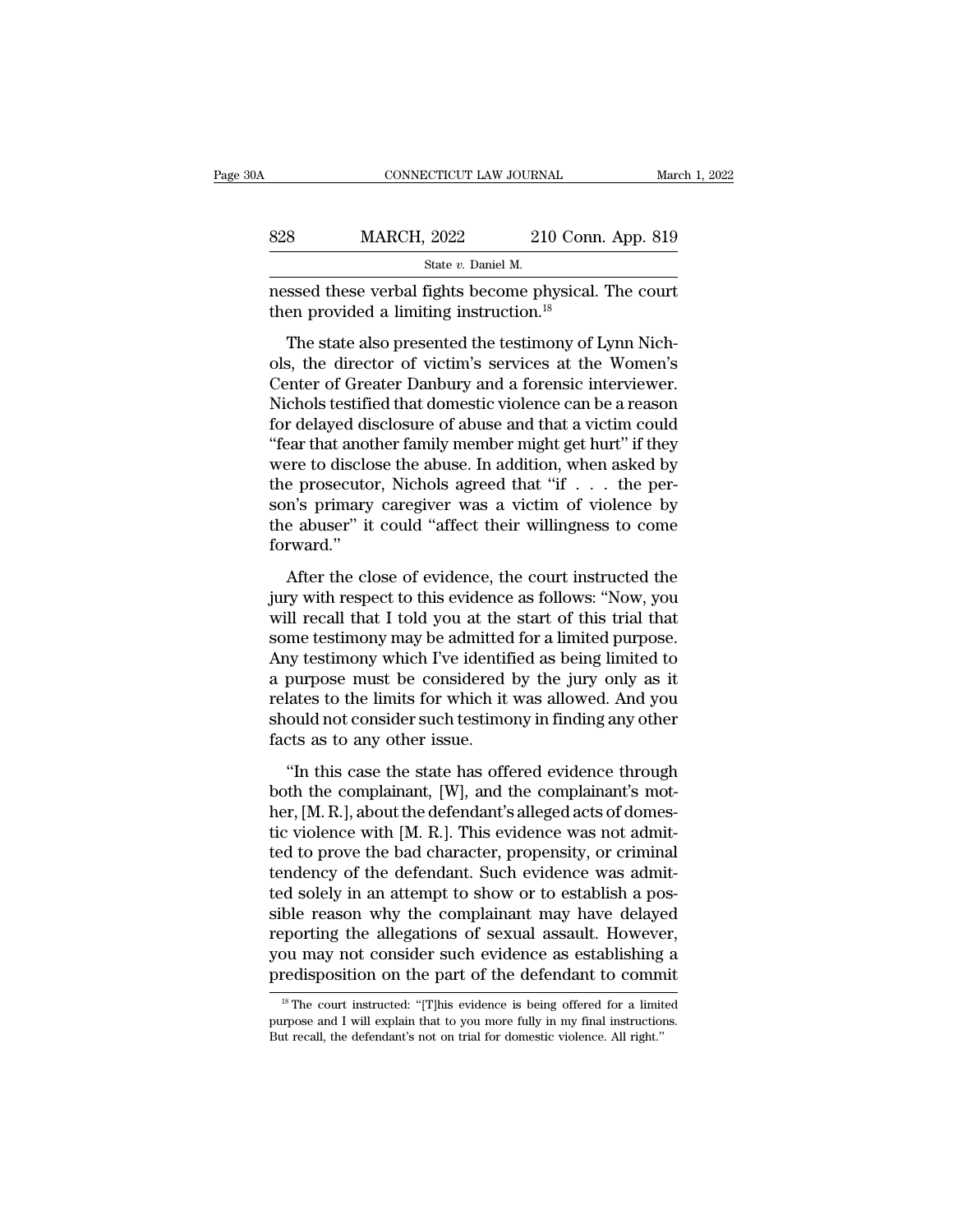nessed these verbal fights become physical. The court then provided a limiting instruction.[18]

The state also presented the testimony of Lynn Nichols, the director of victim's services at the Women's Center of Greater Danbury and a forensic interviewer. Nichols testified that domestic violence can be a reason for delayed disclosure of abuse and that a victim could "fear that another family member might get hurt" if they were to disclose the abuse. In addition, when asked by the prosecutor, Nichols agreed that "if . . . the person's primary caregiver was a victim of violence by the abuser" it could "affect their willingness to come forward."

After the close of evidence, the court instructed the jury with respect to this evidence as follows: "Now, you will recall that I told you at the start of this trial that some testimony may be admitted for a limited purpose. Any testimony which I've identified as being limited to a purpose must be considered by the jury only as it relates to the limits for which it was allowed. And you should not consider such testimony in finding any other facts as to any other issue.

"In this case the state has offered evidence through both the complainant, [W], and the complainant's mother, [M. R.], about the defendant's alleged acts of domestic violence with [M. R.]. This evidence was not admitted to prove the bad character, propensity, or criminal tendency of the defendant. Such evidence was admitted solely in an attempt to show or to establish a possible reason why the complainant may have delayed reporting the allegations of sexual assault. However, you may not consider such evidence as establishing a predisposition on the part of the defendant to commit

[18] The court instructed: "[T]his evidence is being offered for a limited purpose and I will explain that to you more fully in my final instructions. But recall, the defendant's not on trial for domestic violence. All right."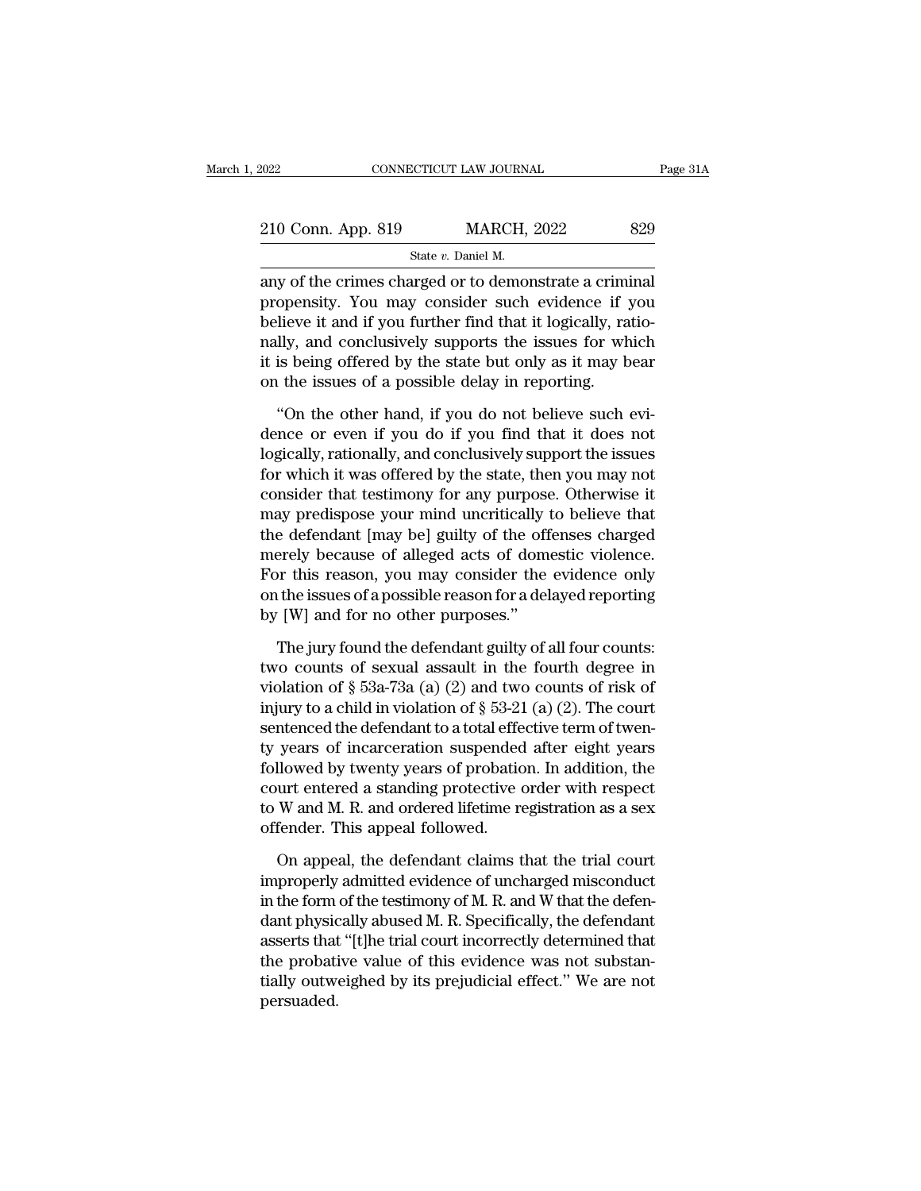any of the crimes charged or to demonstrate a criminal propensity. You may consider such evidence if you believe it and if you further find that it logically, rationally, and conclusively supports the issues for which it is being offered by the state but only as it may bear on the issues of a possible delay in reporting.

"On the other hand, if you do not believe such evidence or even if you do if you find that it does not logically, rationally, and conclusively support the issues for which it was offered by the state, then you may not consider that testimony for any purpose. Otherwise it may predispose your mind uncritically to believe that the defendant [may be] guilty of the offenses charged merely because of alleged acts of domestic violence. For this reason, you may consider the evidence only on the issues of a possible reason for a delayed reporting by [W] and for no other purposes."

The jury found the defendant guilty of all four counts: two counts of sexual assault in the fourth degree in violation of § 53a-73a (a) (2) and two counts of risk of injury to a child in violation of § 53-21 (a) (2). The court sentenced the defendant to a total effective term of twenty years of incarceration suspended after eight years followed by twenty years of probation. In addition, the court entered a standing protective order with respect to W and M. R. and ordered lifetime registration as a sex offender. This appeal followed.

On appeal, the defendant claims that the trial court improperly admitted evidence of uncharged misconduct in the form of the testimony of M. R. and W that the defendant physically abused M. R. Specifically, the defendant asserts that "[t]he trial court incorrectly determined that the probative value of this evidence was not substantially outweighed by its prejudicial effect." We are not persuaded.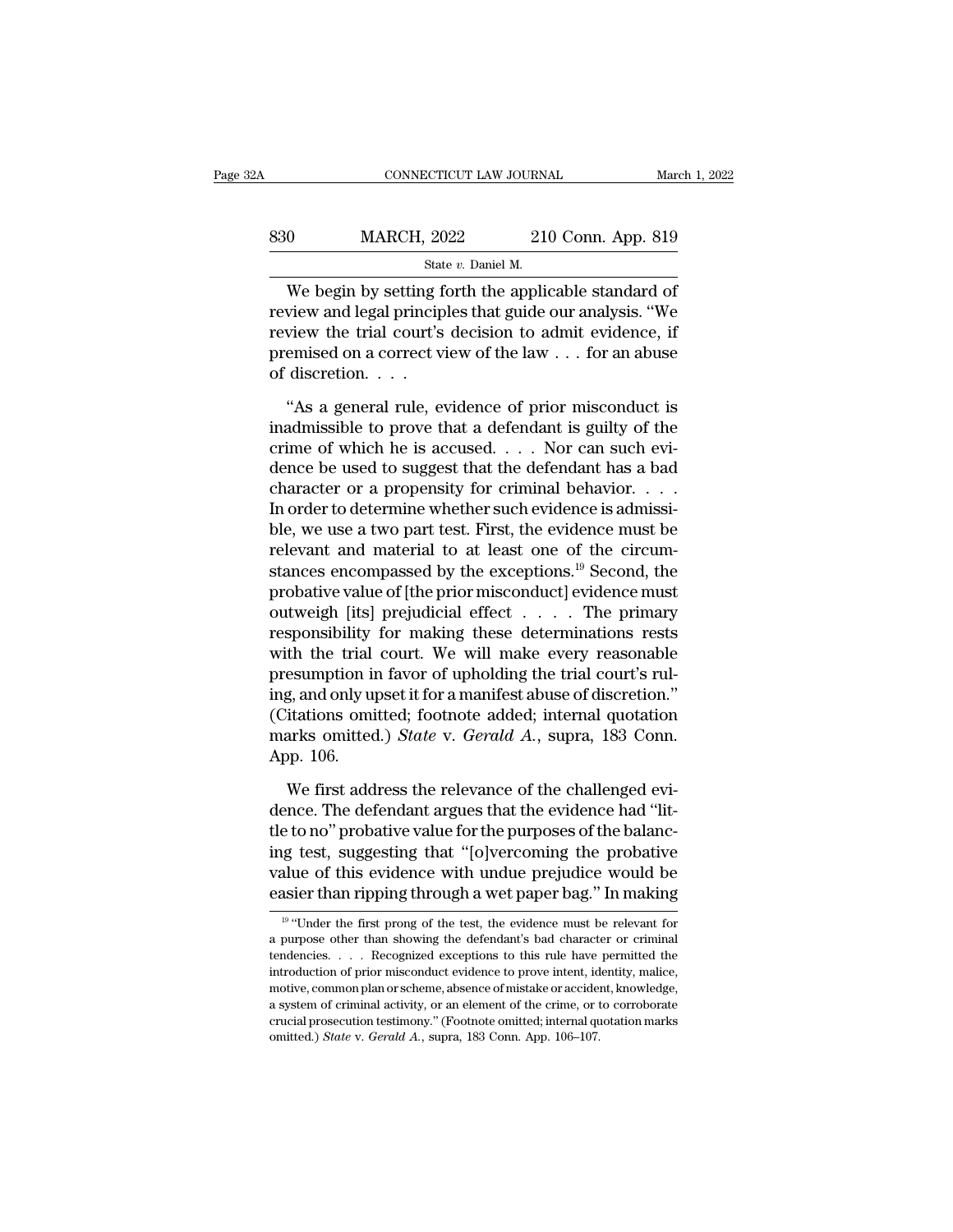We begin by setting forth the applicable standard of review and legal principles that guide our analysis. "We review the trial court's decision to admit evidence, if premised on a correct view of the law . . . for an abuse of discretion. . . .

"As a general rule, evidence of prior misconduct is inadmissible to prove that a defendant is guilty of the crime of which he is accused. . . . Nor can such evidence be used to suggest that the defendant has a bad character or a propensity for criminal behavior. . . . In order to determine whether such evidence is admissible, we use a two part test. First, the evidence must be relevant and material to at least one of the circumstances encompassed by the exceptions.[19] Second, the probative value of [the prior misconduct] evidence must outweigh [its] prejudicial effect . . . . The primary responsibility for making these determinations rests with the trial court. We will make every reasonable presumption in favor of upholding the trial court's ruling, and only upset it for a manifest abuse of discretion." (Citations omitted; footnote added; internal quotation marks omitted.) *State* v. *Gerald A.*, supra, 183 Conn. App. 106.

We first address the relevance of the challenged evidence. The defendant argues that the evidence had "little to no" probative value for the purposes of the balancing test, suggesting that "[o]vercoming the probative value of this evidence with undue prejudice would be easier than ripping through a wet paper bag." In making

---

[19] "Under the first prong of the test, the evidence must be relevant for a purpose other than showing the defendant's bad character or criminal tendencies. . . . Recognized exceptions to this rule have permitted the introduction of prior misconduct evidence to prove intent, identity, malice, motive, common plan or scheme, absence of mistake or accident, knowledge, a system of criminal activity, or an element of the crime, or to corroborate crucial prosecution testimony." (Footnote omitted; internal quotation marks omitted.) *State* v. *Gerald A.*, supra, 183 Conn. App. 106–107.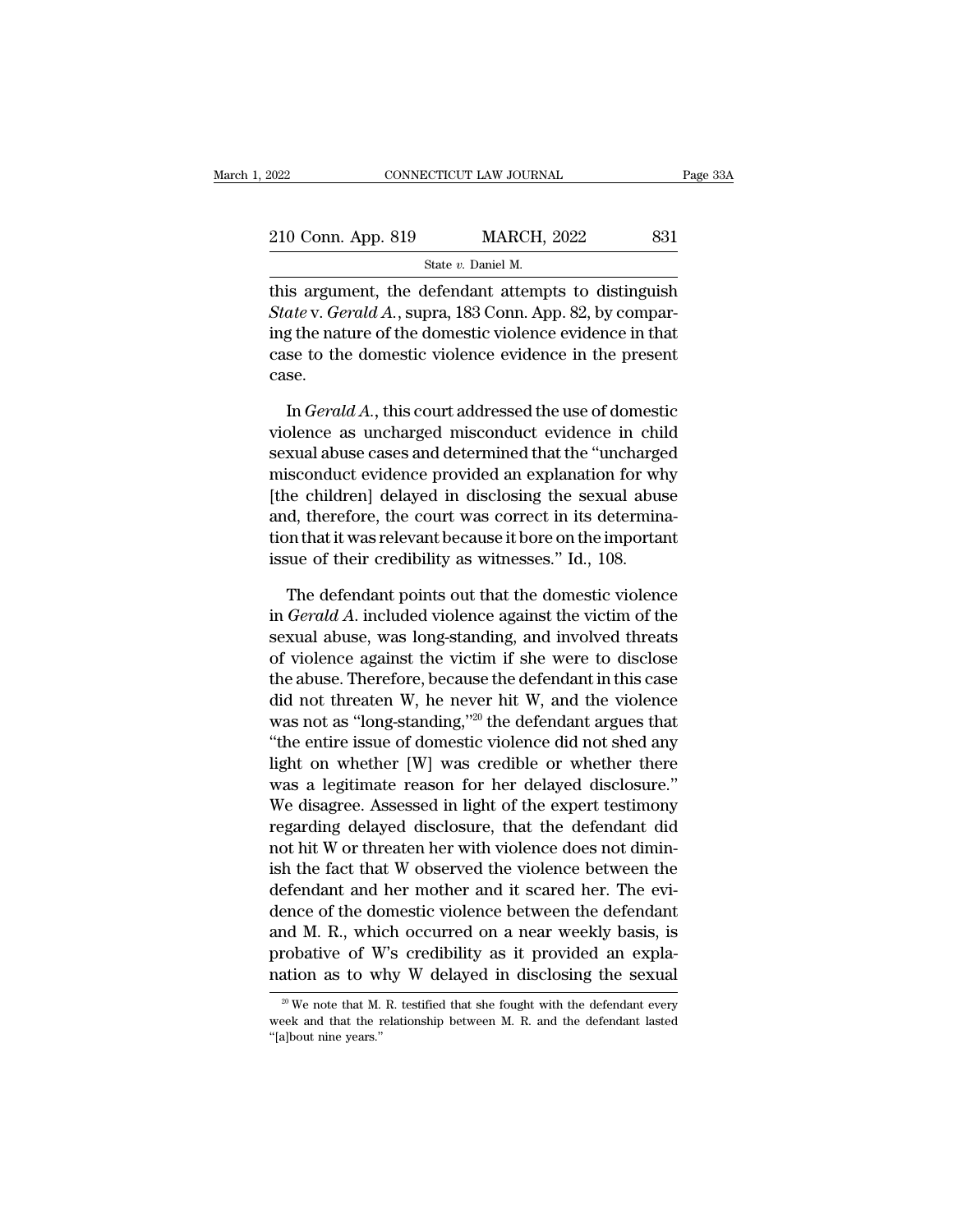this argument, the defendant attempts to distinguish *State* v. *Gerald A.*, supra, 183 Conn. App. 82, by comparing the nature of the domestic violence evidence in that case to the domestic violence evidence in the present case.

In *Gerald A.*, this court addressed the use of domestic violence as uncharged misconduct evidence in child sexual abuse cases and determined that the "uncharged misconduct evidence provided an explanation for why [the children] delayed in disclosing the sexual abuse and, therefore, the court was correct in its determination that it was relevant because it bore on the important issue of their credibility as witnesses." Id., 108.

The defendant points out that the domestic violence in *Gerald A.* included violence against the victim of the sexual abuse, was long-standing, and involved threats of violence against the victim if she were to disclose the abuse. Therefore, because the defendant in this case did not threaten W, he never hit W, and the violence was not as "long-standing,"[20] the defendant argues that "the entire issue of domestic violence did not shed any light on whether [W] was credible or whether there was a legitimate reason for her delayed disclosure." We disagree. Assessed in light of the expert testimony regarding delayed disclosure, that the defendant did not hit W or threaten her with violence does not diminish the fact that W observed the violence between the defendant and her mother and it scared her. The evidence of the domestic violence between the defendant and M. R., which occurred on a near weekly basis, is probative of W's credibility as it provided an explanation as to why W delayed in disclosing the sexual

[20] We note that M. R. testified that she fought with the defendant every week and that the relationship between M. R. and the defendant lasted "[a]bout nine years."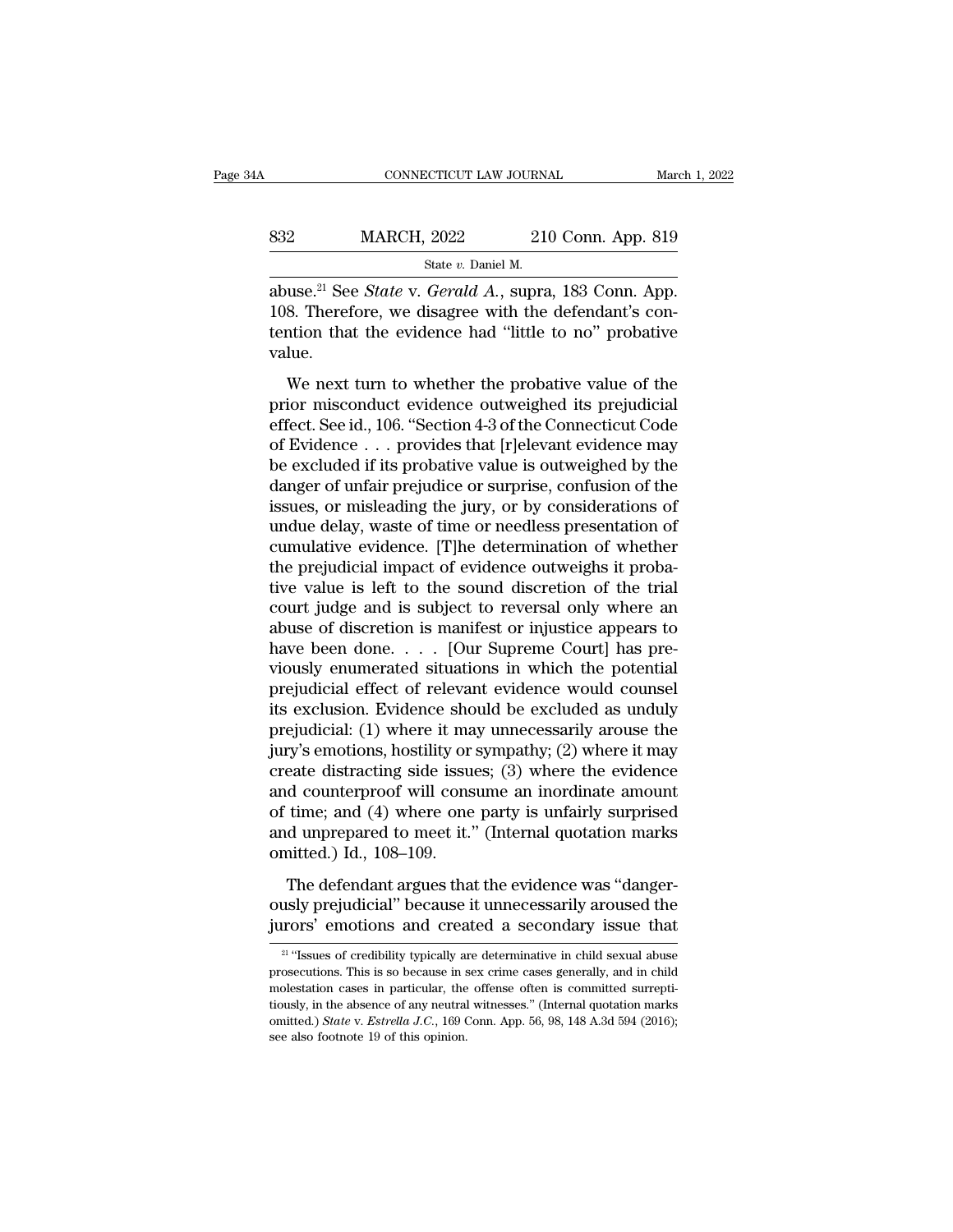abuse.[21] See *State* v. *Gerald A.*, supra, 183 Conn. App. 108. Therefore, we disagree with the defendant's contention that the evidence had "little to no" probative value.

We next turn to whether the probative value of the prior misconduct evidence outweighed its prejudicial effect. See id., 106. "Section 4-3 of the Connecticut Code of Evidence . . . provides that [r]elevant evidence may be excluded if its probative value is outweighed by the danger of unfair prejudice or surprise, confusion of the issues, or misleading the jury, or by considerations of undue delay, waste of time or needless presentation of cumulative evidence. [T]he determination of whether the prejudicial impact of evidence outweighs it probative value is left to the sound discretion of the trial court judge and is subject to reversal only where an abuse of discretion is manifest or injustice appears to have been done. . . . [Our Supreme Court] has previously enumerated situations in which the potential prejudicial effect of relevant evidence would counsel its exclusion. Evidence should be excluded as unduly prejudicial: (1) where it may unnecessarily arouse the jury's emotions, hostility or sympathy; (2) where it may create distracting side issues; (3) where the evidence and counterproof will consume an inordinate amount of time; and (4) where one party is unfairly surprised and unprepared to meet it." (Internal quotation marks omitted.) Id., 108–109.

The defendant argues that the evidence was "dangerously prejudicial" because it unnecessarily aroused the jurors' emotions and created a secondary issue that

[21] "Issues of credibility typically are determinative in child sexual abuse prosecutions. This is so because in sex crime cases generally, and in child molestation cases in particular, the offense often is committed surreptitiously, in the absence of any neutral witnesses." (Internal quotation marks omitted.) *State* v. *Estrella J.C.*, 169 Conn. App. 56, 98, 148 A.3d 594 (2016); see also footnote 19 of this opinion.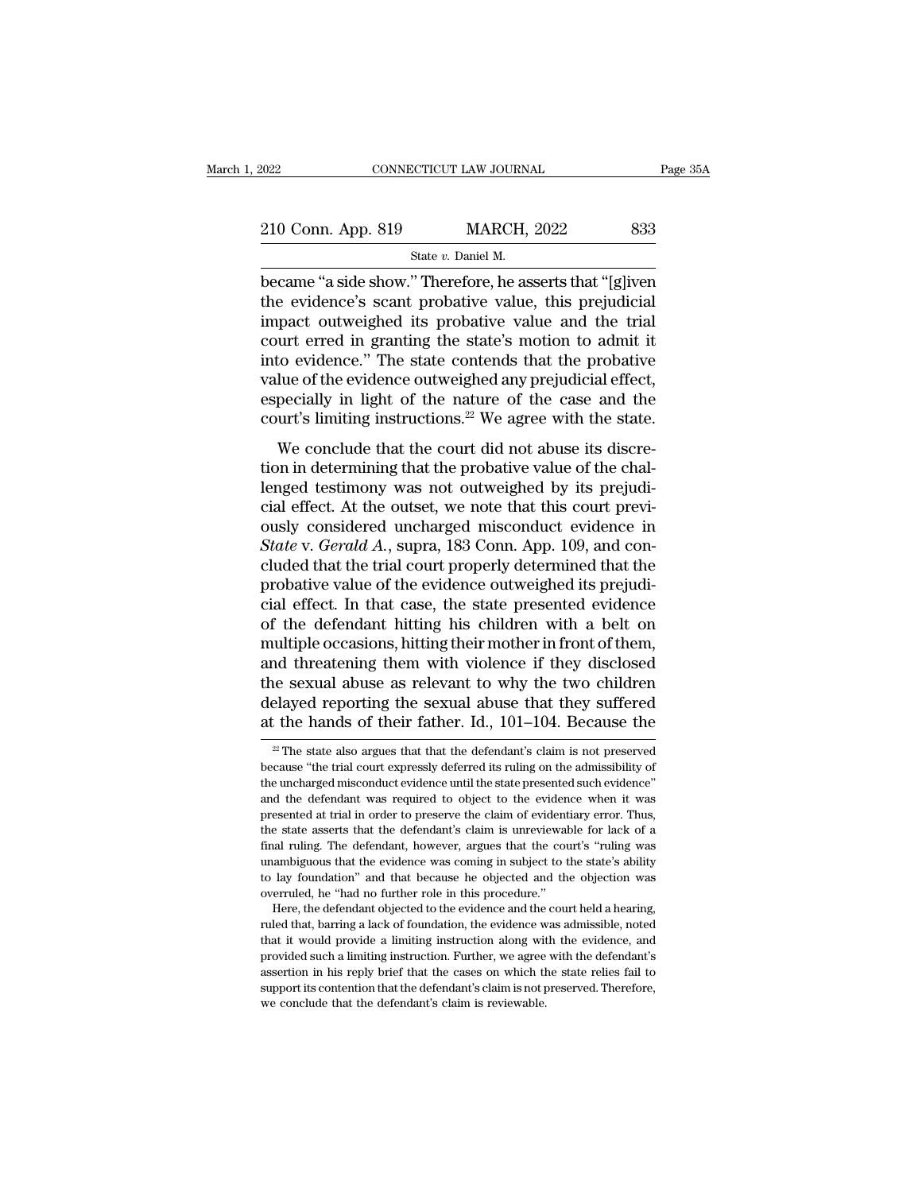became "a side show." Therefore, he asserts that "[g]iven the evidence's scant probative value, this prejudicial impact outweighed its probative value and the trial court erred in granting the state's motion to admit it into evidence." The state contends that the probative value of the evidence outweighed any prejudicial effect, especially in light of the nature of the case and the court's limiting instructions.[22] We agree with the state.

We conclude that the court did not abuse its discretion in determining that the probative value of the challenged testimony was not outweighed by its prejudicial effect. At the outset, we note that this court previously considered uncharged misconduct evidence in *State* v. *Gerald A.*, supra, 183 Conn. App. 109, and concluded that the trial court properly determined that the probative value of the evidence outweighed its prejudicial effect. In that case, the state presented evidence of the defendant hitting his children with a belt on multiple occasions, hitting their mother in front of them, and threatening them with violence if they disclosed the sexual abuse as relevant to why the two children delayed reporting the sexual abuse that they suffered at the hands of their father. Id., 101–104. Because the

[22] The state also argues that that the defendant's claim is not preserved because "the trial court expressly deferred its ruling on the admissibility of the uncharged misconduct evidence until the state presented such evidence" and the defendant was required to object to the evidence when it was presented at trial in order to preserve the claim of evidentiary error. Thus, the state asserts that the defendant's claim is unreviewable for lack of a final ruling. The defendant, however, argues that the court's "ruling was unambiguous that the evidence was coming in subject to the state's ability to lay foundation" and that because he objected and the objection was overruled, he "had no further role in this procedure."

Here, the defendant objected to the evidence and the court held a hearing, ruled that, barring a lack of foundation, the evidence was admissible, noted that it would provide a limiting instruction along with the evidence, and provided such a limiting instruction. Further, we agree with the defendant's assertion in his reply brief that the cases on which the state relies fail to support its contention that the defendant's claim is not preserved. Therefore, we conclude that the defendant's claim is reviewable.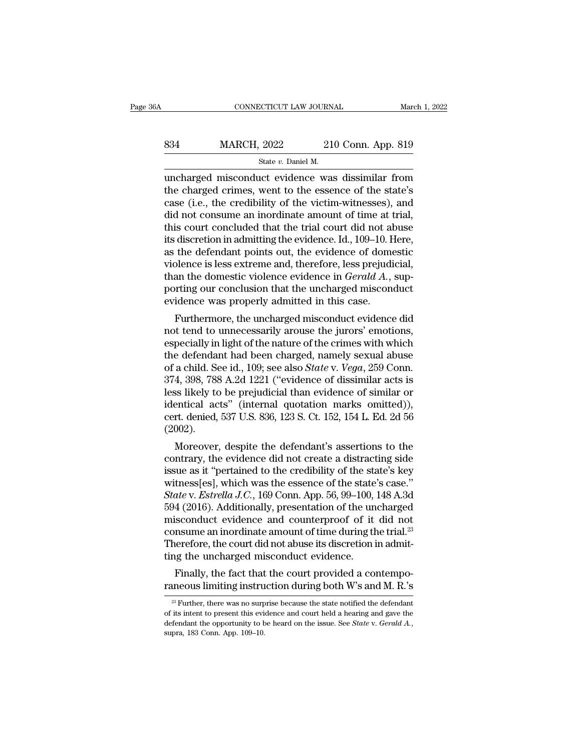uncharged misconduct evidence was dissimilar from the charged crimes, went to the essence of the state's case (i.e., the credibility of the victim-witnesses), and did not consume an inordinate amount of time at trial, this court concluded that the trial court did not abuse its discretion in admitting the evidence. Id., 109–10. Here, as the defendant points out, the evidence of domestic violence is less extreme and, therefore, less prejudicial, than the domestic violence evidence in *Gerald A.*, supporting our conclusion that the uncharged misconduct evidence was properly admitted in this case.

Furthermore, the uncharged misconduct evidence did not tend to unnecessarily arouse the jurors' emotions, especially in light of the nature of the crimes with which the defendant had been charged, namely sexual abuse of a child. See id., 109; see also *State* v. *Vega*, 259 Conn. 374, 398, 788 A.2d 1221 ("evidence of dissimilar acts is less likely to be prejudicial than evidence of similar or identical acts" (internal quotation marks omitted)), cert. denied, 537 U.S. 836, 123 S. Ct. 152, 154 L. Ed. 2d 56 (2002).

Moreover, despite the defendant's assertions to the contrary, the evidence did not create a distracting side issue as it "pertained to the credibility of the state's key witness[es], which was the essence of the state's case." *State* v. *Estrella J.C.*, 169 Conn. App. 56, 99–100, 148 A.3d 594 (2016). Additionally, presentation of the uncharged misconduct evidence and counterproof of it did not consume an inordinate amount of time during the trial.[23] Therefore, the court did not abuse its discretion in admitting the uncharged misconduct evidence.

Finally, the fact that the court provided a contemporaneous limiting instruction during both W's and M. R.'s

[23] Further, there was no surprise because the state notified the defendant of its intent to present this evidence and court held a hearing and gave the defendant the opportunity to be heard on the issue. See *State* v. *Gerald A.*, supra, 183 Conn. App. 109–10.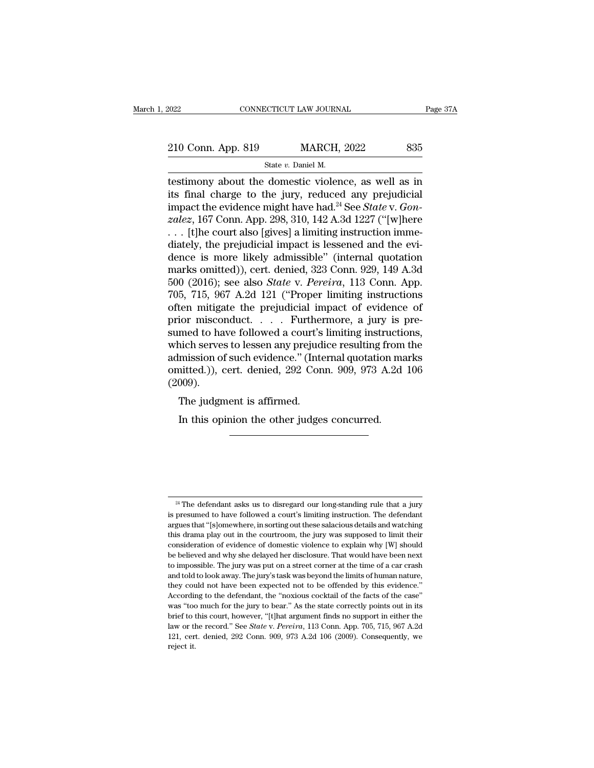testimony about the domestic violence, as well as in its final charge to the jury, reduced any prejudicial impact the evidence might have had.[24] See *State* v. *Gonzalez*, 167 Conn. App. 298, 310, 142 A.3d 1227 ("[w]here . . . [t]he court also [gives] a limiting instruction immediately, the prejudicial impact is lessened and the evidence is more likely admissible" (internal quotation marks omitted)), cert. denied, 323 Conn. 929, 149 A.3d 500 (2016); see also *State* v. *Pereira*, 113 Conn. App. 705, 715, 967 A.2d 121 ("Proper limiting instructions often mitigate the prejudicial impact of evidence of prior misconduct. . . . Furthermore, a jury is presumed to have followed a court's limiting instructions, which serves to lessen any prejudice resulting from the admission of such evidence." (Internal quotation marks omitted.)), cert. denied, 292 Conn. 909, 973 A.2d 106 (2009).

The judgment is affirmed.

In this opinion the other judges concurred.

---

[24] The defendant asks us to disregard our long-standing rule that a jury is presumed to have followed a court's limiting instruction. The defendant argues that "[s]omewhere, in sorting out these salacious details and watching this drama play out in the courtroom, the jury was supposed to limit their consideration of evidence of domestic violence to explain why [W] should be believed and why she delayed her disclosure. That would have been next to impossible. The jury was put on a street corner at the time of a car crash and told to look away. The jury's task was beyond the limits of human nature, they could not have been expected not to be offended by this evidence." According to the defendant, the "noxious cocktail of the facts of the case" was "too much for the jury to bear." As the state correctly points out in its brief to this court, however, "[t]hat argument finds no support in either the law or the record." See *State* v. *Pereira*, 113 Conn. App. 705, 715, 967 A.2d 121, cert. denied, 292 Conn. 909, 973 A.2d 106 (2009). Consequently, we reject it.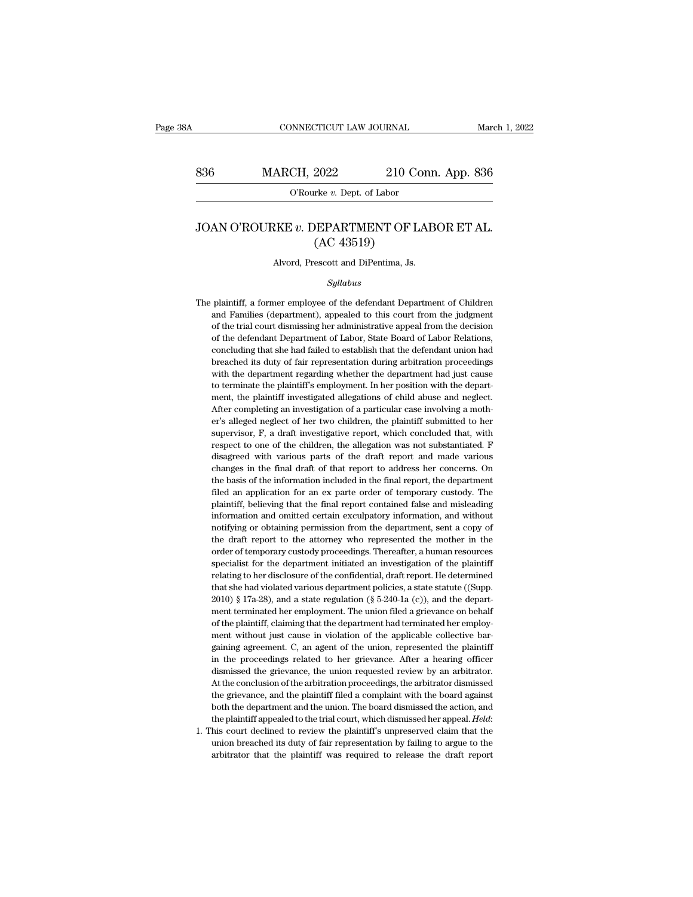# JOAN O'ROURKE *v.* DEPARTMENT OF LABOR ET AL.
## (AC 43519)

Alvord, Prescott and DiPentima, Js.

*Syllabus*

The plaintiff, a former employee of the defendant Department of Children and Families (department), appealed to this court from the judgment of the trial court dismissing her administrative appeal from the decision of the defendant Department of Labor, State Board of Labor Relations, concluding that she had failed to establish that the defendant union had breached its duty of fair representation during arbitration proceedings with the department regarding whether the department had just cause to terminate the plaintiff's employment. In her position with the department, the plaintiff investigated allegations of child abuse and neglect. After completing an investigation of a particular case involving a mother's alleged neglect of her two children, the plaintiff submitted to her supervisor, F, a draft investigative report, which concluded that, with respect to one of the children, the allegation was not substantiated. F disagreed with various parts of the draft report and made various changes in the final draft of that report to address her concerns. On the basis of the information included in the final report, the department filed an application for an ex parte order of temporary custody. The plaintiff, believing that the final report contained false and misleading information and omitted certain exculpatory information, and without notifying or obtaining permission from the department, sent a copy of the draft report to the attorney who represented the mother in the order of temporary custody proceedings. Thereafter, a human resources specialist for the department initiated an investigation of the plaintiff relating to her disclosure of the confidential, draft report. He determined that she had violated various department policies, a state statute ((Supp. 2010) § 17a-28), and a state regulation (§ 5-240-1a (c)), and the department terminated her employment. The union filed a grievance on behalf of the plaintiff, claiming that the department had terminated her employment without just cause in violation of the applicable collective bargaining agreement. C, an agent of the union, represented the plaintiff in the proceedings related to her grievance. After a hearing officer dismissed the grievance, the union requested review by an arbitrator. At the conclusion of the arbitration proceedings, the arbitrator dismissed the grievance, and the plaintiff filed a complaint with the board against both the department and the union. The board dismissed the action, and the plaintiff appealed to the trial court, which dismissed her appeal. *Held*:

1. This court declined to review the plaintiff's unpreserved claim that the union breached its duty of fair representation by failing to argue to the arbitrator that the plaintiff was required to release the draft report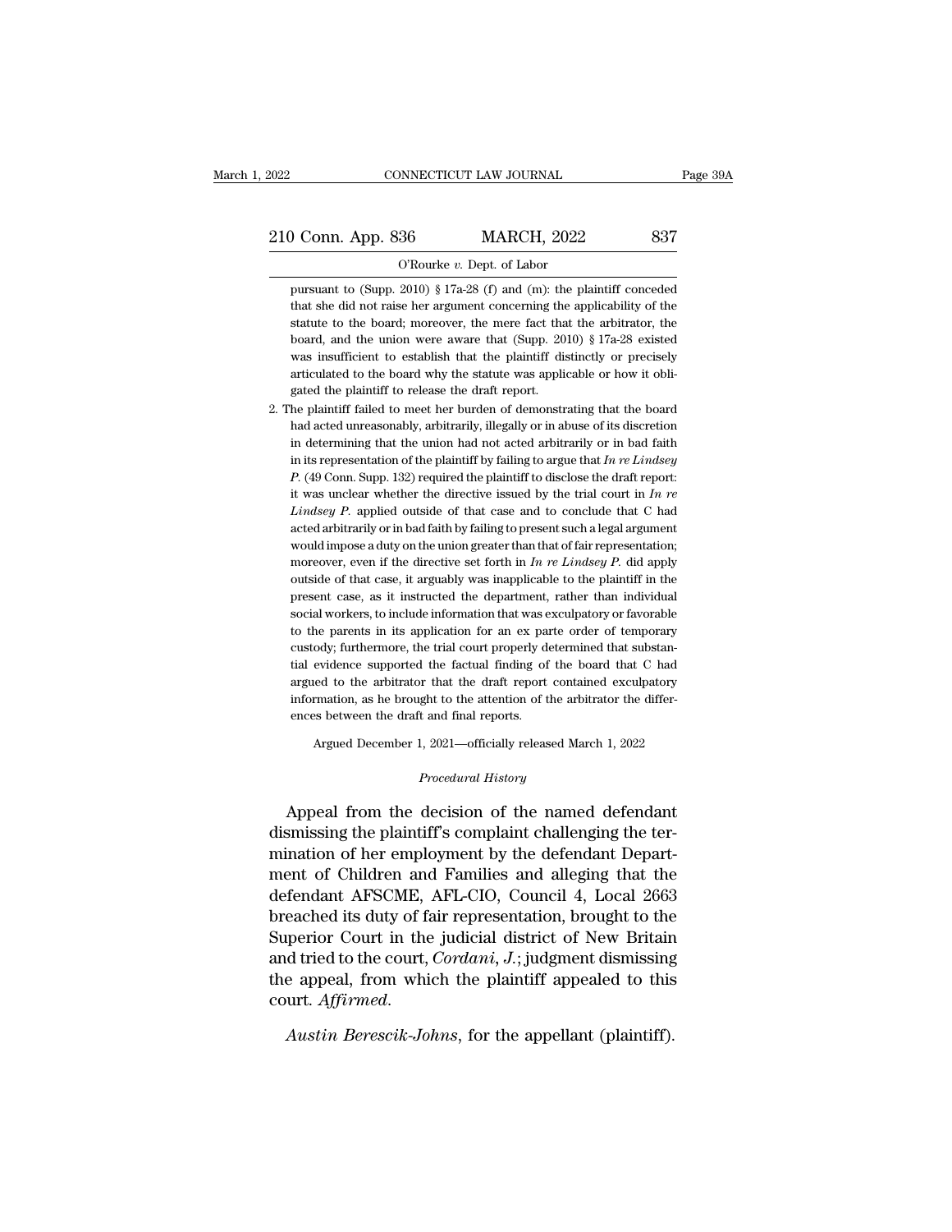pursuant to (Supp. 2010) § 17a-28 (f) and (m): the plaintiff conceded that she did not raise her argument concerning the applicability of the statute to the board; moreover, the mere fact that the arbitrator, the board, and the union were aware that (Supp. 2010) § 17a-28 existed was insufficient to establish that the plaintiff distinctly or precisely articulated to the board why the statute was applicable or how it obligated the plaintiff to release the draft report.

2. The plaintiff failed to meet her burden of demonstrating that the board had acted unreasonably, arbitrarily, illegally or in abuse of its discretion in determining that the union had not acted arbitrarily or in bad faith in its representation of the plaintiff by failing to argue that *In re Lindsey P.* (49 Conn. Supp. 132) required the plaintiff to disclose the draft report: it was unclear whether the directive issued by the trial court in *In re Lindsey P.* applied outside of that case and to conclude that C had acted arbitrarily or in bad faith by failing to present such a legal argument would impose a duty on the union greater than that of fair representation; moreover, even if the directive set forth in *In re Lindsey P.* did apply outside of that case, it arguably was inapplicable to the plaintiff in the present case, as it instructed the department, rather than individual social workers, to include information that was exculpatory or favorable to the parents in its application for an ex parte order of temporary custody; furthermore, the trial court properly determined that substantial evidence supported the factual finding of the board that C had argued to the arbitrator that the draft report contained exculpatory information, as he brought to the attention of the arbitrator the differences between the draft and final reports.

Argued December 1, 2021—officially released March 1, 2022

*Procedural History*

Appeal from the decision of the named defendant dismissing the plaintiff's complaint challenging the termination of her employment by the defendant Department of Children and Families and alleging that the defendant AFSCME, AFL-CIO, Council 4, Local 2663 breached its duty of fair representation, brought to the Superior Court in the judicial district of New Britain and tried to the court, *Cordani, J.*; judgment dismissing the appeal, from which the plaintiff appealed to this court. *Affirmed.*

*Austin Berescik-Johns*, for the appellant (plaintiff).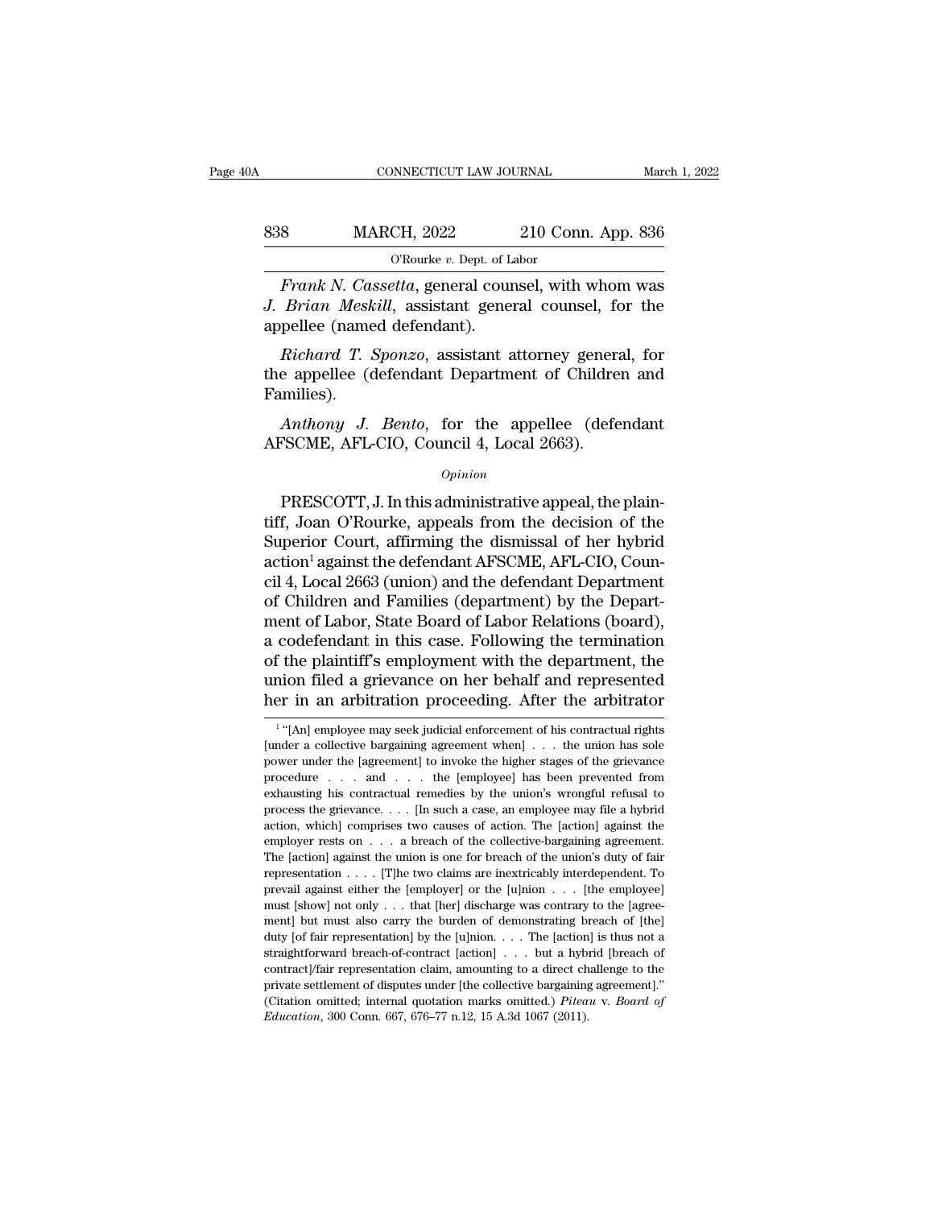*Frank N. Cassetta*, general counsel, with whom was *J. Brian Meskill*, assistant general counsel, for the appellee (named defendant).

*Richard T. Sponzo*, assistant attorney general, for the appellee (defendant Department of Children and Families).

*Anthony J. Bento*, for the appellee (defendant AFSCME, AFL-CIO, Council 4, Local 2663).

*Opinion*

PRESCOTT, J. In this administrative appeal, the plaintiff, Joan O'Rourke, appeals from the decision of the Superior Court, affirming the dismissal of her hybrid action[1] against the defendant AFSCME, AFL-CIO, Council 4, Local 2663 (union) and the defendant Department of Children and Families (department) by the Department of Labor, State Board of Labor Relations (board), a codefendant in this case. Following the termination of the plaintiff's employment with the department, the union filed a grievance on her behalf and represented her in an arbitration proceeding. After the arbitrator

[1] "[An] employee may seek judicial enforcement of his contractual rights [under a collective bargaining agreement when] . . . the union has sole power under the [agreement] to invoke the higher stages of the grievance procedure . . . and . . . the [employee] has been prevented from exhausting his contractual remedies by the union's wrongful refusal to process the grievance. . . . [In such a case, an employee may file a hybrid action, which] comprises two causes of action. The [action] against the employer rests on . . . a breach of the collective-bargaining agreement. The [action] against the union is one for breach of the union's duty of fair representation . . . . [T]he two claims are inextricably interdependent. To prevail against either the [employer] or the [u]nion . . . [the employee] must [show] not only . . . that [her] discharge was contrary to the [agreement] but must also carry the burden of demonstrating breach of [the] duty [of fair representation] by the [u]nion. . . . The [action] is thus not a straightforward breach-of-contract [action] . . . but a hybrid [breach of contract]/fair representation claim, amounting to a direct challenge to the private settlement of disputes under [the collective bargaining agreement]." (Citation omitted; internal quotation marks omitted.) *Piteau* v. *Board of Education*, 300 Conn. 667, 676–77 n.12, 15 A.3d 1067 (2011).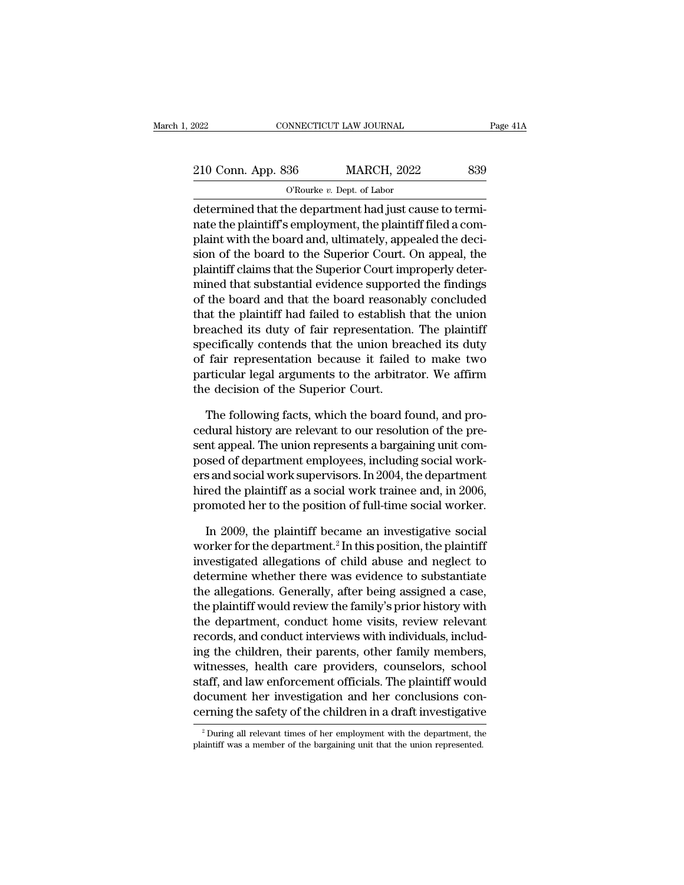determined that the department had just cause to terminate the plaintiff's employment, the plaintiff filed a complaint with the board and, ultimately, appealed the decision of the board to the Superior Court. On appeal, the plaintiff claims that the Superior Court improperly determined that substantial evidence supported the findings of the board and that the board reasonably concluded that the plaintiff had failed to establish that the union breached its duty of fair representation. The plaintiff specifically contends that the union breached its duty of fair representation because it failed to make two particular legal arguments to the arbitrator. We affirm the decision of the Superior Court.

The following facts, which the board found, and procedural history are relevant to our resolution of the present appeal. The union represents a bargaining unit composed of department employees, including social workers and social work supervisors. In 2004, the department hired the plaintiff as a social work trainee and, in 2006, promoted her to the position of full-time social worker.

In 2009, the plaintiff became an investigative social worker for the department.[2] In this position, the plaintiff investigated allegations of child abuse and neglect to determine whether there was evidence to substantiate the allegations. Generally, after being assigned a case, the plaintiff would review the family's prior history with the department, conduct home visits, review relevant records, and conduct interviews with individuals, including the children, their parents, other family members, witnesses, health care providers, counselors, school staff, and law enforcement officials. The plaintiff would document her investigation and her conclusions concerning the safety of the children in a draft investigative

[2] During all relevant times of her employment with the department, the plaintiff was a member of the bargaining unit that the union represented.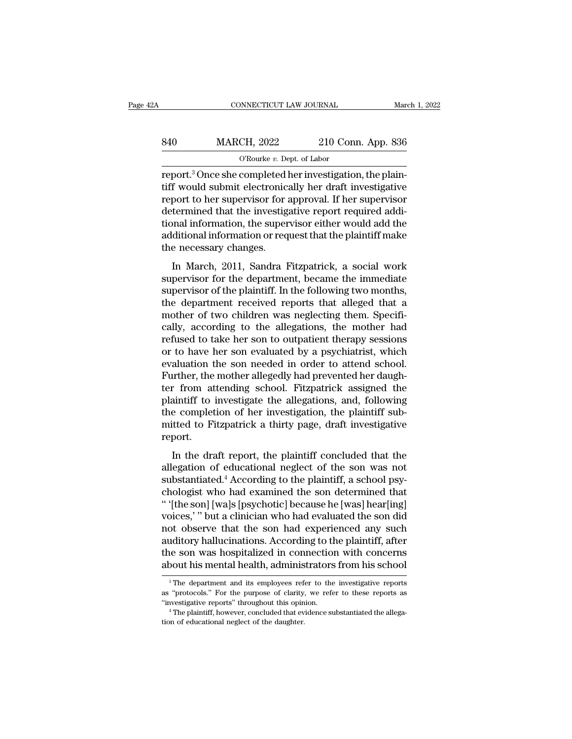report.[3] Once she completed her investigation, the plaintiff would submit electronically her draft investigative report to her supervisor for approval. If her supervisor determined that the investigative report required additional information, the supervisor either would add the additional information or request that the plaintiff make the necessary changes.

In March, 2011, Sandra Fitzpatrick, a social work supervisor for the department, became the immediate supervisor of the plaintiff. In the following two months, the department received reports that alleged that a mother of two children was neglecting them. Specifically, according to the allegations, the mother had refused to take her son to outpatient therapy sessions or to have her son evaluated by a psychiatrist, which evaluation the son needed in order to attend school. Further, the mother allegedly had prevented her daughter from attending school. Fitzpatrick assigned the plaintiff to investigate the allegations, and, following the completion of her investigation, the plaintiff submitted to Fitzpatrick a thirty page, draft investigative report.

In the draft report, the plaintiff concluded that the allegation of educational neglect of the son was not substantiated.[4] According to the plaintiff, a school psychologist who had examined the son determined that " '[the son] [wa]s [psychotic] because he [was] hear[ing] voices,' " but a clinician who had evaluated the son did not observe that the son had experienced any such auditory hallucinations. According to the plaintiff, after the son was hospitalized in connection with concerns about his mental health, administrators from his school

[3] The department and its employees refer to the investigative reports as "protocols." For the purpose of clarity, we refer to these reports as "investigative reports" throughout this opinion.

[4] The plaintiff, however, concluded that evidence substantiated the allegation of educational neglect of the daughter.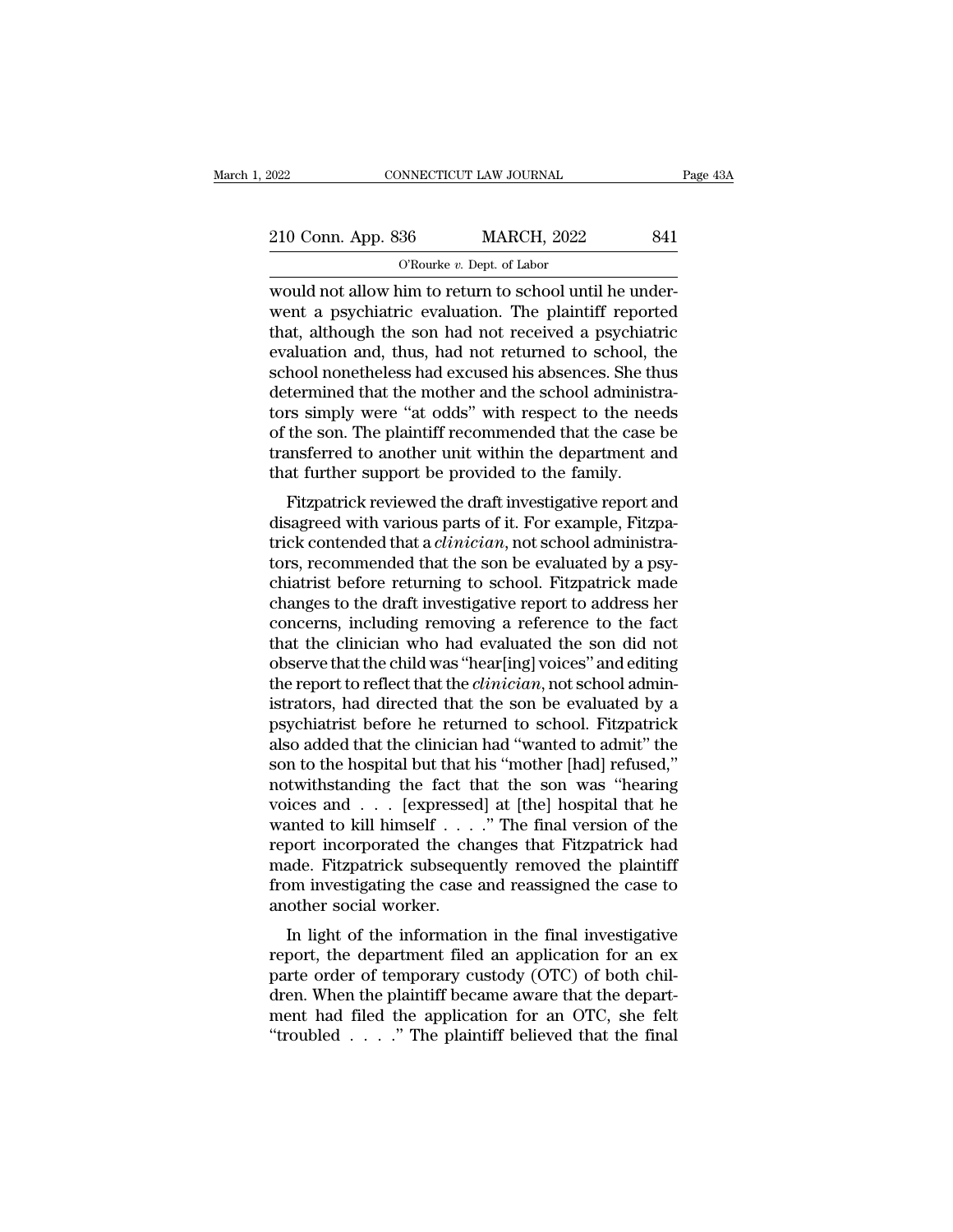would not allow him to return to school until he underwent a psychiatric evaluation. The plaintiff reported that, although the son had not received a psychiatric evaluation and, thus, had not returned to school, the school nonetheless had excused his absences. She thus determined that the mother and the school administrators simply were "at odds" with respect to the needs of the son. The plaintiff recommended that the case be transferred to another unit within the department and that further support be provided to the family.

Fitzpatrick reviewed the draft investigative report and disagreed with various parts of it. For example, Fitzpatrick contended that a *clinician*, not school administrators, recommended that the son be evaluated by a psychiatrist before returning to school. Fitzpatrick made changes to the draft investigative report to address her concerns, including removing a reference to the fact that the clinician who had evaluated the son did not observe that the child was "hear[ing] voices" and editing the report to reflect that the *clinician*, not school administrators, had directed that the son be evaluated by a psychiatrist before he returned to school. Fitzpatrick also added that the clinician had "wanted to admit" the son to the hospital but that his "mother [had] refused," notwithstanding the fact that the son was "hearing voices and . . . [expressed] at [the] hospital that he wanted to kill himself . . . ." The final version of the report incorporated the changes that Fitzpatrick had made. Fitzpatrick subsequently removed the plaintiff from investigating the case and reassigned the case to another social worker.

In light of the information in the final investigative report, the department filed an application for an ex parte order of temporary custody (OTC) of both children. When the plaintiff became aware that the department had filed the application for an OTC, she felt "troubled . . . ." The plaintiff believed that the final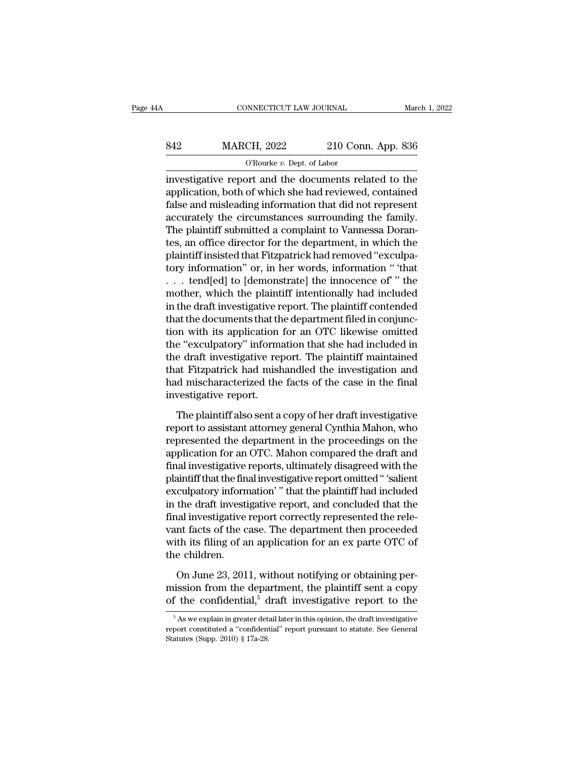investigative report and the documents related to the application, both of which she had reviewed, contained false and misleading information that did not represent accurately the circumstances surrounding the family. The plaintiff submitted a complaint to Vannessa Dorantes, an office director for the department, in which the plaintiff insisted that Fitzpatrick had removed "exculpatory information" or, in her words, information " 'that . . . tend[ed] to [demonstrate] the innocence of' " the mother, which the plaintiff intentionally had included in the draft investigative report. The plaintiff contended that the documents that the department filed in conjunction with its application for an OTC likewise omitted the "exculpatory" information that she had included in the draft investigative report. The plaintiff maintained that Fitzpatrick had mishandled the investigation and had mischaracterized the facts of the case in the final investigative report.

The plaintiff also sent a copy of her draft investigative report to assistant attorney general Cynthia Mahon, who represented the department in the proceedings on the application for an OTC. Mahon compared the draft and final investigative reports, ultimately disagreed with the plaintiff that the final investigative report omitted " 'salient exculpatory information' " that the plaintiff had included in the draft investigative report, and concluded that the final investigative report correctly represented the relevant facts of the case. The department then proceeded with its filing of an application for an ex parte OTC of the children.

On June 23, 2011, without notifying or obtaining permission from the department, the plaintiff sent a copy of the confidential,[5] draft investigative report to the

[5] As we explain in greater detail later in this opinion, the draft investigative report constituted a "confidential" report pursuant to statute. See General Statutes (Supp. 2010) § 17a-28.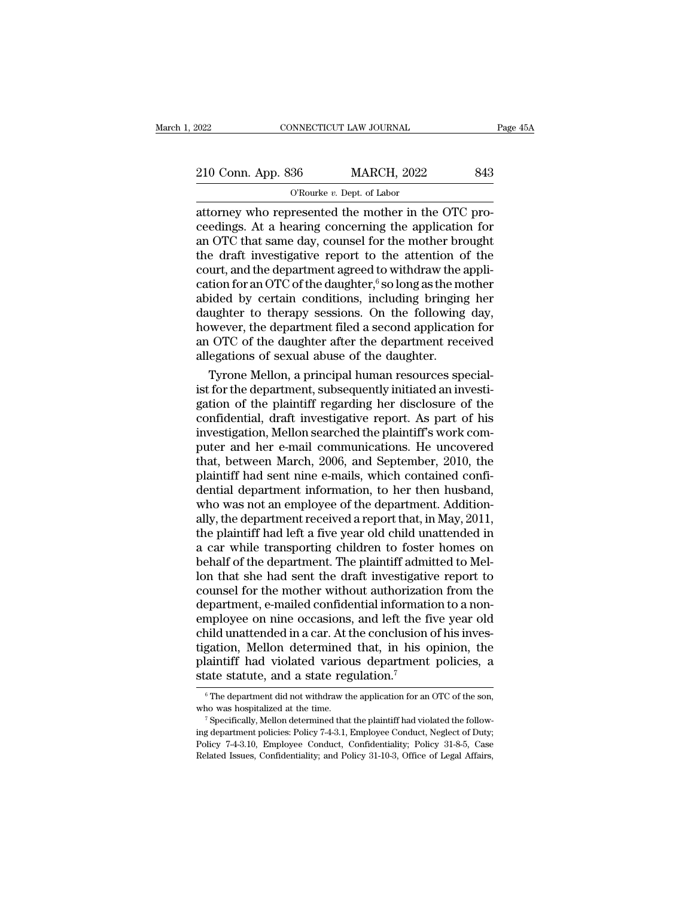attorney who represented the mother in the OTC proceedings. At a hearing concerning the application for an OTC that same day, counsel for the mother brought the draft investigative report to the attention of the court, and the department agreed to withdraw the application for an OTC of the daughter,[6] so long as the mother abided by certain conditions, including bringing her daughter to therapy sessions. On the following day, however, the department filed a second application for an OTC of the daughter after the department received allegations of sexual abuse of the daughter.

Tyrone Mellon, a principal human resources specialist for the department, subsequently initiated an investigation of the plaintiff regarding her disclosure of the confidential, draft investigative report. As part of his investigation, Mellon searched the plaintiff's work computer and her e-mail communications. He uncovered that, between March, 2006, and September, 2010, the plaintiff had sent nine e-mails, which contained confidential department information, to her then husband, who was not an employee of the department. Additionally, the department received a report that, in May, 2011, the plaintiff had left a five year old child unattended in a car while transporting children to foster homes on behalf of the department. The plaintiff admitted to Mellon that she had sent the draft investigative report to counsel for the mother without authorization from the department, e-mailed confidential information to a nonemployee on nine occasions, and left the five year old child unattended in a car. At the conclusion of his investigation, Mellon determined that, in his opinion, the plaintiff had violated various department policies, a state statute, and a state regulation.[7]

---

[6] The department did not withdraw the application for an OTC of the son, who was hospitalized at the time.

[7] Specifically, Mellon determined that the plaintiff had violated the following department policies: Policy 7-4-3.1, Employee Conduct, Neglect of Duty; Policy 7-4-3.10, Employee Conduct, Confidentiality; Policy 31-8-5, Case Related Issues, Confidentiality; and Policy 31-10-3, Office of Legal Affairs,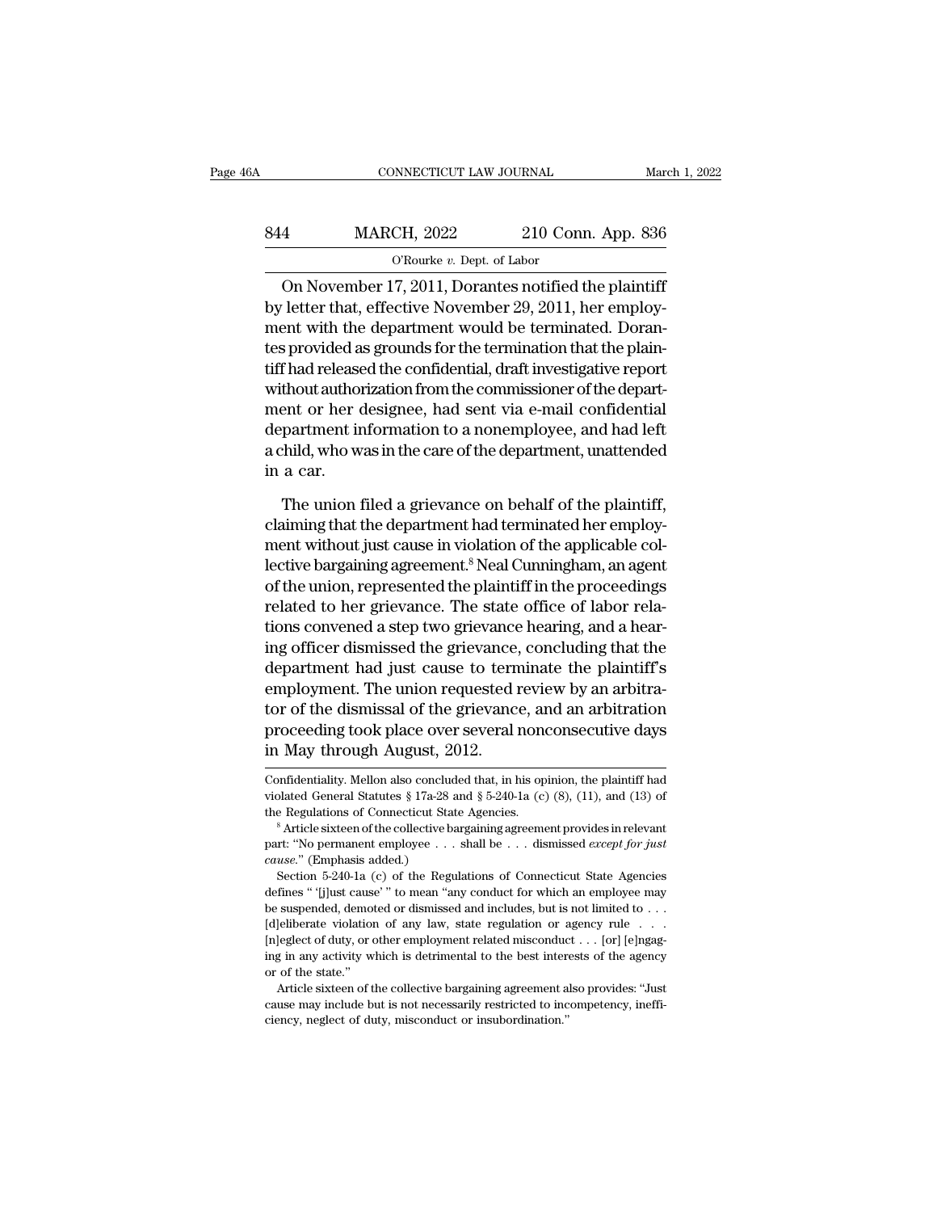On November 17, 2011, Dorantes notified the plaintiff by letter that, effective November 29, 2011, her employment with the department would be terminated. Dorantes provided as grounds for the termination that the plaintiff had released the confidential, draft investigative report without authorization from the commissioner of the department or her designee, had sent via e-mail confidential department information to a nonemployee, and had left a child, who was in the care of the department, unattended in a car.

The union filed a grievance on behalf of the plaintiff, claiming that the department had terminated her employment without just cause in violation of the applicable collective bargaining agreement.[8] Neal Cunningham, an agent of the union, represented the plaintiff in the proceedings related to her grievance. The state office of labor relations convened a step two grievance hearing, and a hearing officer dismissed the grievance, concluding that the department had just cause to terminate the plaintiff's employment. The union requested review by an arbitrator of the dismissal of the grievance, and an arbitration proceeding took place over several nonconsecutive days in May through August, 2012.

---

Confidentiality. Mellon also concluded that, in his opinion, the plaintiff had violated General Statutes § 17a-28 and § 5-240-1a (c) (8), (11), and (13) of the Regulations of Connecticut State Agencies.

[8] Article sixteen of the collective bargaining agreement provides in relevant part: "No permanent employee . . . shall be . . . dismissed *except for just cause*." (Emphasis added.)

Section 5-240-1a (c) of the Regulations of Connecticut State Agencies defines " '[j]ust cause' " to mean "any conduct for which an employee may be suspended, demoted or dismissed and includes, but is not limited to . . . [d]eliberate violation of any law, state regulation or agency rule . . . [n]eglect of duty, or other employment related misconduct . . . [or] [e]ngaging in any activity which is detrimental to the best interests of the agency or of the state."

Article sixteen of the collective bargaining agreement also provides: "Just cause may include but is not necessarily restricted to incompetency, inefficiency, neglect of duty, misconduct or insubordination."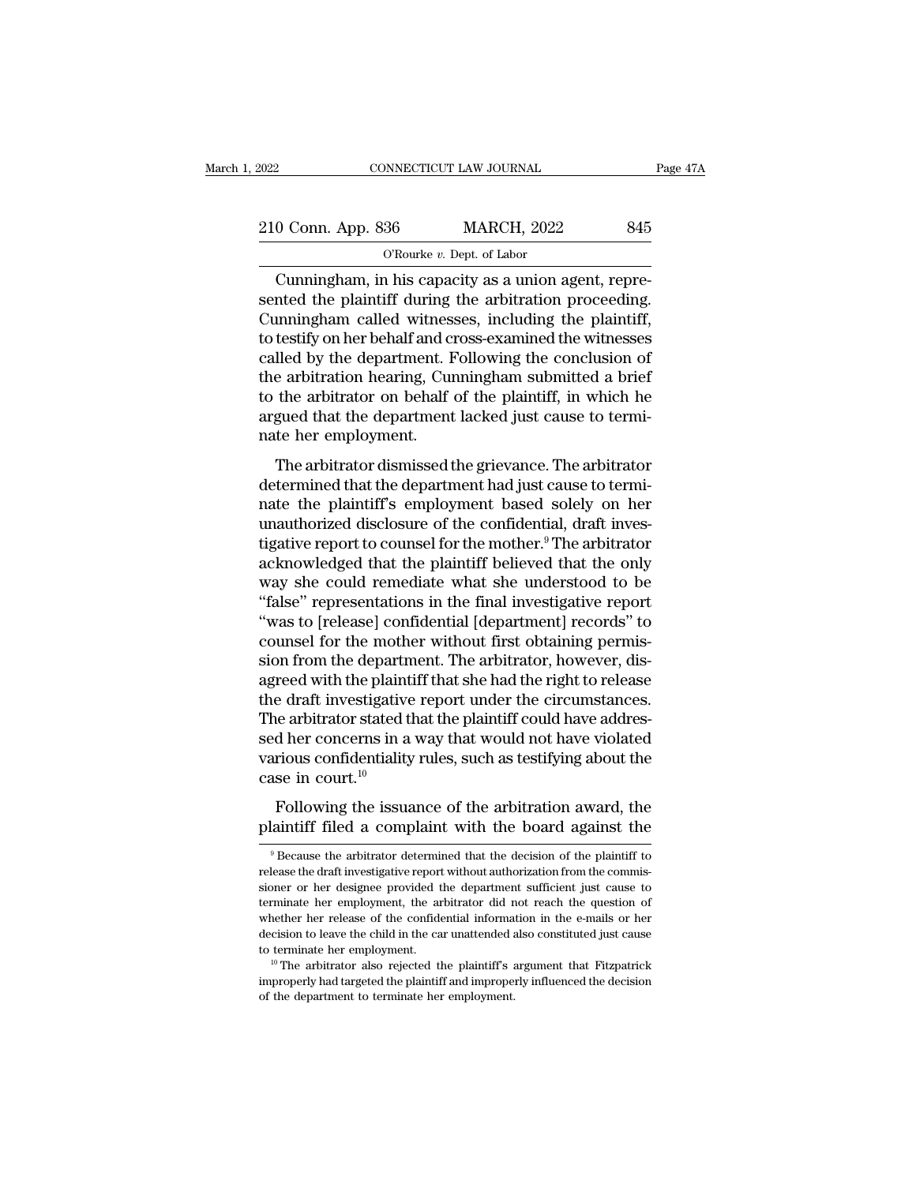Cunningham, in his capacity as a union agent, represented the plaintiff during the arbitration proceeding. Cunningham called witnesses, including the plaintiff, to testify on her behalf and cross-examined the witnesses called by the department. Following the conclusion of the arbitration hearing, Cunningham submitted a brief to the arbitrator on behalf of the plaintiff, in which he argued that the department lacked just cause to terminate her employment.

The arbitrator dismissed the grievance. The arbitrator determined that the department had just cause to terminate the plaintiff's employment based solely on her unauthorized disclosure of the confidential, draft investigative report to counsel for the mother.[9] The arbitrator acknowledged that the plaintiff believed that the only way she could remediate what she understood to be "false" representations in the final investigative report "was to [release] confidential [department] records" to counsel for the mother without first obtaining permission from the department. The arbitrator, however, disagreed with the plaintiff that she had the right to release the draft investigative report under the circumstances. The arbitrator stated that the plaintiff could have addressed her concerns in a way that would not have violated various confidentiality rules, such as testifying about the case in court.[10]

Following the issuance of the arbitration award, the plaintiff filed a complaint with the board against the

[9] Because the arbitrator determined that the decision of the plaintiff to release the draft investigative report without authorization from the commissioner or her designee provided the department sufficient just cause to terminate her employment, the arbitrator did not reach the question of whether her release of the confidential information in the e-mails or her decision to leave the child in the car unattended also constituted just cause to terminate her employment.

[10] The arbitrator also rejected the plaintiff's argument that Fitzpatrick improperly had targeted the plaintiff and improperly influenced the decision of the department to terminate her employment.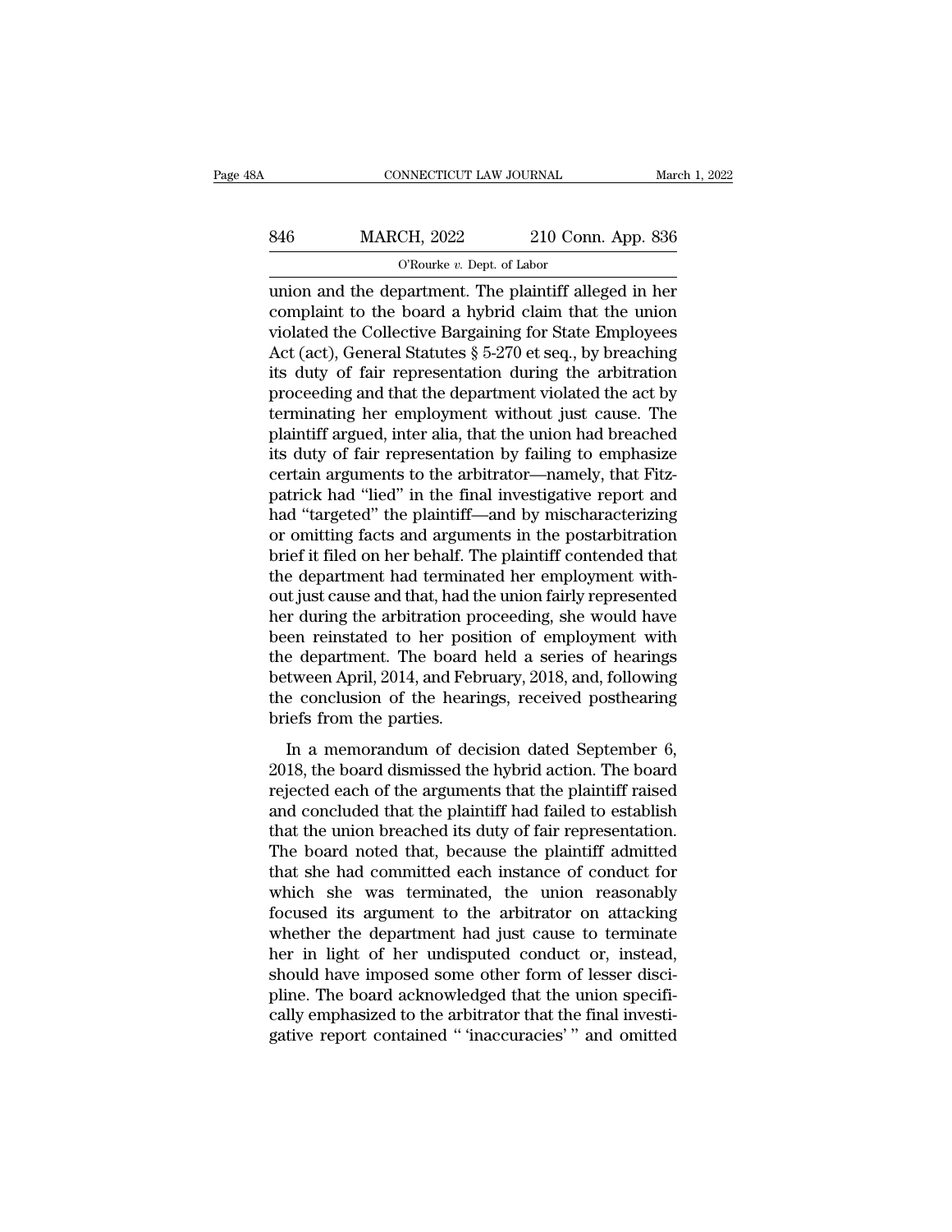union and the department. The plaintiff alleged in her complaint to the board a hybrid claim that the union violated the Collective Bargaining for State Employees Act (act), General Statutes § 5-270 et seq., by breaching its duty of fair representation during the arbitration proceeding and that the department violated the act by terminating her employment without just cause. The plaintiff argued, inter alia, that the union had breached its duty of fair representation by failing to emphasize certain arguments to the arbitrator—namely, that Fitzpatrick had "lied" in the final investigative report and had "targeted" the plaintiff—and by mischaracterizing or omitting facts and arguments in the postarbitration brief it filed on her behalf. The plaintiff contended that the department had terminated her employment without just cause and that, had the union fairly represented her during the arbitration proceeding, she would have been reinstated to her position of employment with the department. The board held a series of hearings between April, 2014, and February, 2018, and, following the conclusion of the hearings, received posthearing briefs from the parties.

In a memorandum of decision dated September 6, 2018, the board dismissed the hybrid action. The board rejected each of the arguments that the plaintiff raised and concluded that the plaintiff had failed to establish that the union breached its duty of fair representation. The board noted that, because the plaintiff admitted that she had committed each instance of conduct for which she was terminated, the union reasonably focused its argument to the arbitrator on attacking whether the department had just cause to terminate her in light of her undisputed conduct or, instead, should have imposed some other form of lesser discipline. The board acknowledged that the union specifically emphasized to the arbitrator that the final investigative report contained " 'inaccuracies' " and omitted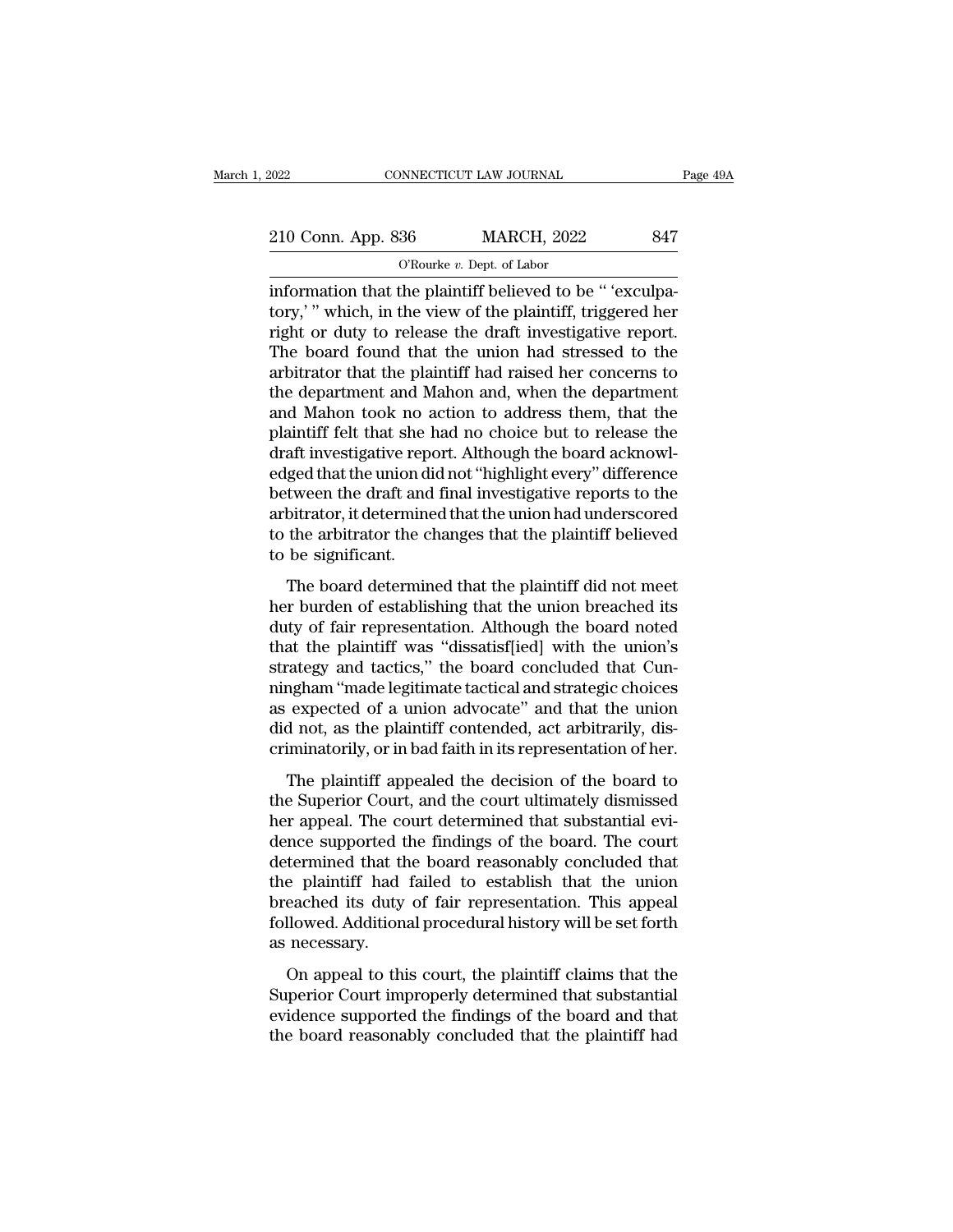information that the plaintiff believed to be " 'exculpatory,' " which, in the view of the plaintiff, triggered her right or duty to release the draft investigative report. The board found that the union had stressed to the arbitrator that the plaintiff had raised her concerns to the department and Mahon and, when the department and Mahon took no action to address them, that the plaintiff felt that she had no choice but to release the draft investigative report. Although the board acknowledged that the union did not "highlight every" difference between the draft and final investigative reports to the arbitrator, it determined that the union had underscored to the arbitrator the changes that the plaintiff believed to be significant.

The board determined that the plaintiff did not meet her burden of establishing that the union breached its duty of fair representation. Although the board noted that the plaintiff was "dissatisf[ied] with the union's strategy and tactics," the board concluded that Cunningham "made legitimate tactical and strategic choices as expected of a union advocate" and that the union did not, as the plaintiff contended, act arbitrarily, discriminatorily, or in bad faith in its representation of her.

The plaintiff appealed the decision of the board to the Superior Court, and the court ultimately dismissed her appeal. The court determined that substantial evidence supported the findings of the board. The court determined that the board reasonably concluded that the plaintiff had failed to establish that the union breached its duty of fair representation. This appeal followed. Additional procedural history will be set forth as necessary.

On appeal to this court, the plaintiff claims that the Superior Court improperly determined that substantial evidence supported the findings of the board and that the board reasonably concluded that the plaintiff had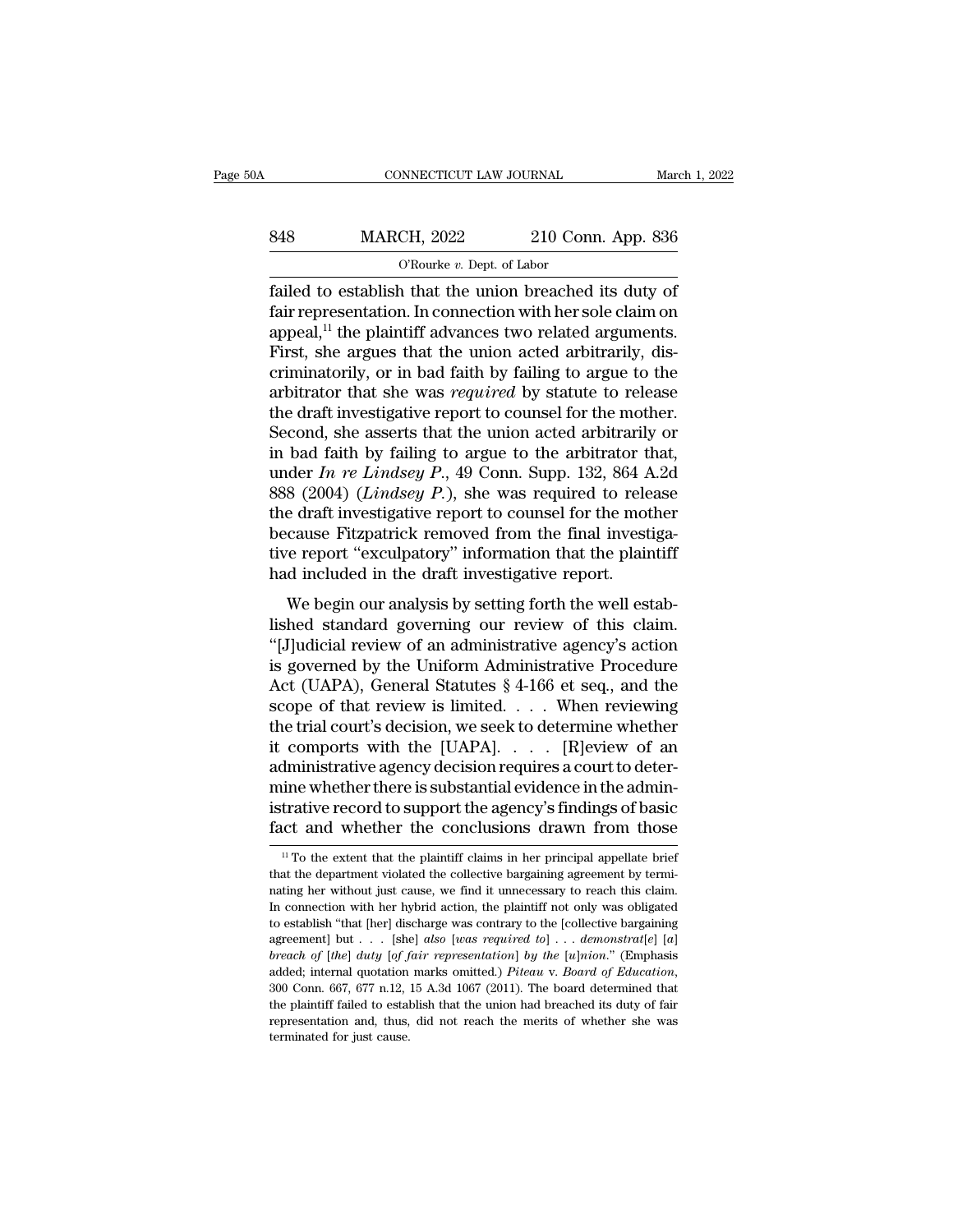failed to establish that the union breached its duty of fair representation. In connection with her sole claim on appeal,[11] the plaintiff advances two related arguments. First, she argues that the union acted arbitrarily, discriminatorily, or in bad faith by failing to argue to the arbitrator that she was *required* by statute to release the draft investigative report to counsel for the mother. Second, she asserts that the union acted arbitrarily or in bad faith by failing to argue to the arbitrator that, under *In re Lindsey P.*, 49 Conn. Supp. 132, 864 A.2d 888 (2004) (*Lindsey P.*), she was required to release the draft investigative report to counsel for the mother because Fitzpatrick removed from the final investigative report "exculpatory" information that the plaintiff had included in the draft investigative report.

We begin our analysis by setting forth the well established standard governing our review of this claim. "[J]udicial review of an administrative agency's action is governed by the Uniform Administrative Procedure Act (UAPA), General Statutes § 4-166 et seq., and the scope of that review is limited. . . . When reviewing the trial court's decision, we seek to determine whether it comports with the [UAPA]. . . . [R]eview of an administrative agency decision requires a court to determine whether there is substantial evidence in the administrative record to support the agency's findings of basic fact and whether the conclusions drawn from those

[11] To the extent that the plaintiff claims in her principal appellate brief that the department violated the collective bargaining agreement by terminating her without just cause, we find it unnecessary to reach this claim. In connection with her hybrid action, the plaintiff not only was obligated to establish "that [her] discharge was contrary to the [collective bargaining agreement] but . . . [she] *also* [*was required to*] . . . *demonstrat*[*e*] [*a*] *breach of* [*the*] *duty* [*of fair representation*] *by the* [*u*]*nion*." (Emphasis added; internal quotation marks omitted.) *Piteau* v. *Board of Education*, 300 Conn. 667, 677 n.12, 15 A.3d 1067 (2011). The board determined that the plaintiff failed to establish that the union had breached its duty of fair representation and, thus, did not reach the merits of whether she was terminated for just cause.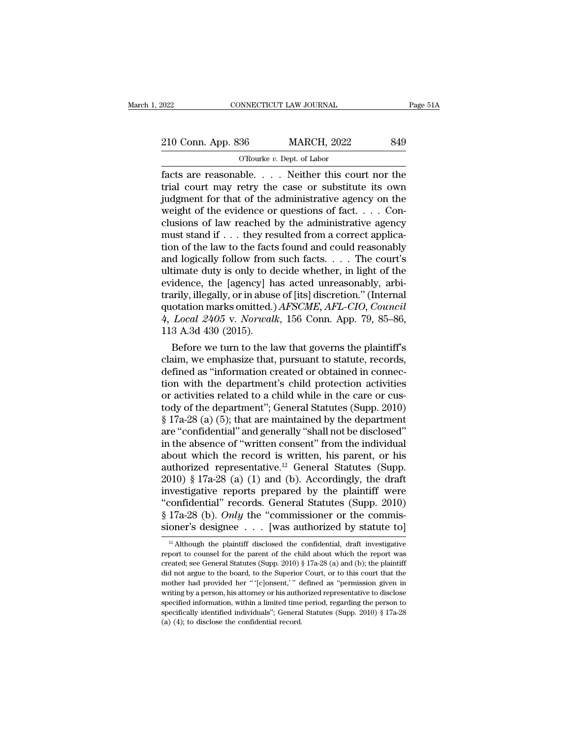facts are reasonable. . . . Neither this court nor the trial court may retry the case or substitute its own judgment for that of the administrative agency on the weight of the evidence or questions of fact. . . . Conclusions of law reached by the administrative agency must stand if . . . they resulted from a correct application of the law to the facts found and could reasonably and logically follow from such facts. . . . The court's ultimate duty is only to decide whether, in light of the evidence, the [agency] has acted unreasonably, arbitrarily, illegally, or in abuse of [its] discretion." (Internal quotation marks omitted.) *AFSCME, AFL-CIO, Council 4, Local 2405* v. *Norwalk*, 156 Conn. App. 79, 85–86, 113 A.3d 430 (2015).

Before we turn to the law that governs the plaintiff's claim, we emphasize that, pursuant to statute, records, defined as "information created or obtained in connection with the department's child protection activities or activities related to a child while in the care or custody of the department"; General Statutes (Supp. 2010) § 17a-28 (a) (5); that are maintained by the department are "confidential" and generally "shall not be disclosed" in the absence of "written consent" from the individual about which the record is written, his parent, or his authorized representative.[12] General Statutes (Supp. 2010) § 17a-28 (a) (1) and (b). Accordingly, the draft investigative reports prepared by the plaintiff were "confidential" records. General Statutes (Supp. 2010) § 17a-28 (b). *Only* the "commissioner or the commissioner's designee . . . [was authorized by statute to]

[12] Although the plaintiff disclosed the confidential, draft investigative report to counsel for the parent of the child about which the report was created; see General Statutes (Supp. 2010) § 17a-28 (a) and (b); the plaintiff did not argue to the board, to the Superior Court, or to this court that the mother had provided her " '[c]onsent,' " defined as "permission given in writing by a person, his attorney or his authorized representative to disclose specified information, within a limited time period, regarding the person to specifically identified individuals"; General Statutes (Supp. 2010) § 17a-28 (a) (4); to disclose the confidential record.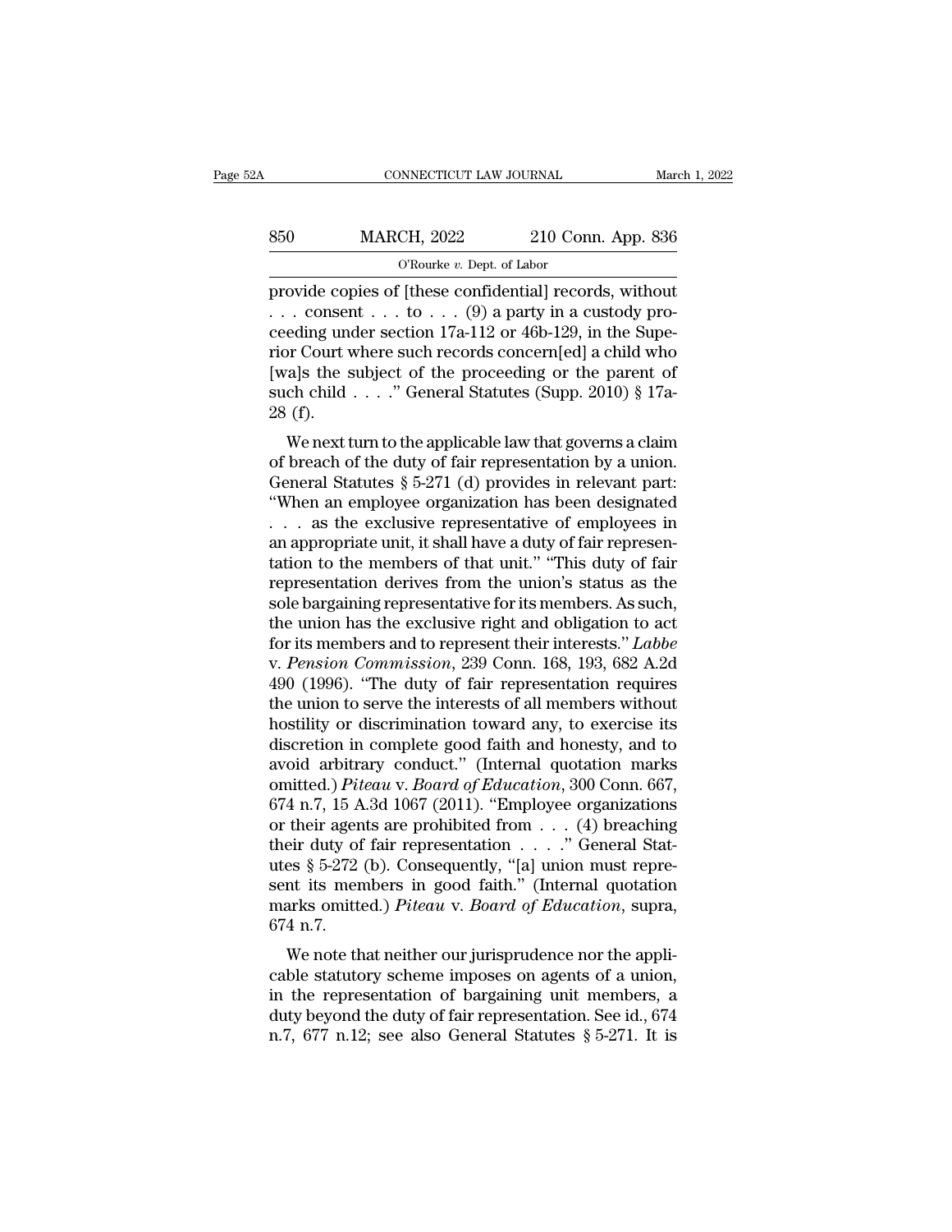provide copies of [these confidential] records, without . . . consent . . . to . . . (9) a party in a custody proceeding under section 17a-112 or 46b-129, in the Superior Court where such records concern[ed] a child who [wa]s the subject of the proceeding or the parent of such child . . . ." General Statutes (Supp. 2010) § 17a-28 (f).

We next turn to the applicable law that governs a claim of breach of the duty of fair representation by a union. General Statutes § 5-271 (d) provides in relevant part: "When an employee organization has been designated . . . as the exclusive representative of employees in an appropriate unit, it shall have a duty of fair representation to the members of that unit." "This duty of fair representation derives from the union's status as the sole bargaining representative for its members. As such, the union has the exclusive right and obligation to act for its members and to represent their interests." *Labbe* v. *Pension Commission*, 239 Conn. 168, 193, 682 A.2d 490 (1996). "The duty of fair representation requires the union to serve the interests of all members without hostility or discrimination toward any, to exercise its discretion in complete good faith and honesty, and to avoid arbitrary conduct." (Internal quotation marks omitted.) *Piteau* v. *Board of Education*, 300 Conn. 667, 674 n.7, 15 A.3d 1067 (2011). "Employee organizations or their agents are prohibited from . . . (4) breaching their duty of fair representation . . . ." General Statutes § 5-272 (b). Consequently, "[a] union must represent its members in good faith." (Internal quotation marks omitted.) *Piteau* v. *Board of Education*, supra, 674 n.7.

We note that neither our jurisprudence nor the applicable statutory scheme imposes on agents of a union, in the representation of bargaining unit members, a duty beyond the duty of fair representation. See id., 674 n.7, 677 n.12; see also General Statutes § 5-271. It is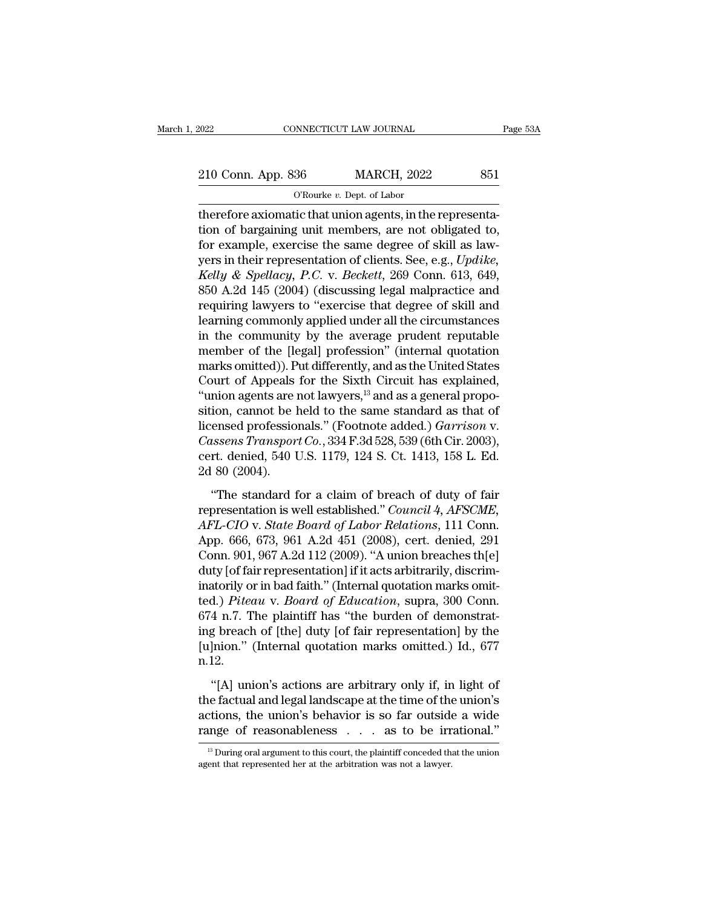therefore axiomatic that union agents, in the representation of bargaining unit members, are not obligated to, for example, exercise the same degree of skill as lawyers in their representation of clients. See, e.g., *Updike, Kelly & Spellacy, P.C.* v. *Beckett*, 269 Conn. 613, 649, 850 A.2d 145 (2004) (discussing legal malpractice and requiring lawyers to "exercise that degree of skill and learning commonly applied under all the circumstances in the community by the average prudent reputable member of the [legal] profession" (internal quotation marks omitted)). Put differently, and as the United States Court of Appeals for the Sixth Circuit has explained, "union agents are not lawyers,[13] and as a general proposition, cannot be held to the same standard as that of licensed professionals." (Footnote added.) *Garrison* v. *Cassens Transport Co.*, 334 F.3d 528, 539 (6th Cir. 2003), cert. denied, 540 U.S. 1179, 124 S. Ct. 1413, 158 L. Ed. 2d 80 (2004).

"The standard for a claim of breach of duty of fair representation is well established." *Council 4, AFSCME, AFL-CIO* v. *State Board of Labor Relations*, 111 Conn. App. 666, 673, 961 A.2d 451 (2008), cert. denied, 291 Conn. 901, 967 A.2d 112 (2009). "A union breaches th[e] duty [of fair representation] if it acts arbitrarily, discriminatorily or in bad faith." (Internal quotation marks omitted.) *Piteau* v. *Board of Education*, supra, 300 Conn. 674 n.7. The plaintiff has "the burden of demonstrating breach of [the] duty [of fair representation] by the [u]nion." (Internal quotation marks omitted.) Id., 677 n.12.

"[A] union's actions are arbitrary only if, in light of the factual and legal landscape at the time of the union's actions, the union's behavior is so far outside a wide range of reasonableness . . . as to be irrational."

[13] During oral argument to this court, the plaintiff conceded that the union agent that represented her at the arbitration was not a lawyer.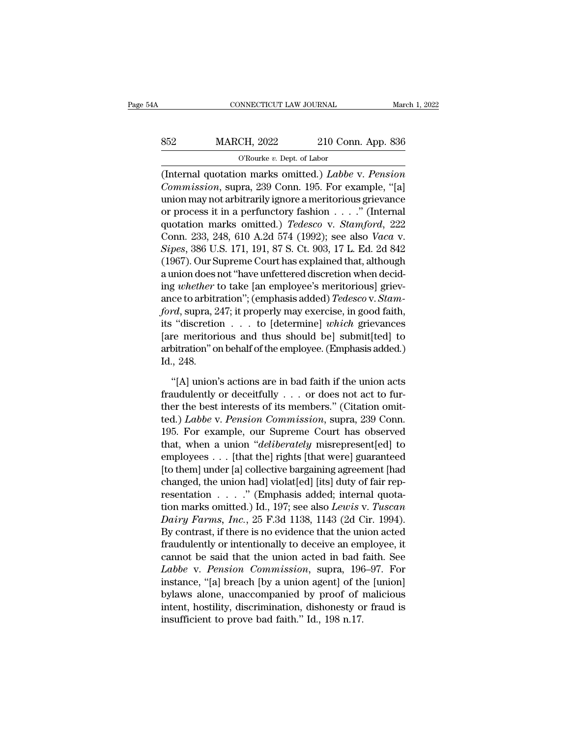(Internal quotation marks omitted.) *Labbe* v. *Pension Commission*, supra, 239 Conn. 195. For example, "[a] union may not arbitrarily ignore a meritorious grievance or process it in a perfunctory fashion . . . ." (Internal quotation marks omitted.) *Tedesco* v. *Stamford*, 222 Conn. 233, 248, 610 A.2d 574 (1992); see also *Vaca* v. *Sipes*, 386 U.S. 171, 191, 87 S. Ct. 903, 17 L. Ed. 2d 842 (1967). Our Supreme Court has explained that, although a union does not "have unfettered discretion when deciding *whether* to take [an employee's meritorious] grievance to arbitration"; (emphasis added) *Tedesco* v. *Stamford*, supra, 247; it properly may exercise, in good faith, its "discretion . . . to [determine] *which* grievances [are meritorious and thus should be] submit[ted] to arbitration" on behalf of the employee. (Emphasis added.) Id., 248.

"[A] union's actions are in bad faith if the union acts fraudulently or deceitfully . . . or does not act to further the best interests of its members." (Citation omitted.) *Labbe* v. *Pension Commission*, supra, 239 Conn. 195. For example, our Supreme Court has observed that, when a union "*deliberately* misrepresent[ed] to employees . . . [that the] rights [that were] guaranteed [to them] under [a] collective bargaining agreement [had changed, the union had] violat[ed] [its] duty of fair representation . . . ." (Emphasis added; internal quotation marks omitted.) Id., 197; see also *Lewis* v. *Tuscan Dairy Farms, Inc.*, 25 F.3d 1138, 1143 (2d Cir. 1994). By contrast, if there is no evidence that the union acted fraudulently or intentionally to deceive an employee, it cannot be said that the union acted in bad faith. See *Labbe* v. *Pension Commission*, supra, 196–97. For instance, "[a] breach [by a union agent] of the [union] bylaws alone, unaccompanied by proof of malicious intent, hostility, discrimination, dishonesty or fraud is insufficient to prove bad faith." Id., 198 n.17.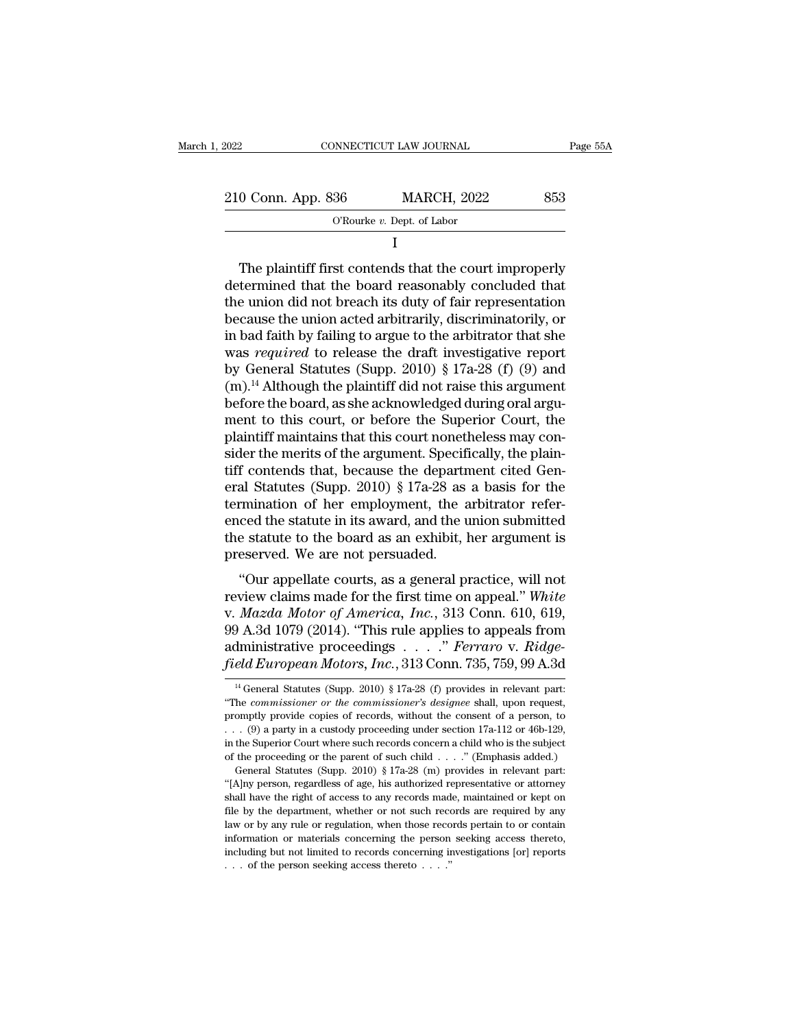I

The plaintiff first contends that the court improperly determined that the board reasonably concluded that the union did not breach its duty of fair representation because the union acted arbitrarily, discriminatorily, or in bad faith by failing to argue to the arbitrator that she was *required* to release the draft investigative report by General Statutes (Supp. 2010) § 17a-28 (f) (9) and (m).[14] Although the plaintiff did not raise this argument before the board, as she acknowledged during oral argument to this court, or before the Superior Court, the plaintiff maintains that this court nonetheless may consider the merits of the argument. Specifically, the plaintiff contends that, because the department cited General Statutes (Supp. 2010) § 17a-28 as a basis for the termination of her employment, the arbitrator referenced the statute in its award, and the union submitted the statute to the board as an exhibit, her argument is preserved. We are not persuaded.

"Our appellate courts, as a general practice, will not review claims made for the first time on appeal." *White* v. *Mazda Motor of America, Inc.*, 313 Conn. 610, 619, 99 A.3d 1079 (2014). "This rule applies to appeals from administrative proceedings . . . ." *Ferraro* v. *Ridgefield European Motors, Inc.*, 313 Conn. 735, 759, 99 A.3d

[14] General Statutes (Supp. 2010) § 17a-28 (f) provides in relevant part: "The *commissioner or the commissioner's designee* shall, upon request, promptly provide copies of records, without the consent of a person, to . . . (9) a party in a custody proceeding under section 17a-112 or 46b-129, in the Superior Court where such records concern a child who is the subject of the proceeding or the parent of such child . . . ." (Emphasis added.)

General Statutes (Supp. 2010) § 17a-28 (m) provides in relevant part: "[A]ny person, regardless of age, his authorized representative or attorney shall have the right of access to any records made, maintained or kept on file by the department, whether or not such records are required by any law or by any rule or regulation, when those records pertain to or contain information or materials concerning the person seeking access thereto, including but not limited to records concerning investigations [or] reports . . . of the person seeking access thereto . . . ."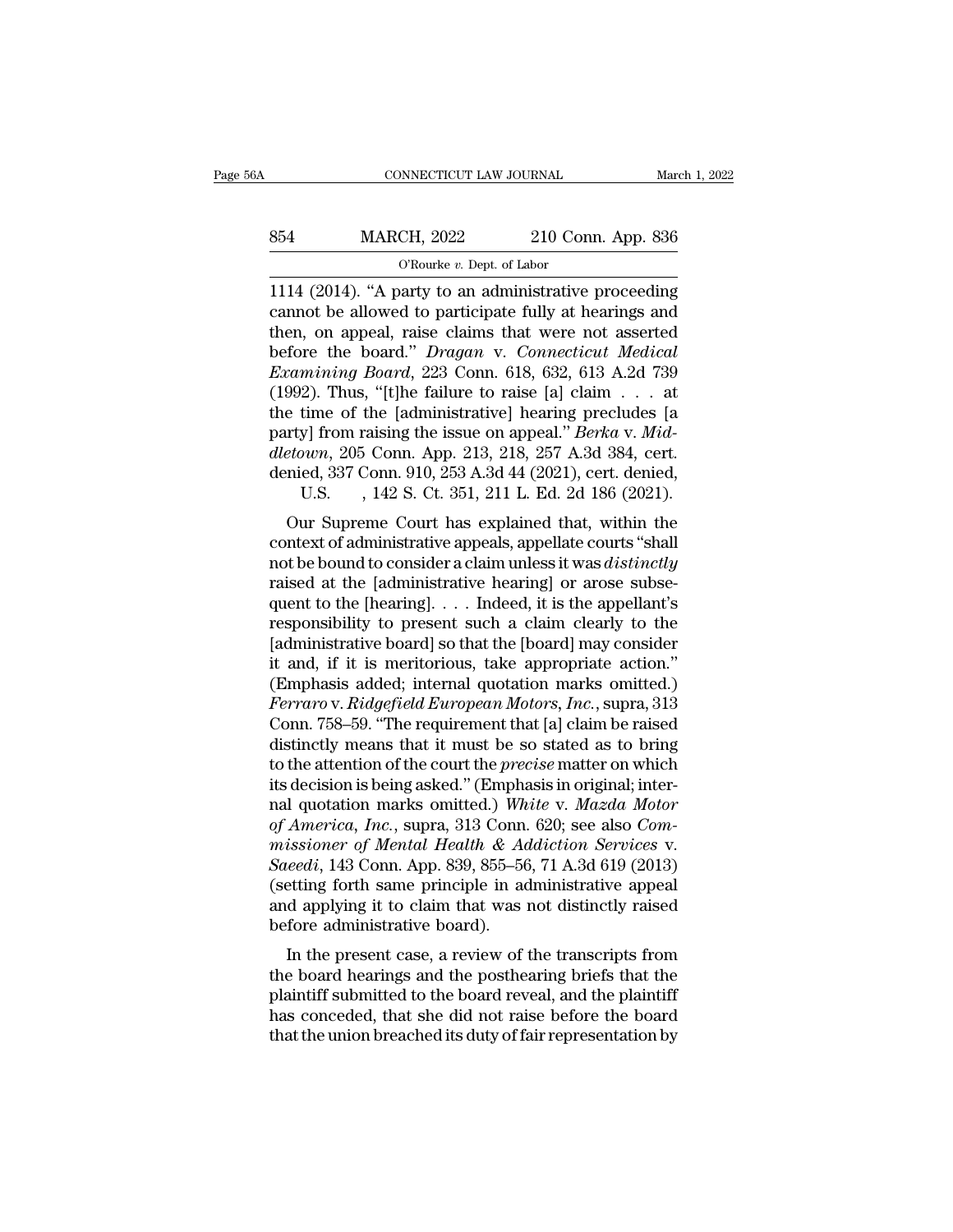1114 (2014). "A party to an administrative proceeding cannot be allowed to participate fully at hearings and then, on appeal, raise claims that were not asserted before the board." *Dragan* v. *Connecticut Medical Examining Board*, 223 Conn. 618, 632, 613 A.2d 739 (1992). Thus, "[t]he failure to raise [a] claim . . . at the time of the [administrative] hearing precludes [a party] from raising the issue on appeal." *Berka* v. *Middletown*, 205 Conn. App. 213, 218, 257 A.3d 384, cert. denied, 337 Conn. 910, 253 A.3d 44 (2021), cert. denied, U.S. , 142 S. Ct. 351, 211 L. Ed. 2d 186 (2021).

Our Supreme Court has explained that, within the context of administrative appeals, appellate courts "shall not be bound to consider a claim unless it was *distinctly* raised at the [administrative hearing] or arose subsequent to the [hearing]. . . . Indeed, it is the appellant's responsibility to present such a claim clearly to the [administrative board] so that the [board] may consider it and, if it is meritorious, take appropriate action." (Emphasis added; internal quotation marks omitted.) *Ferraro* v. *Ridgefield European Motors, Inc.*, supra, 313 Conn. 758–59. "The requirement that [a] claim be raised distinctly means that it must be so stated as to bring to the attention of the court the *precise* matter on which its decision is being asked." (Emphasis in original; internal quotation marks omitted.) *White* v. *Mazda Motor of America, Inc.*, supra, 313 Conn. 620; see also *Commissioner of Mental Health & Addiction Services* v. *Saeedi*, 143 Conn. App. 839, 855–56, 71 A.3d 619 (2013) (setting forth same principle in administrative appeal and applying it to claim that was not distinctly raised before administrative board).

In the present case, a review of the transcripts from the board hearings and the posthearing briefs that the plaintiff submitted to the board reveal, and the plaintiff has conceded, that she did not raise before the board that the union breached its duty of fair representation by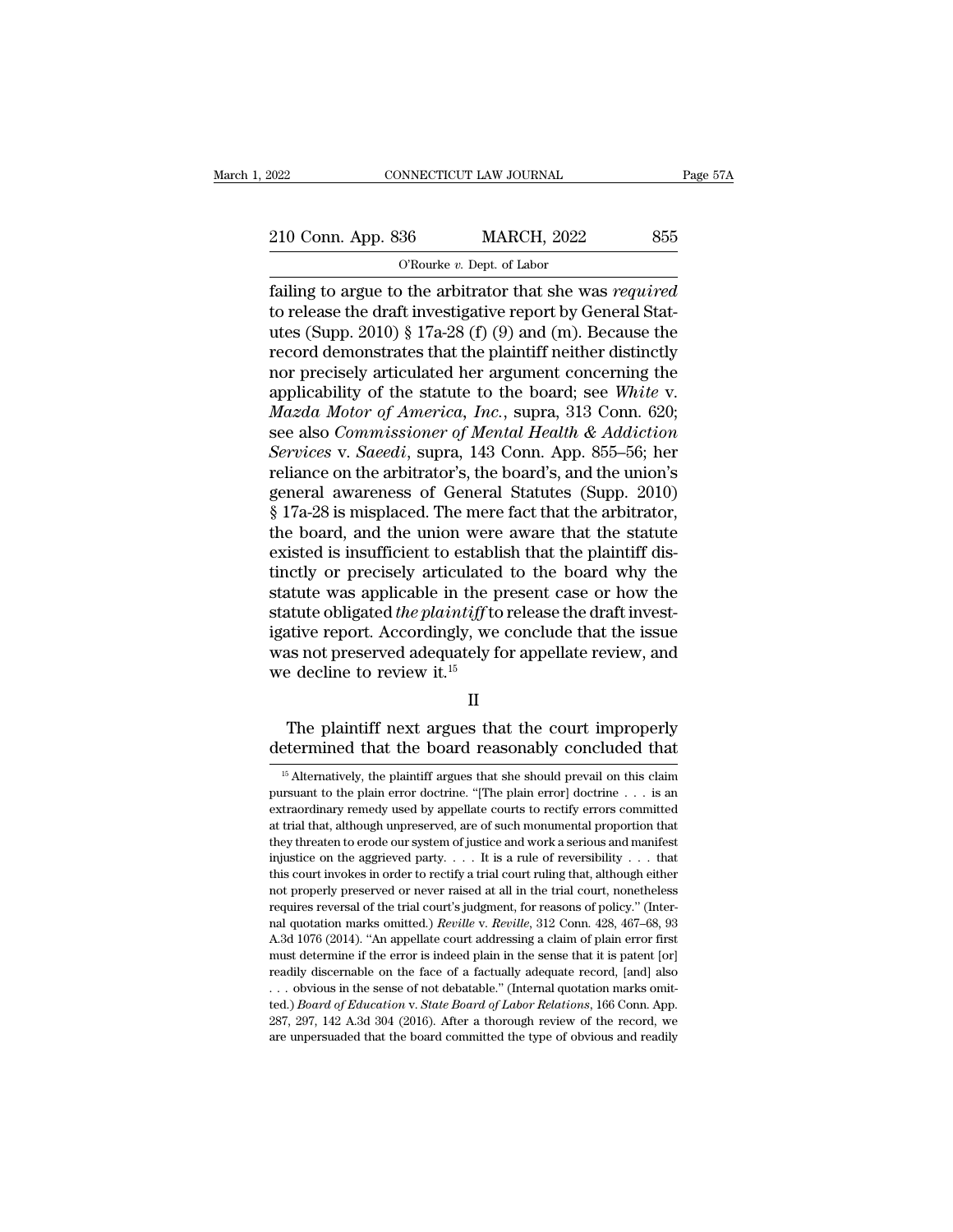failing to argue to the arbitrator that she was *required* to release the draft investigative report by General Statutes (Supp. 2010) § 17a-28 (f) (9) and (m). Because the record demonstrates that the plaintiff neither distinctly nor precisely articulated her argument concerning the applicability of the statute to the board; see *White* v. *Mazda Motor of America, Inc.*, supra, 313 Conn. 620; see also *Commissioner of Mental Health & Addiction Services* v. *Saeedi*, supra, 143 Conn. App. 855–56; her reliance on the arbitrator's, the board's, and the union's general awareness of General Statutes (Supp. 2010) § 17a-28 is misplaced. The mere fact that the arbitrator, the board, and the union were aware that the statute existed is insufficient to establish that the plaintiff distinctly or precisely articulated to the board why the statute was applicable in the present case or how the statute obligated *the plaintiff* to release the draft investigative report. Accordingly, we conclude that the issue was not preserved adequately for appellate review, and we decline to review it.[15]

## II

The plaintiff next argues that the court improperly determined that the board reasonably concluded that

[15] Alternatively, the plaintiff argues that she should prevail on this claim pursuant to the plain error doctrine. "[The plain error] doctrine . . . is an extraordinary remedy used by appellate courts to rectify errors committed at trial that, although unpreserved, are of such monumental proportion that they threaten to erode our system of justice and work a serious and manifest injustice on the aggrieved party. . . . It is a rule of reversibility . . . that this court invokes in order to rectify a trial court ruling that, although either not properly preserved or never raised at all in the trial court, nonetheless requires reversal of the trial court's judgment, for reasons of policy." (Internal quotation marks omitted.) *Reville* v. *Reville*, 312 Conn. 428, 467–68, 93 A.3d 1076 (2014). "An appellate court addressing a claim of plain error first must determine if the error is indeed plain in the sense that it is patent [or] readily discernable on the face of a factually adequate record, [and] also . . . obvious in the sense of not debatable." (Internal quotation marks omitted.) *Board of Education* v. *State Board of Labor Relations*, 166 Conn. App. 287, 297, 142 A.3d 304 (2016). After a thorough review of the record, we are unpersuaded that the board committed the type of obvious and readily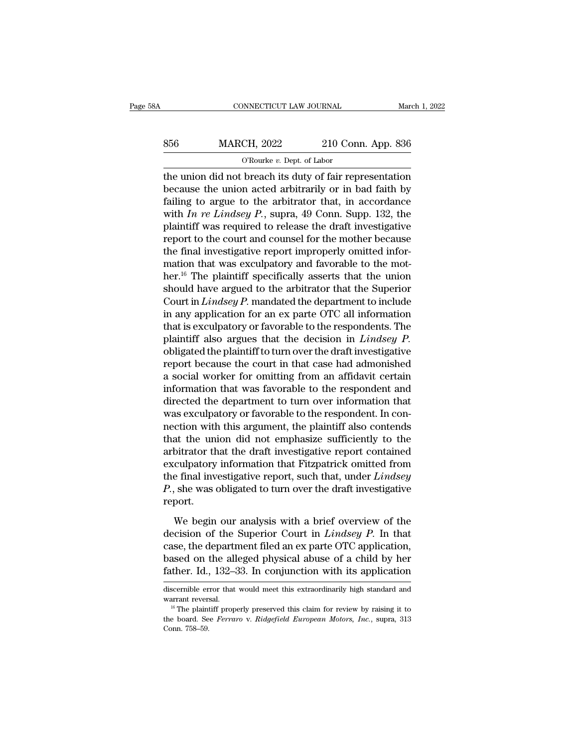the union did not breach its duty of fair representation because the union acted arbitrarily or in bad faith by failing to argue to the arbitrator that, in accordance with *In re Lindsey P.*, supra, 49 Conn. Supp. 132, the plaintiff was required to release the draft investigative report to the court and counsel for the mother because the final investigative report improperly omitted information that was exculpatory and favorable to the mother.[16] The plaintiff specifically asserts that the union should have argued to the arbitrator that the Superior Court in *Lindsey P.* mandated the department to include in any application for an ex parte OTC all information that is exculpatory or favorable to the respondents. The plaintiff also argues that the decision in *Lindsey P.* obligated the plaintiff to turn over the draft investigative report because the court in that case had admonished a social worker for omitting from an affidavit certain information that was favorable to the respondent and directed the department to turn over information that was exculpatory or favorable to the respondent. In connection with this argument, the plaintiff also contends that the union did not emphasize sufficiently to the arbitrator that the draft investigative report contained exculpatory information that Fitzpatrick omitted from the final investigative report, such that, under *Lindsey P.*, she was obligated to turn over the draft investigative report.

We begin our analysis with a brief overview of the decision of the Superior Court in *Lindsey P.* In that case, the department filed an ex parte OTC application, based on the alleged physical abuse of a child by her father. Id., 132–33. In conjunction with its application

discernible error that would meet this extraordinarily high standard and warrant reversal.

[16] The plaintiff properly preserved this claim for review by raising it to the board. See *Ferraro* v. *Ridgefield European Motors, Inc.*, supra, 313 Conn. 758–59.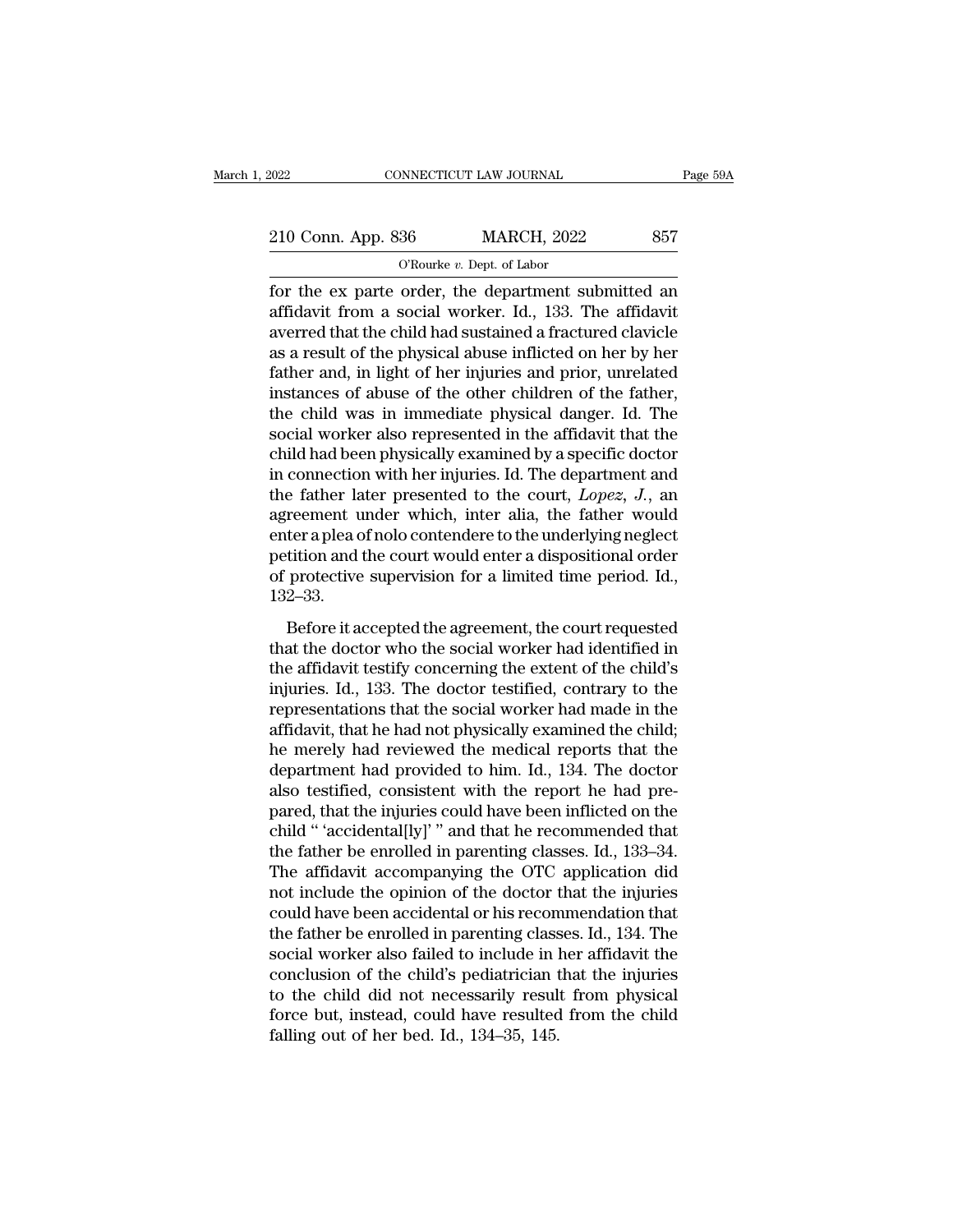for the ex parte order, the department submitted an affidavit from a social worker. Id., 133. The affidavit averred that the child had sustained a fractured clavicle as a result of the physical abuse inflicted on her by her father and, in light of her injuries and prior, unrelated instances of abuse of the other children of the father, the child was in immediate physical danger. Id. The social worker also represented in the affidavit that the child had been physically examined by a specific doctor in connection with her injuries. Id. The department and the father later presented to the court, *Lopez, J.*, an agreement under which, inter alia, the father would enter a plea of nolo contendere to the underlying neglect petition and the court would enter a dispositional order of protective supervision for a limited time period. Id., 132–33.

Before it accepted the agreement, the court requested that the doctor who the social worker had identified in the affidavit testify concerning the extent of the child's injuries. Id., 133. The doctor testified, contrary to the representations that the social worker had made in the affidavit, that he had not physically examined the child; he merely had reviewed the medical reports that the department had provided to him. Id., 134. The doctor also testified, consistent with the report he had prepared, that the injuries could have been inflicted on the child " 'accidental[ly]' " and that he recommended that the father be enrolled in parenting classes. Id., 133–34. The affidavit accompanying the OTC application did not include the opinion of the doctor that the injuries could have been accidental or his recommendation that the father be enrolled in parenting classes. Id., 134. The social worker also failed to include in her affidavit the conclusion of the child's pediatrician that the injuries to the child did not necessarily result from physical force but, instead, could have resulted from the child falling out of her bed. Id., 134–35, 145.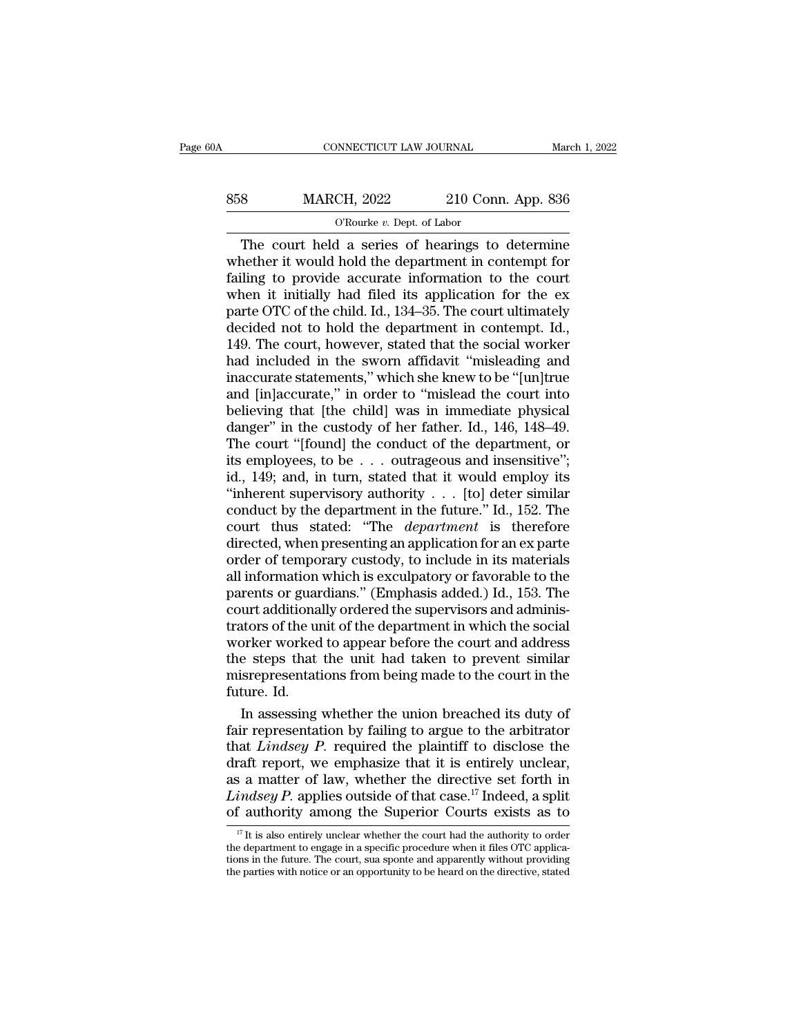The court held a series of hearings to determine whether it would hold the department in contempt for failing to provide accurate information to the court when it initially had filed its application for the ex parte OTC of the child. Id., 134–35. The court ultimately decided not to hold the department in contempt. Id., 149. The court, however, stated that the social worker had included in the sworn affidavit "misleading and inaccurate statements," which she knew to be "[un]true and [in]accurate," in order to "mislead the court into believing that [the child] was in immediate physical danger" in the custody of her father. Id., 146, 148–49. The court "[found] the conduct of the department, or its employees, to be . . . outrageous and insensitive"; id., 149; and, in turn, stated that it would employ its "inherent supervisory authority . . . [to] deter similar conduct by the department in the future." Id., 152. The court thus stated: "The *department* is therefore directed, when presenting an application for an ex parte order of temporary custody, to include in its materials all information which is exculpatory or favorable to the parents or guardians." (Emphasis added.) Id., 153. The court additionally ordered the supervisors and administrators of the unit of the department in which the social worker worked to appear before the court and address the steps that the unit had taken to prevent similar misrepresentations from being made to the court in the future. Id.

In assessing whether the union breached its duty of fair representation by failing to argue to the arbitrator that *Lindsey P.* required the plaintiff to disclose the draft report, we emphasize that it is entirely unclear, as a matter of law, whether the directive set forth in *Lindsey P.* applies outside of that case.[17] Indeed, a split of authority among the Superior Courts exists as to

[17] It is also entirely unclear whether the court had the authority to order the department to engage in a specific procedure when it files OTC applications in the future. The court, sua sponte and apparently without providing the parties with notice or an opportunity to be heard on the directive, stated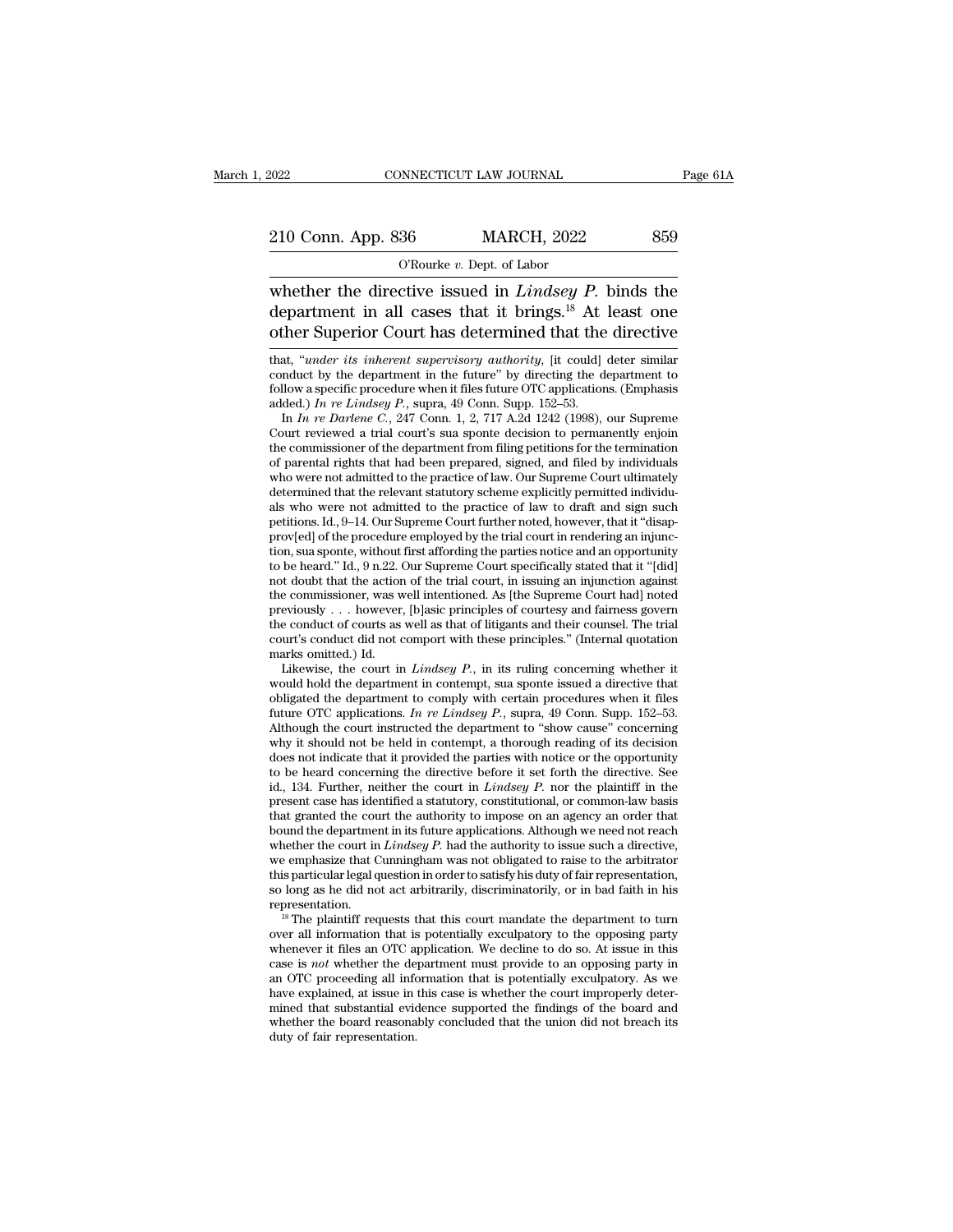whether the directive issued in *Lindsey P.* binds the department in all cases that it brings.[18] At least one other Superior Court has determined that the directive

that, "*under its inherent supervisory authority*, [it could] deter similar conduct by the department in the future" by directing the department to follow a specific procedure when it files future OTC applications. (Emphasis added.) *In re Lindsey P.*, supra, 49 Conn. Supp. 152–53.

In *In re Darlene C.*, 247 Conn. 1, 2, 717 A.2d 1242 (1998), our Supreme Court reviewed a trial court's sua sponte decision to permanently enjoin the commissioner of the department from filing petitions for the termination of parental rights that had been prepared, signed, and filed by individuals who were not admitted to the practice of law. Our Supreme Court ultimately determined that the relevant statutory scheme explicitly permitted individuals who were not admitted to the practice of law to draft and sign such petitions. Id., 9–14. Our Supreme Court further noted, however, that it "disapprov[ed] of the procedure employed by the trial court in rendering an injunction, sua sponte, without first affording the parties notice and an opportunity to be heard." Id., 9 n.22. Our Supreme Court specifically stated that it "[did] not doubt that the action of the trial court, in issuing an injunction against the commissioner, was well intentioned. As [the Supreme Court had] noted previously . . . however, [b]asic principles of courtesy and fairness govern the conduct of courts as well as that of litigants and their counsel. The trial court's conduct did not comport with these principles." (Internal quotation marks omitted.) Id.

Likewise, the court in *Lindsey P.*, in its ruling concerning whether it would hold the department in contempt, sua sponte issued a directive that obligated the department to comply with certain procedures when it files future OTC applications. *In re Lindsey P.*, supra, 49 Conn. Supp. 152–53. Although the court instructed the department to "show cause" concerning why it should not be held in contempt, a thorough reading of its decision does not indicate that it provided the parties with notice or the opportunity to be heard concerning the directive before it set forth the directive. See id., 134. Further, neither the court in *Lindsey P.* nor the plaintiff in the present case has identified a statutory, constitutional, or common-law basis that granted the court the authority to impose on an agency an order that bound the department in its future applications. Although we need not reach whether the court in *Lindsey P.* had the authority to issue such a directive, we emphasize that Cunningham was not obligated to raise to the arbitrator this particular legal question in order to satisfy his duty of fair representation, so long as he did not act arbitrarily, discriminatorily, or in bad faith in his representation.

[18] The plaintiff requests that this court mandate the department to turn over all information that is potentially exculpatory to the opposing party whenever it files an OTC application. We decline to do so. At issue in this case is *not* whether the department must provide to an opposing party in an OTC proceeding all information that is potentially exculpatory. As we have explained, at issue in this case is whether the court improperly determined that substantial evidence supported the findings of the board and whether the board reasonably concluded that the union did not breach its duty of fair representation.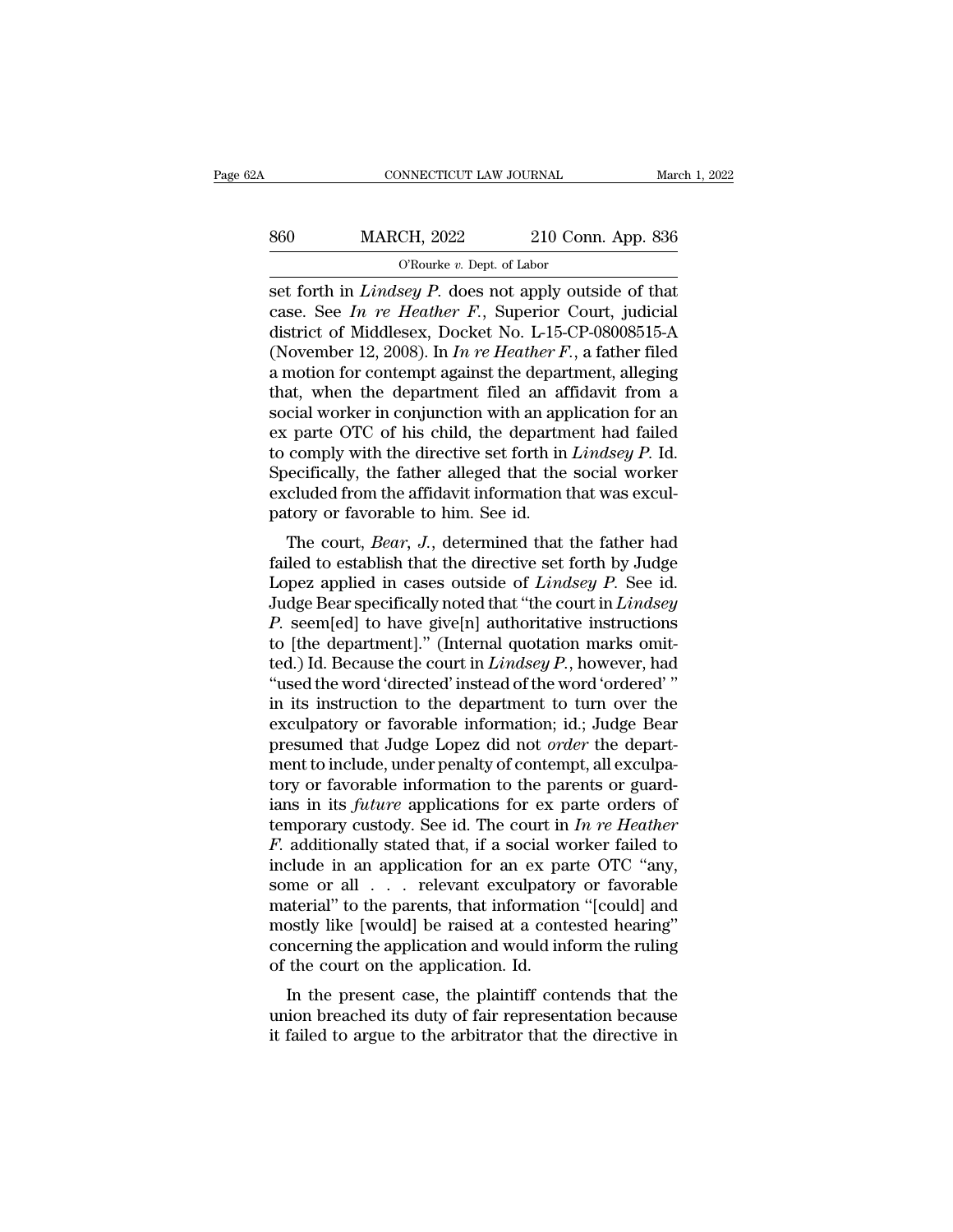set forth in *Lindsey P.* does not apply outside of that case. See *In re Heather F.*, Superior Court, judicial district of Middlesex, Docket No. L-15-CP-08008515-A (November 12, 2008). In *In re Heather F.*, a father filed a motion for contempt against the department, alleging that, when the department filed an affidavit from a social worker in conjunction with an application for an ex parte OTC of his child, the department had failed to comply with the directive set forth in *Lindsey P.* Id. Specifically, the father alleged that the social worker excluded from the affidavit information that was exculpatory or favorable to him. See id.

The court, *Bear, J.*, determined that the father had failed to establish that the directive set forth by Judge Lopez applied in cases outside of *Lindsey P.* See id. Judge Bear specifically noted that "the court in *Lindsey P.* seem[ed] to have give[n] authoritative instructions to [the department]." (Internal quotation marks omitted.) Id. Because the court in *Lindsey P.*, however, had "used the word 'directed' instead of the word 'ordered' " in its instruction to the department to turn over the exculpatory or favorable information; id.; Judge Bear presumed that Judge Lopez did not *order* the department to include, under penalty of contempt, all exculpatory or favorable information to the parents or guardians in its *future* applications for ex parte orders of temporary custody. See id. The court in *In re Heather F.* additionally stated that, if a social worker failed to include in an application for an ex parte OTC "any, some or all . . . relevant exculpatory or favorable material" to the parents, that information "[could] and mostly like [would] be raised at a contested hearing" concerning the application and would inform the ruling of the court on the application. Id.

In the present case, the plaintiff contends that the union breached its duty of fair representation because it failed to argue to the arbitrator that the directive in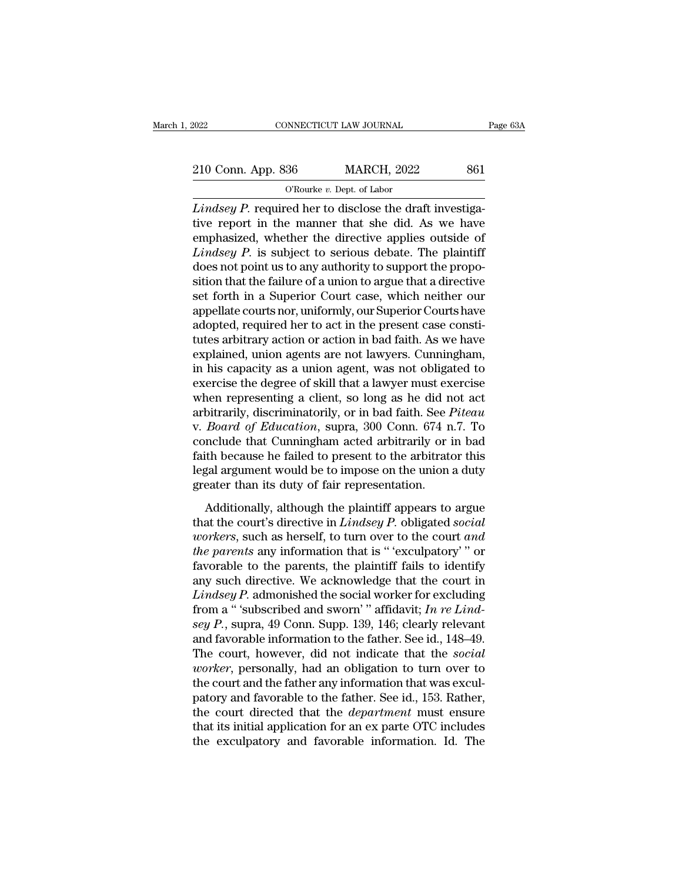*Lindsey P.* required her to disclose the draft investigative report in the manner that she did. As we have emphasized, whether the directive applies outside of *Lindsey P.* is subject to serious debate. The plaintiff does not point us to any authority to support the proposition that the failure of a union to argue that a directive set forth in a Superior Court case, which neither our appellate courts nor, uniformly, our Superior Courts have adopted, required her to act in the present case constitutes arbitrary action or action in bad faith. As we have explained, union agents are not lawyers. Cunningham, in his capacity as a union agent, was not obligated to exercise the degree of skill that a lawyer must exercise when representing a client, so long as he did not act arbitrarily, discriminatorily, or in bad faith. See *Piteau v. Board of Education*, supra, 300 Conn. 674 n.7. To conclude that Cunningham acted arbitrarily or in bad faith because he failed to present to the arbitrator this legal argument would be to impose on the union a duty greater than its duty of fair representation.

Additionally, although the plaintiff appears to argue that the court's directive in *Lindsey P.* obligated *social workers*, such as herself, to turn over to the court *and the parents* any information that is " 'exculpatory' " or favorable to the parents, the plaintiff fails to identify any such directive. We acknowledge that the court in *Lindsey P.* admonished the social worker for excluding from a " 'subscribed and sworn' " affidavit; *In re Lindsey P.*, supra, 49 Conn. Supp. 139, 146; clearly relevant and favorable information to the father. See id., 148–49. The court, however, did not indicate that the *social worker*, personally, had an obligation to turn over to the court and the father any information that was exculpatory and favorable to the father. See id., 153. Rather, the court directed that the *department* must ensure that its initial application for an ex parte OTC includes the exculpatory and favorable information. Id. The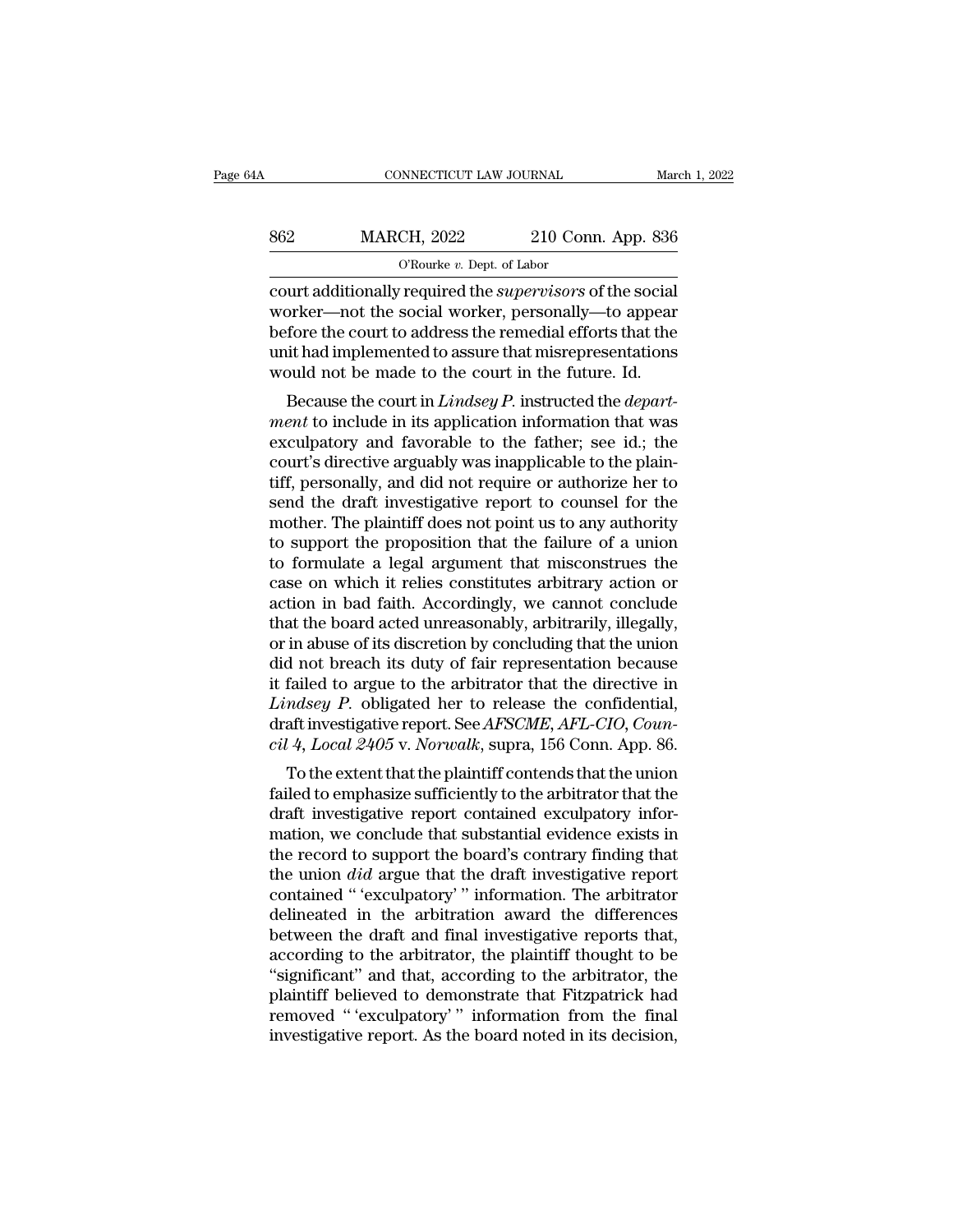court additionally required the *supervisors* of the social worker—not the social worker, personally—to appear before the court to address the remedial efforts that the unit had implemented to assure that misrepresentations would not be made to the court in the future. Id.

Because the court in *Lindsey P.* instructed the *department* to include in its application information that was exculpatory and favorable to the father; see id.; the court's directive arguably was inapplicable to the plaintiff, personally, and did not require or authorize her to send the draft investigative report to counsel for the mother. The plaintiff does not point us to any authority to support the proposition that the failure of a union to formulate a legal argument that misconstrues the case on which it relies constitutes arbitrary action or action in bad faith. Accordingly, we cannot conclude that the board acted unreasonably, arbitrarily, illegally, or in abuse of its discretion by concluding that the union did not breach its duty of fair representation because it failed to argue to the arbitrator that the directive in *Lindsey P.* obligated her to release the confidential, draft investigative report. See *AFSCME, AFL-CIO, Council 4, Local 2405* v. *Norwalk*, supra, 156 Conn. App. 86.

To the extent that the plaintiff contends that the union failed to emphasize sufficiently to the arbitrator that the draft investigative report contained exculpatory information, we conclude that substantial evidence exists in the record to support the board's contrary finding that the union *did* argue that the draft investigative report contained " 'exculpatory' " information. The arbitrator delineated in the arbitration award the differences between the draft and final investigative reports that, according to the arbitrator, the plaintiff thought to be "significant" and that, according to the arbitrator, the plaintiff believed to demonstrate that Fitzpatrick had removed " 'exculpatory' " information from the final investigative report. As the board noted in its decision,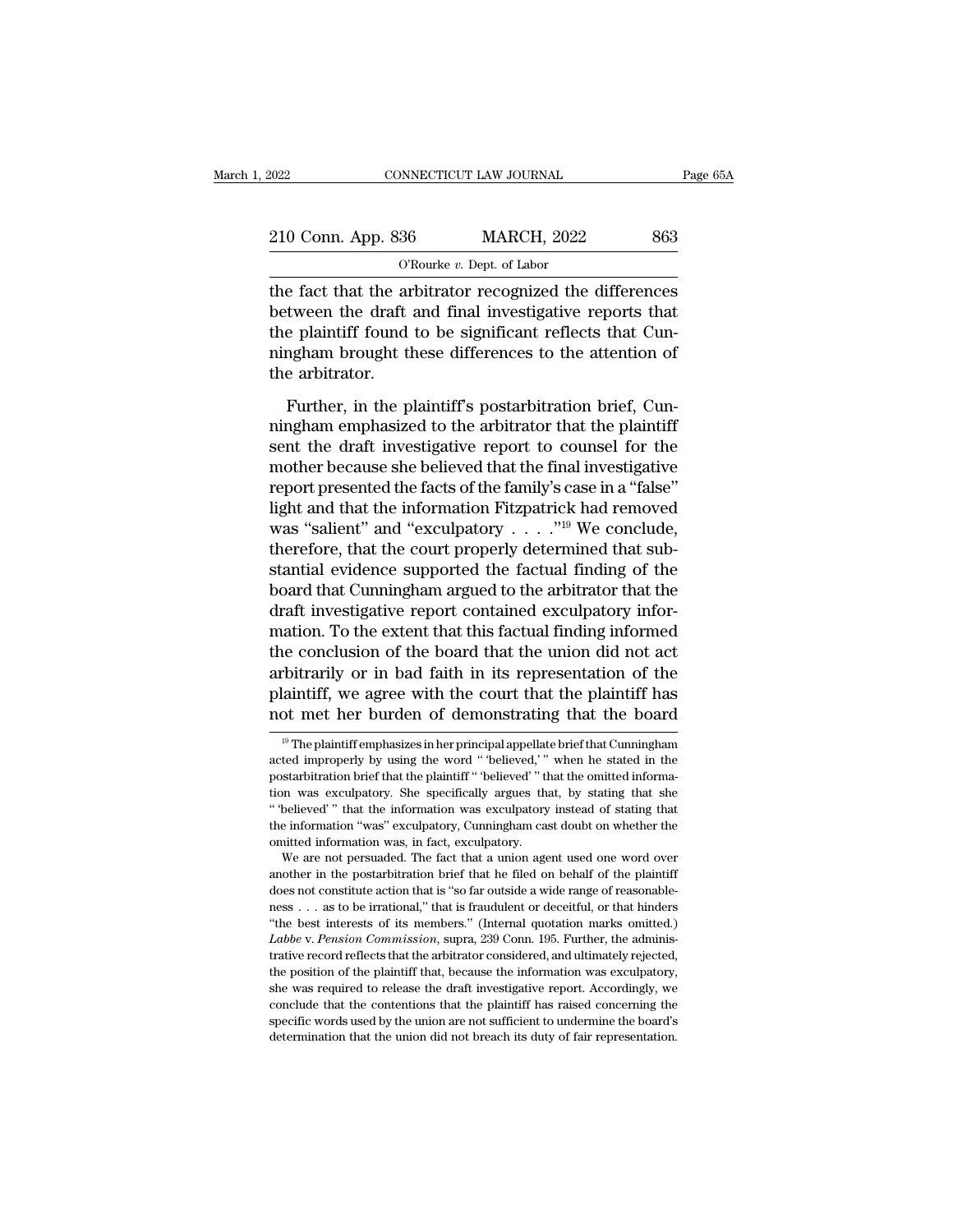the fact that the arbitrator recognized the differences between the draft and final investigative reports that the plaintiff found to be significant reflects that Cunningham brought these differences to the attention of the arbitrator.

Further, in the plaintiff's postarbitration brief, Cunningham emphasized to the arbitrator that the plaintiff sent the draft investigative report to counsel for the mother because she believed that the final investigative report presented the facts of the family's case in a "false" light and that the information Fitzpatrick had removed was "salient" and "exculpatory . . . ."[19] We conclude, therefore, that the court properly determined that substantial evidence supported the factual finding of the board that Cunningham argued to the arbitrator that the draft investigative report contained exculpatory information. To the extent that this factual finding informed the conclusion of the board that the union did not act arbitrarily or in bad faith in its representation of the plaintiff, we agree with the court that the plaintiff has not met her burden of demonstrating that the board

---

[19] The plaintiff emphasizes in her principal appellate brief that Cunningham acted improperly by using the word " 'believed,' " when he stated in the postarbitration brief that the plaintiff " 'believed' " that the omitted information was exculpatory. She specifically argues that, by stating that she " 'believed' " that the information was exculpatory instead of stating that the information "was" exculpatory, Cunningham cast doubt on whether the omitted information was, in fact, exculpatory.

We are not persuaded. The fact that a union agent used one word over another in the postarbitration brief that he filed on behalf of the plaintiff does not constitute action that is "so far outside a wide range of reasonableness . . . as to be irrational," that is fraudulent or deceitful, or that hinders "the best interests of its members." (Internal quotation marks omitted.) *Labbe* v. *Pension Commission*, supra, 239 Conn. 195. Further, the administrative record reflects that the arbitrator considered, and ultimately rejected, the position of the plaintiff that, because the information was exculpatory, she was required to release the draft investigative report. Accordingly, we conclude that the contentions that the plaintiff has raised concerning the specific words used by the union are not sufficient to undermine the board's determination that the union did not breach its duty of fair representation.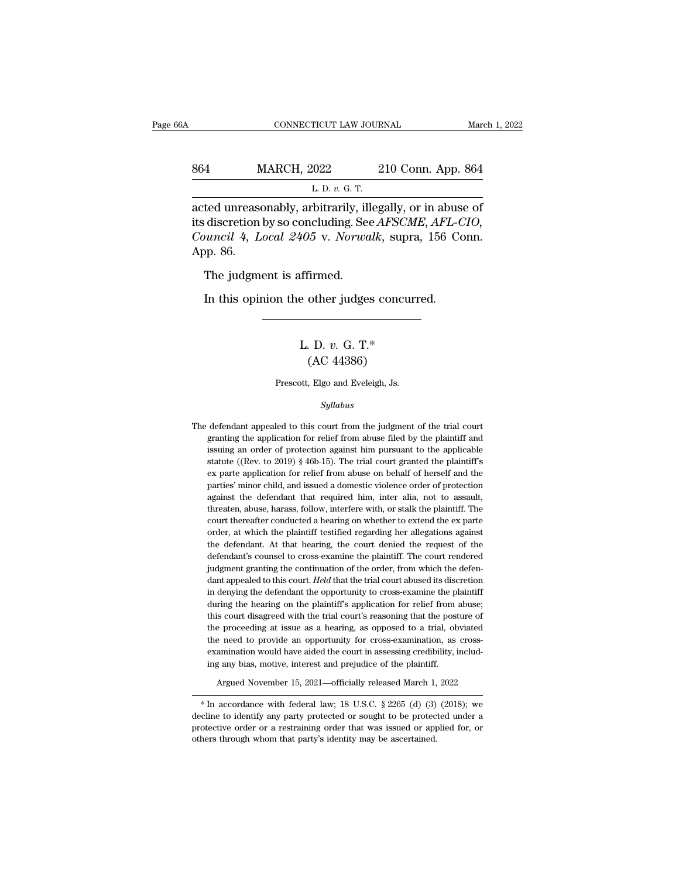acted unreasonably, arbitrarily, illegally, or in abuse of its discretion by so concluding. See *AFSCME, AFL-CIO, Council 4, Local 2405* v. *Norwalk*, supra, 156 Conn. App. 86.

The judgment is affirmed.

In this opinion the other judges concurred.

---

L. D. *v.* G. T.*
(AC 44386)

Prescott, Elgo and Eveleigh, Js.

*Syllabus*

The defendant appealed to this court from the judgment of the trial court granting the application for relief from abuse filed by the plaintiff and issuing an order of protection against him pursuant to the applicable statute ((Rev. to 2019) § 46b-15). The trial court granted the plaintiff's ex parte application for relief from abuse on behalf of herself and the parties' minor child, and issued a domestic violence order of protection against the defendant that required him, inter alia, not to assault, threaten, abuse, harass, follow, interfere with, or stalk the plaintiff. The court thereafter conducted a hearing on whether to extend the ex parte order, at which the plaintiff testified regarding her allegations against the defendant. At that hearing, the court denied the request of the defendant's counsel to cross-examine the plaintiff. The court rendered judgment granting the continuation of the order, from which the defendant appealed to this court. *Held* that the trial court abused its discretion in denying the defendant the opportunity to cross-examine the plaintiff during the hearing on the plaintiff's application for relief from abuse; this court disagreed with the trial court's reasoning that the posture of the proceeding at issue as a hearing, as opposed to a trial, obviated the need to provide an opportunity for cross-examination, as cross-examination would have aided the court in assessing credibility, including any bias, motive, interest and prejudice of the plaintiff.

Argued November 15, 2021—officially released March 1, 2022

---

* In accordance with federal law; 18 U.S.C. § 2265 (d) (3) (2018); we decline to identify any party protected or sought to be protected under a protective order or a restraining order that was issued or applied for, or others through whom that party's identity may be ascertained.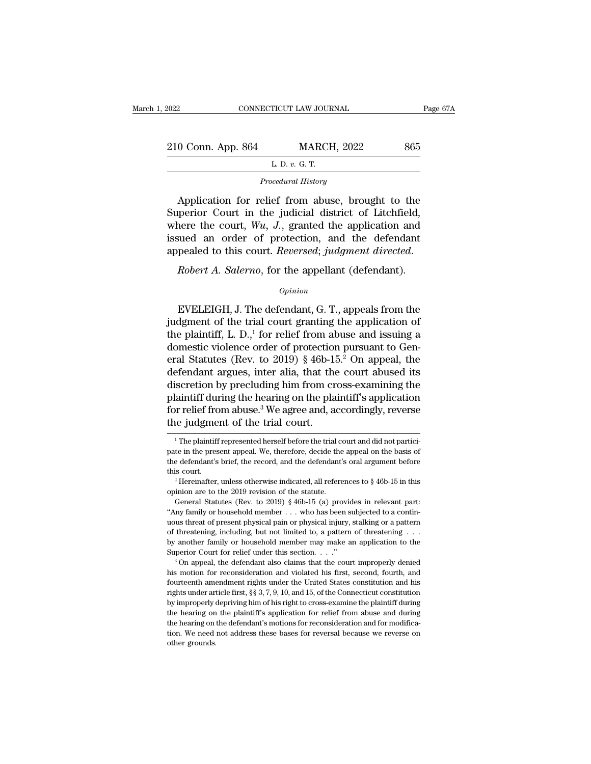*Procedural History*

Application for relief from abuse, brought to the Superior Court in the judicial district of Litchfield, where the court, *Wu*, *J.*, granted the application and issued an order of protection, and the defendant appealed to this court. *Reversed*; *judgment directed*.

*Robert A. Salerno*, for the appellant (defendant).

*Opinion*

EVELEIGH, J. The defendant, G. T., appeals from the judgment of the trial court granting the application of the plaintiff, L. D.,[1] for relief from abuse and issuing a domestic violence order of protection pursuant to General Statutes (Rev. to 2019) § 46b-15.[2] On appeal, the defendant argues, inter alia, that the court abused its discretion by precluding him from cross-examining the plaintiff during the hearing on the plaintiff's application for relief from abuse.[3] We agree and, accordingly, reverse the judgment of the trial court.

---

[1] The plaintiff represented herself before the trial court and did not participate in the present appeal. We, therefore, decide the appeal on the basis of the defendant's brief, the record, and the defendant's oral argument before this court.

[2] Hereinafter, unless otherwise indicated, all references to § 46b-15 in this opinion are to the 2019 revision of the statute.

General Statutes (Rev. to 2019) § 46b-15 (a) provides in relevant part: "Any family or household member . . . who has been subjected to a continuous threat of present physical pain or physical injury, stalking or a pattern of threatening, including, but not limited to, a pattern of threatening . . . by another family or household member may make an application to the Superior Court for relief under this section. . . ."

[3] On appeal, the defendant also claims that the court improperly denied his motion for reconsideration and violated his first, second, fourth, and fourteenth amendment rights under the United States constitution and his rights under article first, §§ 3, 7, 9, 10, and 15, of the Connecticut constitution by improperly depriving him of his right to cross-examine the plaintiff during the hearing on the plaintiff's application for relief from abuse and during the hearing on the defendant's motions for reconsideration and for modification. We need not address these bases for reversal because we reverse on other grounds.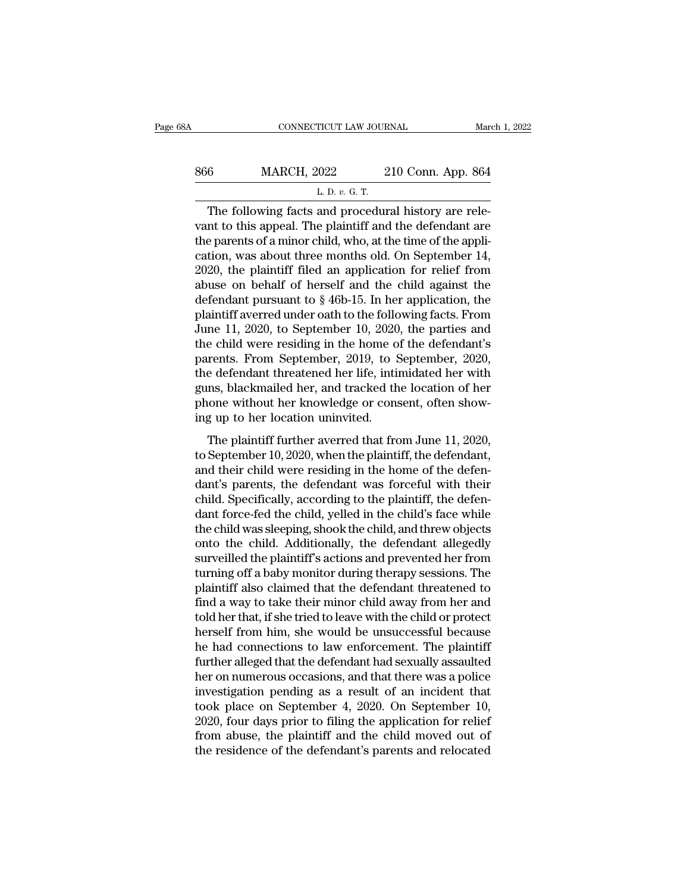The following facts and procedural history are relevant to this appeal. The plaintiff and the defendant are the parents of a minor child, who, at the time of the application, was about three months old. On September 14, 2020, the plaintiff filed an application for relief from abuse on behalf of herself and the child against the defendant pursuant to § 46b-15. In her application, the plaintiff averred under oath to the following facts. From June 11, 2020, to September 10, 2020, the parties and the child were residing in the home of the defendant's parents. From September, 2019, to September, 2020, the defendant threatened her life, intimidated her with guns, blackmailed her, and tracked the location of her phone without her knowledge or consent, often showing up to her location uninvited.

The plaintiff further averred that from June 11, 2020, to September 10, 2020, when the plaintiff, the defendant, and their child were residing in the home of the defendant's parents, the defendant was forceful with their child. Specifically, according to the plaintiff, the defendant force-fed the child, yelled in the child's face while the child was sleeping, shook the child, and threw objects onto the child. Additionally, the defendant allegedly surveilled the plaintiff's actions and prevented her from turning off a baby monitor during therapy sessions. The plaintiff also claimed that the defendant threatened to find a way to take their minor child away from her and told her that, if she tried to leave with the child or protect herself from him, she would be unsuccessful because he had connections to law enforcement. The plaintiff further alleged that the defendant had sexually assaulted her on numerous occasions, and that there was a police investigation pending as a result of an incident that took place on September 4, 2020. On September 10, 2020, four days prior to filing the application for relief from abuse, the plaintiff and the child moved out of the residence of the defendant's parents and relocated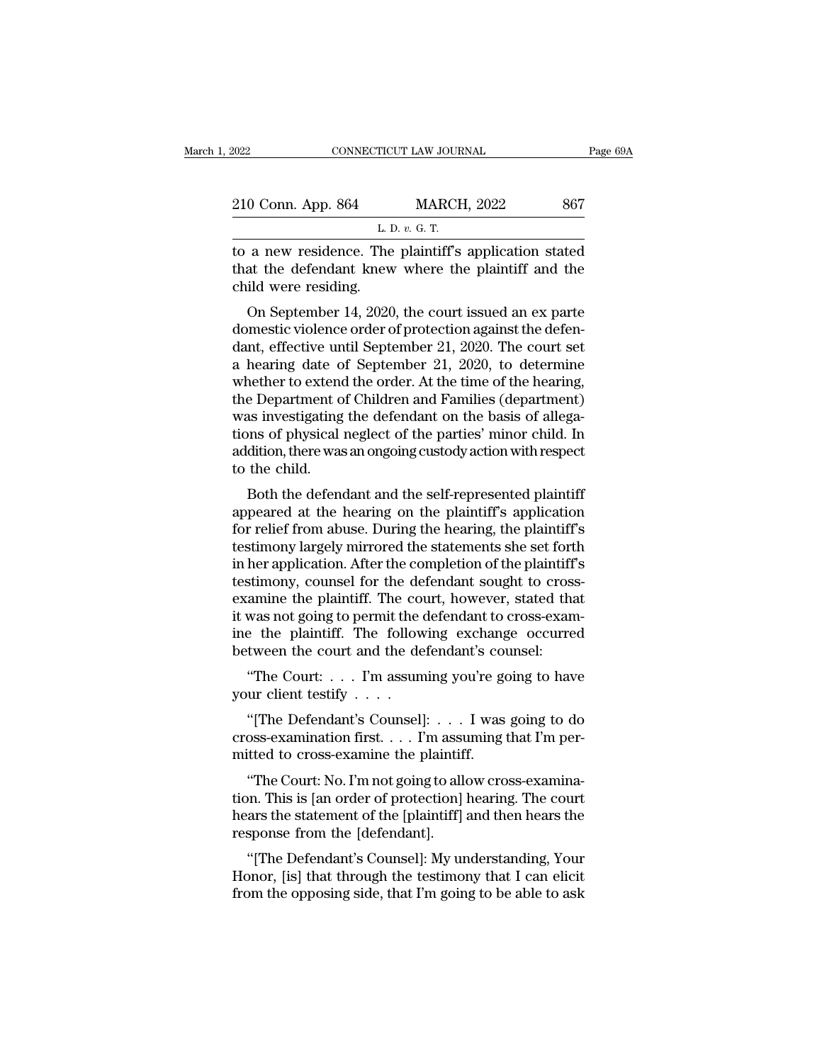to a new residence. The plaintiff's application stated that the defendant knew where the plaintiff and the child were residing.

On September 14, 2020, the court issued an ex parte domestic violence order of protection against the defendant, effective until September 21, 2020. The court set a hearing date of September 21, 2020, to determine whether to extend the order. At the time of the hearing, the Department of Children and Families (department) was investigating the defendant on the basis of allegations of physical neglect of the parties' minor child. In addition, there was an ongoing custody action with respect to the child.

Both the defendant and the self-represented plaintiff appeared at the hearing on the plaintiff's application for relief from abuse. During the hearing, the plaintiff's testimony largely mirrored the statements she set forth in her application. After the completion of the plaintiff's testimony, counsel for the defendant sought to cross-examine the plaintiff. The court, however, stated that it was not going to permit the defendant to cross-examine the plaintiff. The following exchange occurred between the court and the defendant's counsel:

"The Court: . . . I'm assuming you're going to have your client testify . . . .

"[The Defendant's Counsel]: . . . I was going to do cross-examination first. . . . I'm assuming that I'm permitted to cross-examine the plaintiff.

"The Court: No. I'm not going to allow cross-examination. This is [an order of protection] hearing. The court hears the statement of the [plaintiff] and then hears the response from the [defendant].

"[The Defendant's Counsel]: My understanding, Your Honor, [is] that through the testimony that I can elicit from the opposing side, that I'm going to be able to ask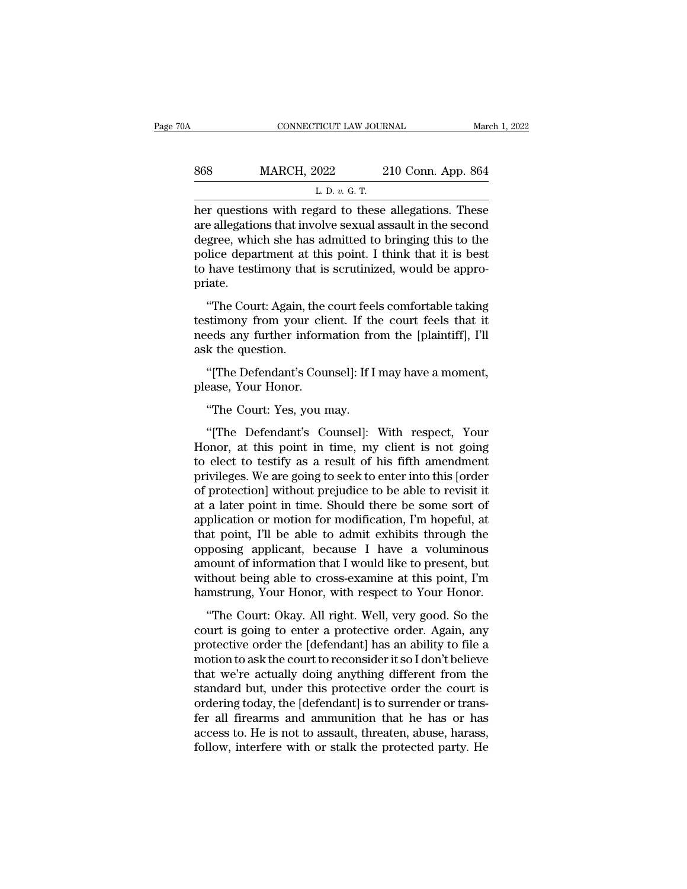her questions with regard to these allegations. These are allegations that involve sexual assault in the second degree, which she has admitted to bringing this to the police department at this point. I think that it is best to have testimony that is scrutinized, would be appropriate.

"The Court: Again, the court feels comfortable taking testimony from your client. If the court feels that it needs any further information from the [plaintiff], I'll ask the question.

"[The Defendant's Counsel]: If I may have a moment, please, Your Honor.

"The Court: Yes, you may.

"[The Defendant's Counsel]: With respect, Your Honor, at this point in time, my client is not going to elect to testify as a result of his fifth amendment privileges. We are going to seek to enter into this [order of protection] without prejudice to be able to revisit it at a later point in time. Should there be some sort of application or motion for modification, I'm hopeful, at that point, I'll be able to admit exhibits through the opposing applicant, because I have a voluminous amount of information that I would like to present, but without being able to cross-examine at this point, I'm hamstrung, Your Honor, with respect to Your Honor.

"The Court: Okay. All right. Well, very good. So the court is going to enter a protective order. Again, any protective order the [defendant] has an ability to file a motion to ask the court to reconsider it so I don't believe that we're actually doing anything different from the standard but, under this protective order the court is ordering today, the [defendant] is to surrender or transfer all firearms and ammunition that he has or has access to. He is not to assault, threaten, abuse, harass, follow, interfere with or stalk the protected party. He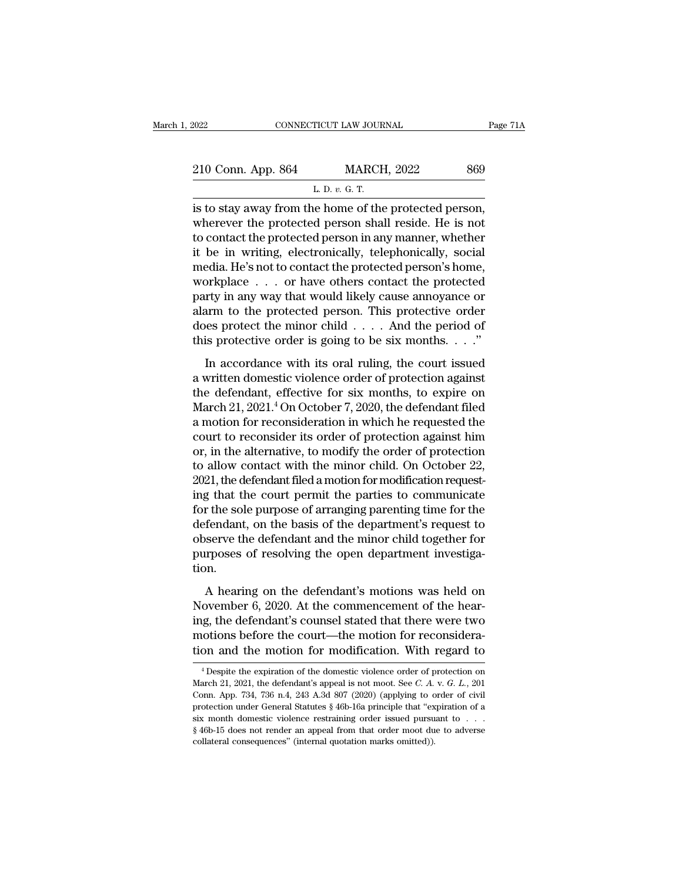is to stay away from the home of the protected person, wherever the protected person shall reside. He is not to contact the protected person in any manner, whether it be in writing, electronically, telephonically, social media. He's not to contact the protected person's home, workplace . . . or have others contact the protected party in any way that would likely cause annoyance or alarm to the protected person. This protective order does protect the minor child . . . . And the period of this protective order is going to be six months. . . ."

In accordance with its oral ruling, the court issued a written domestic violence order of protection against the defendant, effective for six months, to expire on March 21, 2021.[4] On October 7, 2020, the defendant filed a motion for reconsideration in which he requested the court to reconsider its order of protection against him or, in the alternative, to modify the order of protection to allow contact with the minor child. On October 22, 2021, the defendant filed a motion for modification requesting that the court permit the parties to communicate for the sole purpose of arranging parenting time for the defendant, on the basis of the department's request to observe the defendant and the minor child together for purposes of resolving the open department investigation.

A hearing on the defendant's motions was held on November 6, 2020. At the commencement of the hearing, the defendant's counsel stated that there were two motions before the court—the motion for reconsideration and the motion for modification. With regard to

[4] Despite the expiration of the domestic violence order of protection on March 21, 2021, the defendant's appeal is not moot. See *C. A. v. G. L.*, 201 Conn. App. 734, 736 n.4, 243 A.3d 807 (2020) (applying to order of civil protection under General Statutes § 46b-16a principle that "expiration of a six month domestic violence restraining order issued pursuant to . . . § 46b-15 does not render an appeal from that order moot due to adverse collateral consequences" (internal quotation marks omitted)).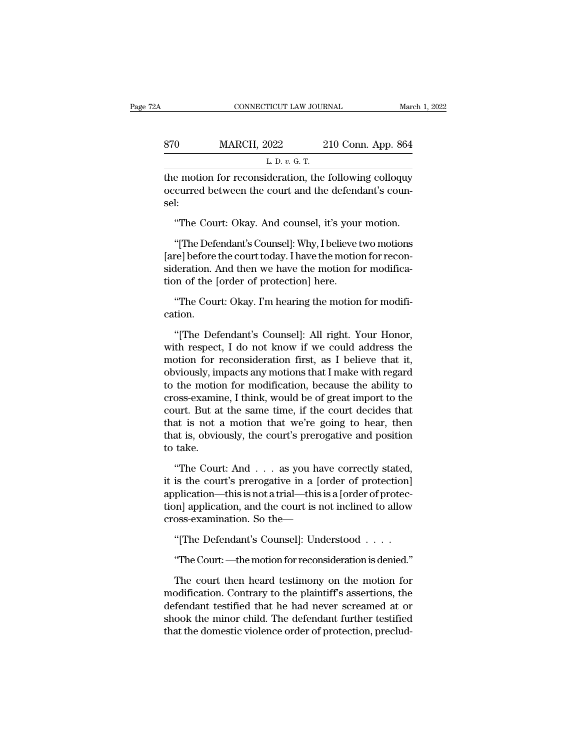the motion for reconsideration, the following colloquy occurred between the court and the defendant's counsel:

"The Court: Okay. And counsel, it's your motion.

"[The Defendant's Counsel]: Why, I believe two motions [are] before the court today. I have the motion for reconsideration. And then we have the motion for modification of the [order of protection] here.

"The Court: Okay. I'm hearing the motion for modification.

"[The Defendant's Counsel]: All right. Your Honor, with respect, I do not know if we could address the motion for reconsideration first, as I believe that it, obviously, impacts any motions that I make with regard to the motion for modification, because the ability to cross-examine, I think, would be of great import to the court. But at the same time, if the court decides that that is not a motion that we're going to hear, then that is, obviously, the court's prerogative and position to take.

"The Court: And . . . as you have correctly stated, it is the court's prerogative in a [order of protection] application—this is not a trial—this is a [order of protection] application, and the court is not inclined to allow cross-examination. So the—

"[The Defendant's Counsel]: Understood . . . .

"The Court: —the motion for reconsideration is denied."

The court then heard testimony on the motion for modification. Contrary to the plaintiff's assertions, the defendant testified that he had never screamed at or shook the minor child. The defendant further testified that the domestic violence order of protection, preclud-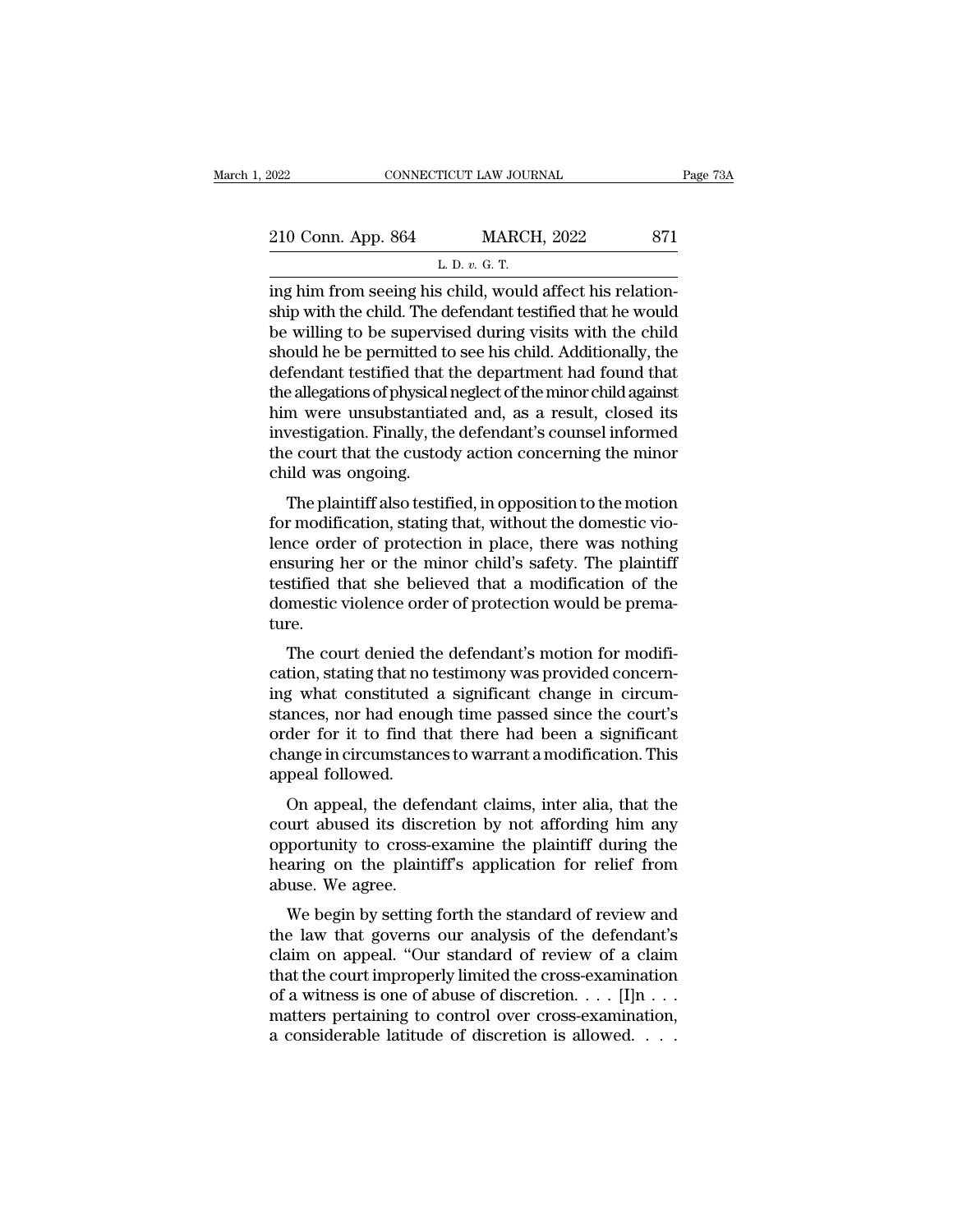ing him from seeing his child, would affect his relationship with the child. The defendant testified that he would be willing to be supervised during visits with the child should he be permitted to see his child. Additionally, the defendant testified that the department had found that the allegations of physical neglect of the minor child against him were unsubstantiated and, as a result, closed its investigation. Finally, the defendant's counsel informed the court that the custody action concerning the minor child was ongoing.

The plaintiff also testified, in opposition to the motion for modification, stating that, without the domestic violence order of protection in place, there was nothing ensuring her or the minor child's safety. The plaintiff testified that she believed that a modification of the domestic violence order of protection would be premature.

The court denied the defendant's motion for modification, stating that no testimony was provided concerning what constituted a significant change in circumstances, nor had enough time passed since the court's order for it to find that there had been a significant change in circumstances to warrant a modification. This appeal followed.

On appeal, the defendant claims, inter alia, that the court abused its discretion by not affording him any opportunity to cross-examine the plaintiff during the hearing on the plaintiff's application for relief from abuse. We agree.

We begin by setting forth the standard of review and the law that governs our analysis of the defendant's claim on appeal. "Our standard of review of a claim that the court improperly limited the cross-examination of a witness is one of abuse of discretion. . . . [I]n . . . matters pertaining to control over cross-examination, a considerable latitude of discretion is allowed. . . .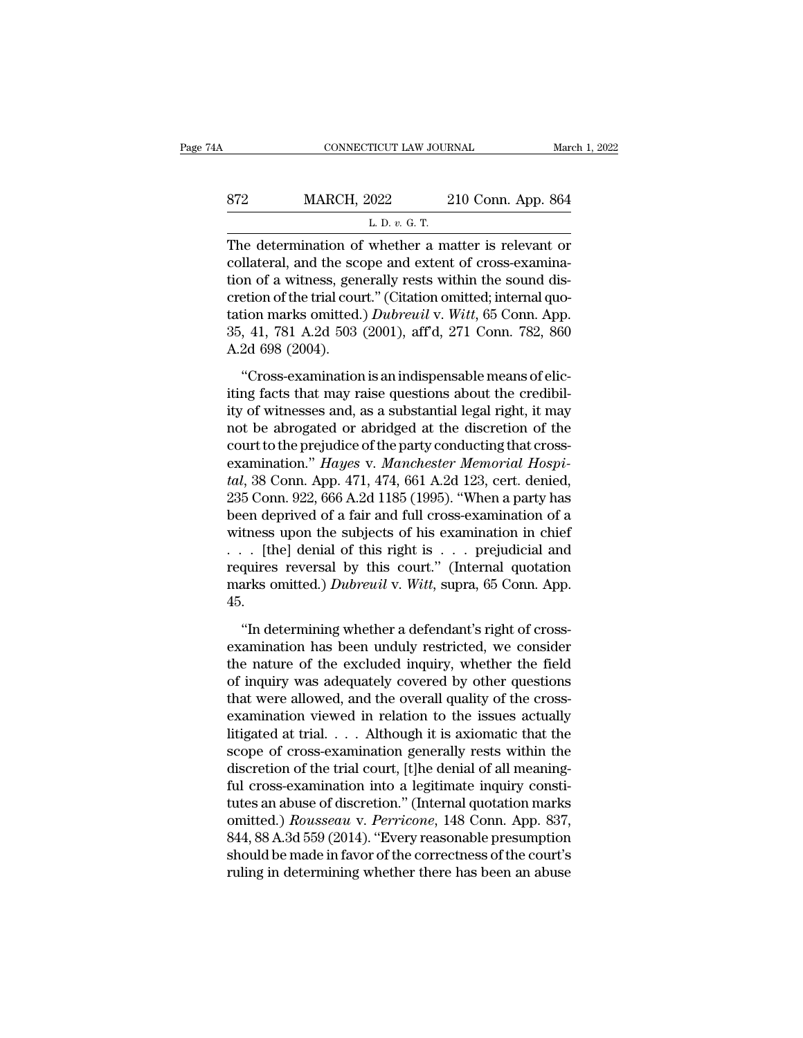The determination of whether a matter is relevant or collateral, and the scope and extent of cross-examination of a witness, generally rests within the sound discretion of the trial court." (Citation omitted; internal quotation marks omitted.) *Dubreuil* v. *Witt*, 65 Conn. App. 35, 41, 781 A.2d 503 (2001), aff'd, 271 Conn. 782, 860 A.2d 698 (2004).

"Cross-examination is an indispensable means of eliciting facts that may raise questions about the credibility of witnesses and, as a substantial legal right, it may not be abrogated or abridged at the discretion of the court to the prejudice of the party conducting that cross-examination." *Hayes* v. *Manchester Memorial Hospital*, 38 Conn. App. 471, 474, 661 A.2d 123, cert. denied, 235 Conn. 922, 666 A.2d 1185 (1995). "When a party has been deprived of a fair and full cross-examination of a witness upon the subjects of his examination in chief . . . [the] denial of this right is . . . prejudicial and requires reversal by this court." (Internal quotation marks omitted.) *Dubreuil* v. *Witt*, supra, 65 Conn. App. 45.

"In determining whether a defendant's right of cross-examination has been unduly restricted, we consider the nature of the excluded inquiry, whether the field of inquiry was adequately covered by other questions that were allowed, and the overall quality of the cross-examination viewed in relation to the issues actually litigated at trial. . . . Although it is axiomatic that the scope of cross-examination generally rests within the discretion of the trial court, [t]he denial of all meaningful cross-examination into a legitimate inquiry constitutes an abuse of discretion." (Internal quotation marks omitted.) *Rousseau* v. *Perricone*, 148 Conn. App. 837, 844, 88 A.3d 559 (2014). "Every reasonable presumption should be made in favor of the correctness of the court's ruling in determining whether there has been an abuse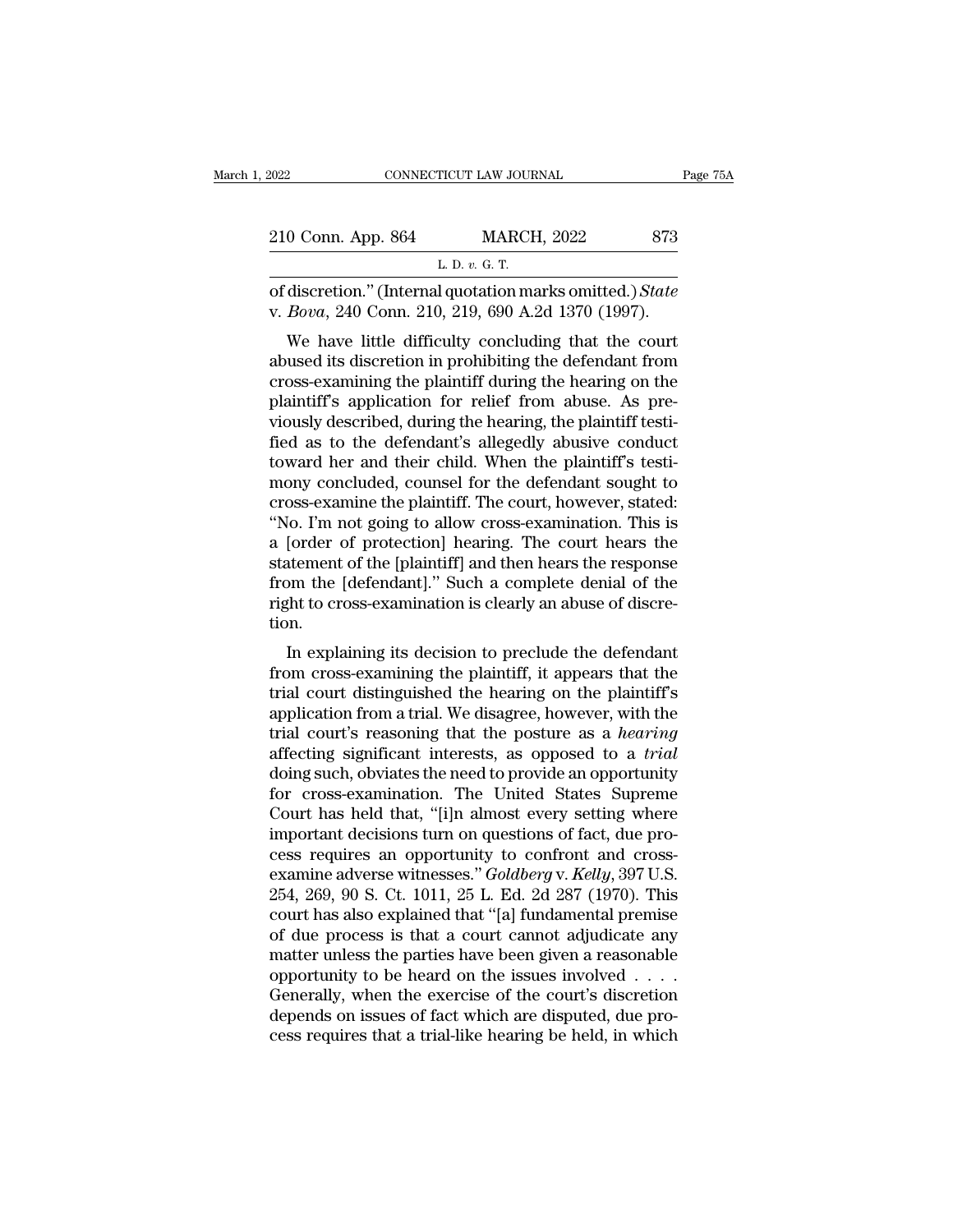of discretion." (Internal quotation marks omitted.) *State* v. *Bova*, 240 Conn. 210, 219, 690 A.2d 1370 (1997).

We have little difficulty concluding that the court abused its discretion in prohibiting the defendant from cross-examining the plaintiff during the hearing on the plaintiff's application for relief from abuse. As previously described, during the hearing, the plaintiff testified as to the defendant's allegedly abusive conduct toward her and their child. When the plaintiff's testimony concluded, counsel for the defendant sought to cross-examine the plaintiff. The court, however, stated: "No. I'm not going to allow cross-examination. This is a [order of protection] hearing. The court hears the statement of the [plaintiff] and then hears the response from the [defendant]." Such a complete denial of the right to cross-examination is clearly an abuse of discretion.

In explaining its decision to preclude the defendant from cross-examining the plaintiff, it appears that the trial court distinguished the hearing on the plaintiff's application from a trial. We disagree, however, with the trial court's reasoning that the posture as a *hearing* affecting significant interests, as opposed to a *trial* doing such, obviates the need to provide an opportunity for cross-examination. The United States Supreme Court has held that, "[i]n almost every setting where important decisions turn on questions of fact, due process requires an opportunity to confront and cross-examine adverse witnesses." *Goldberg* v. *Kelly*, 397 U.S. 254, 269, 90 S. Ct. 1011, 25 L. Ed. 2d 287 (1970). This court has also explained that "[a] fundamental premise of due process is that a court cannot adjudicate any matter unless the parties have been given a reasonable opportunity to be heard on the issues involved . . . . Generally, when the exercise of the court's discretion depends on issues of fact which are disputed, due process requires that a trial-like hearing be held, in which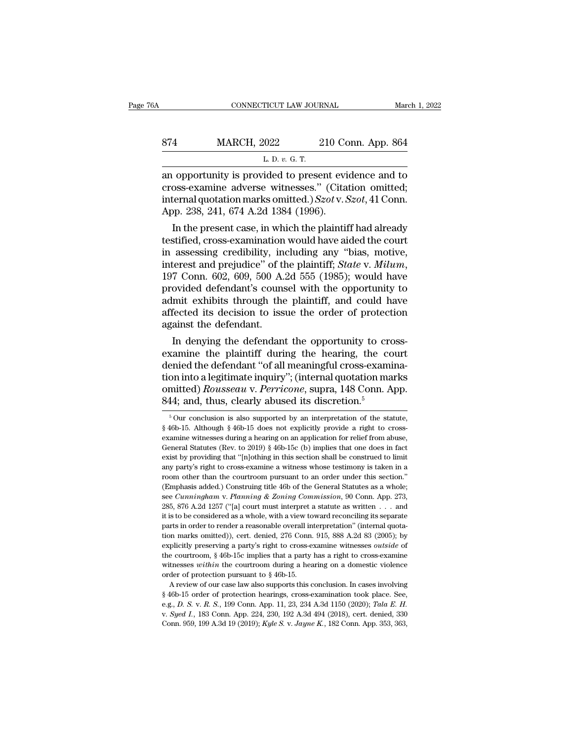an opportunity is provided to present evidence and to cross-examine adverse witnesses." (Citation omitted; internal quotation marks omitted.) *Szot* v. *Szot*, 41 Conn. App. 238, 241, 674 A.2d 1384 (1996).

In the present case, in which the plaintiff had already testified, cross-examination would have aided the court in assessing credibility, including any "bias, motive, interest and prejudice" of the plaintiff; *State* v. *Milum*, 197 Conn. 602, 609, 500 A.2d 555 (1985); would have provided defendant's counsel with the opportunity to admit exhibits through the plaintiff, and could have affected its decision to issue the order of protection against the defendant.

In denying the defendant the opportunity to cross-examine the plaintiff during the hearing, the court denied the defendant "of all meaningful cross-examination into a legitimate inquiry"; (internal quotation marks omitted) *Rousseau* v. *Perricone*, supra, 148 Conn. App. 844; and, thus, clearly abused its discretion.[5]

[5] Our conclusion is also supported by an interpretation of the statute, § 46b-15. Although § 46b-15 does not explicitly provide a right to cross-examine witnesses during a hearing on an application for relief from abuse, General Statutes (Rev. to 2019) § 46b-15c (b) implies that one does in fact exist by providing that "[n]othing in this section shall be construed to limit any party's right to cross-examine a witness whose testimony is taken in a room other than the courtroom pursuant to an order under this section." (Emphasis added.) Construing title 46b of the General Statutes as a whole; see *Cunningham* v. *Planning & Zoning Commission*, 90 Conn. App. 273, 285, 876 A.2d 1257 ("[a] court must interpret a statute as written . . . and it is to be considered as a whole, with a view toward reconciling its separate parts in order to render a reasonable overall interpretation" (internal quotation marks omitted)), cert. denied, 276 Conn. 915, 888 A.2d 83 (2005); by explicitly preserving a party's right to cross-examine witnesses *outside* of the courtroom, § 46b-15c implies that a party has a right to cross-examine witnesses *within* the courtroom during a hearing on a domestic violence order of protection pursuant to § 46b-15.

A review of our case law also supports this conclusion. In cases involving § 46b-15 order of protection hearings, cross-examination took place. See, e.g., *D. S.* v. *R. S.*, 199 Conn. App. 11, 23, 234 A.3d 1150 (2020); *Tala E. H.* v. *Syed I.*, 183 Conn. App. 224, 230, 192 A.3d 494 (2018), cert. denied, 330 Conn. 959, 199 A.3d 19 (2019); *Kyle S.* v. *Jayne K.*, 182 Conn. App. 353, 363,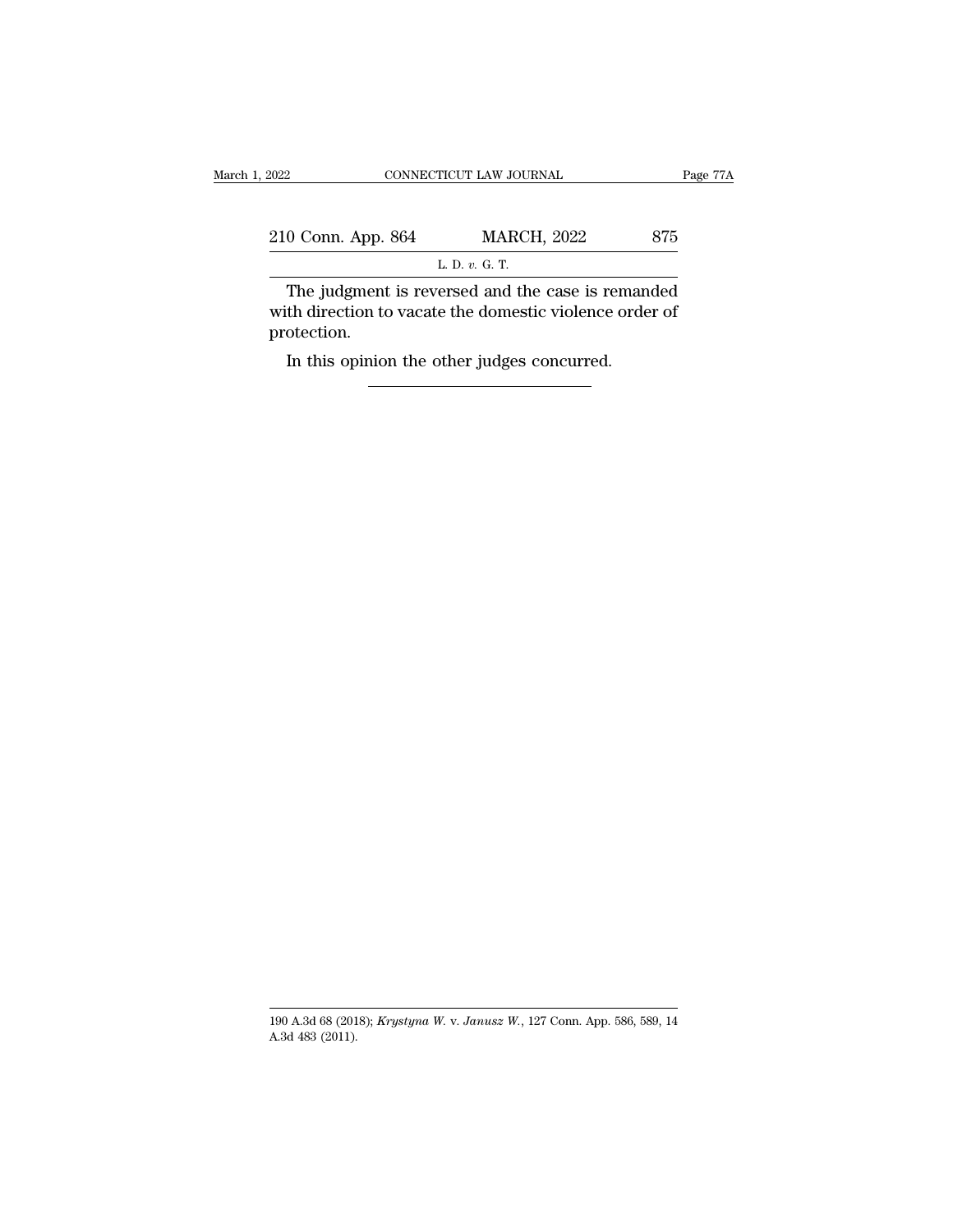The judgment is reversed and the case is remanded with direction to vacate the domestic violence order of protection.

In this opinion the other judges concurred.

---

190 A.3d 68 (2018); *Krystyna W.* v. *Janusz W.*, 127 Conn. App. 586, 589, 14 A.3d 483 (2011).